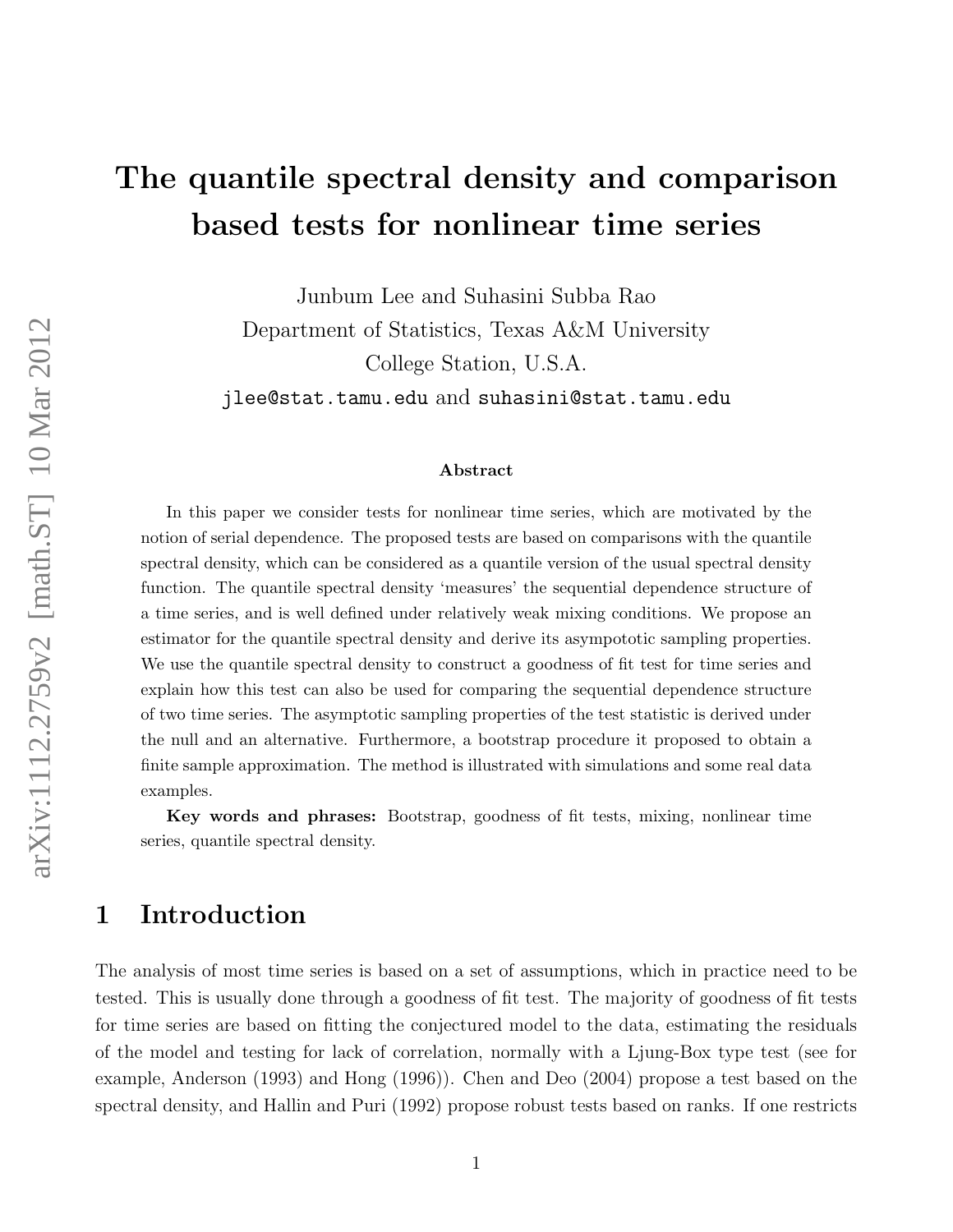# The quantile spectral density and comparison based tests for nonlinear time series

Junbum Lee and Suhasini Subba Rao
Department of Statistics, Texas A&M University
College Station, U.S.A.
jlee@stat.tamu.edu and suhasini@stat.tamu.edu

**Abstract**

In this paper we consider tests for nonlinear time series, which are motivated by the notion of serial dependence. The proposed tests are based on comparisons with the quantile spectral density, which can be considered as a quantile version of the usual spectral density function. The quantile spectral density 'measures' the sequential dependence structure of a time series, and is well defined under relatively weak mixing conditions. We propose an estimator for the quantile spectral density and derive its asympototic sampling properties. We use the quantile spectral density to construct a goodness of fit test for time series and explain how this test can also be used for comparing the sequential dependence structure of two time series. The asymptotic sampling properties of the test statistic is derived under the null and an alternative. Furthermore, a bootstrap procedure it proposed to obtain a finite sample approximation. The method is illustrated with simulations and some real data examples.

**Key words and phrases:** Bootstrap, goodness of fit tests, mixing, nonlinear time series, quantile spectral density.

## 1 Introduction

The analysis of most time series is based on a set of assumptions, which in practice need to be tested. This is usually done through a goodness of fit test. The majority of goodness of fit tests for time series are based on fitting the conjectured model to the data, estimating the residuals of the model and testing for lack of correlation, normally with a Ljung-Box type test (see for example, Anderson (1993) and Hong (1996)). Chen and Deo (2004) propose a test based on the spectral density, and Hallin and Puri (1992) propose robust tests based on ranks. If one restricts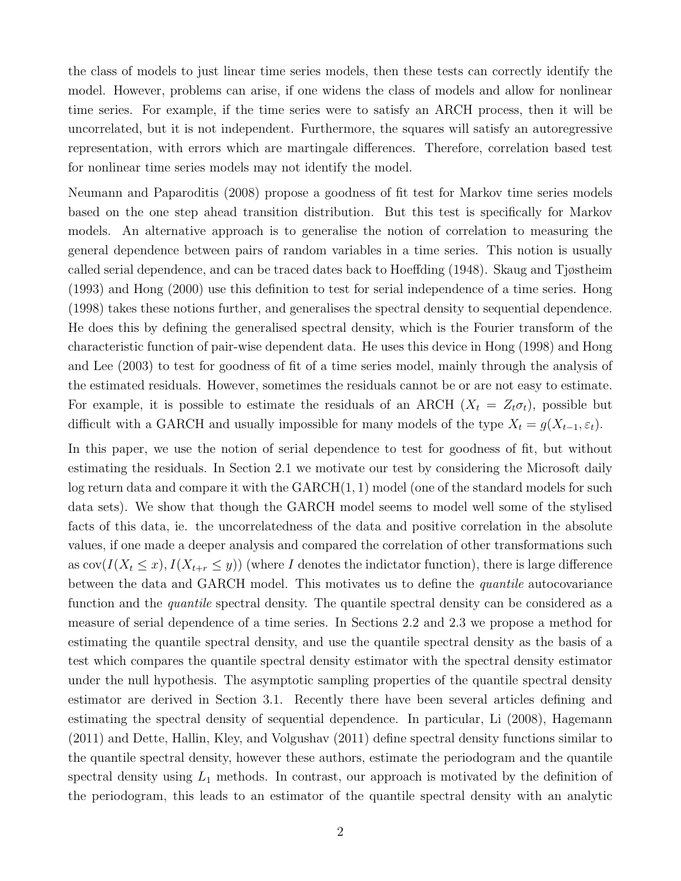the class of models to just linear time series models, then these tests can correctly identify the model. However, problems can arise, if one widens the class of models and allow for nonlinear time series. For example, if the time series were to satisfy an ARCH process, then it will be uncorrelated, but it is not independent. Furthermore, the squares will satisfy an autoregressive representation, with errors which are martingale differences. Therefore, correlation based test for nonlinear time series models may not identify the model.

Neumann and Paparoditis (2008) propose a goodness of fit test for Markov time series models based on the one step ahead transition distribution. But this test is specifically for Markov models. An alternative approach is to generalise the notion of correlation to measuring the general dependence between pairs of random variables in a time series. This notion is usually called serial dependence, and can be traced dates back to Hoeffding (1948). Skaug and Tjøstheim (1993) and Hong (2000) use this definition to test for serial independence of a time series. Hong (1998) takes these notions further, and generalises the spectral density to sequential dependence. He does this by defining the generalised spectral density, which is the Fourier transform of the characteristic function of pair-wise dependent data. He uses this device in Hong (1998) and Hong and Lee (2003) to test for goodness of fit of a time series model, mainly through the analysis of the estimated residuals. However, sometimes the residuals cannot be or are not easy to estimate. For example, it is possible to estimate the residuals of an ARCH ($X_t = Z_t\sigma_t$), possible but difficult with a GARCH and usually impossible for many models of the type $X_t = g(X_{t-1}, \varepsilon_t)$.

In this paper, we use the notion of serial dependence to test for goodness of fit, but without estimating the residuals. In Section 2.1 we motivate our test by considering the Microsoft daily log return data and compare it with the GARCH$(1, 1)$ model (one of the standard models for such data sets). We show that though the GARCH model seems to model well some of the stylised facts of this data, ie. the uncorrelatedness of the data and positive correlation in the absolute values, if one made a deeper analysis and compared the correlation of other transformations such as $\mathrm{cov}(I(X_t \leq x), I(X_{t+r} \leq y))$ (where $I$ denotes the indictator function), there is large difference between the data and GARCH model. This motivates us to define the *quantile* autocovariance function and the *quantile* spectral density. The quantile spectral density can be considered as a measure of serial dependence of a time series. In Sections 2.2 and 2.3 we propose a method for estimating the quantile spectral density, and use the quantile spectral density as the basis of a test which compares the quantile spectral density estimator with the spectral density estimator under the null hypothesis. The asymptotic sampling properties of the quantile spectral density estimator are derived in Section 3.1. Recently there have been several articles defining and estimating the spectral density of sequential dependence. In particular, Li (2008), Hagemann (2011) and Dette, Hallin, Kley, and Volgushav (2011) define spectral density functions similar to the quantile spectral density, however these authors, estimate the periodogram and the quantile spectral density using $L_1$ methods. In contrast, our approach is motivated by the definition of the periodogram, this leads to an estimator of the quantile spectral density with an analytic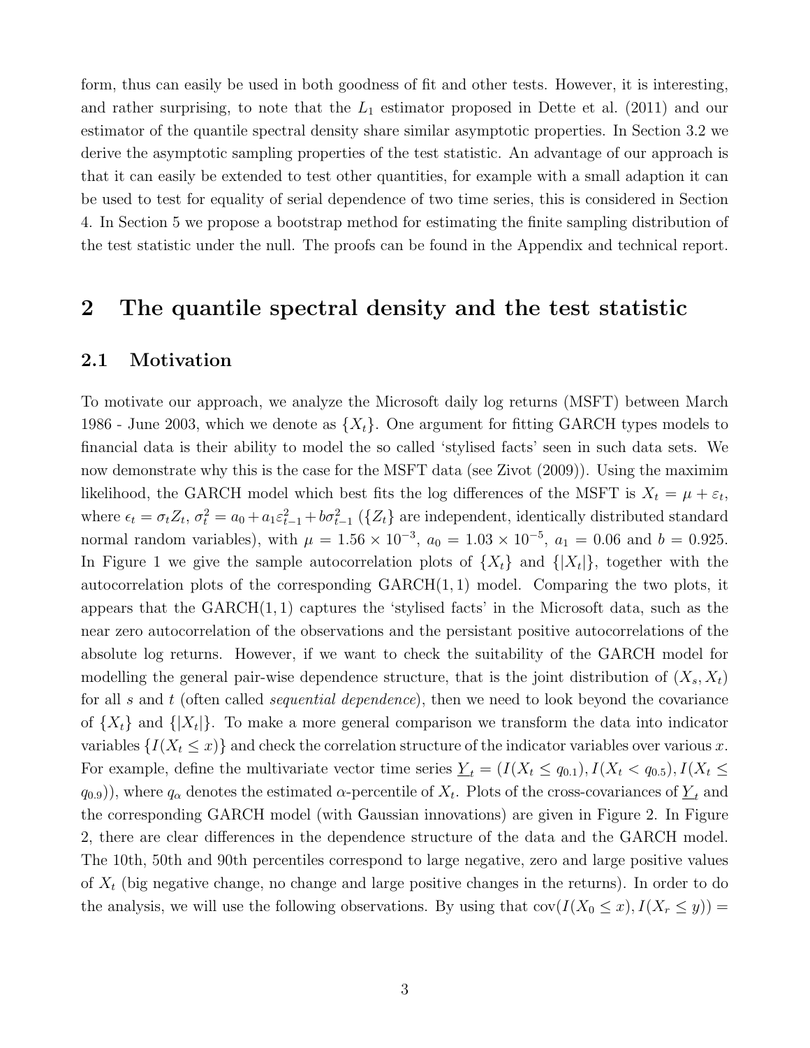form, thus can easily be used in both goodness of fit and other tests. However, it is interesting, and rather surprising, to note that the $L_1$ estimator proposed in Dette et al. (2011) and our estimator of the quantile spectral density share similar asymptotic properties. In Section 3.2 we derive the asymptotic sampling properties of the test statistic. An advantage of our approach is that it can easily be extended to test other quantities, for example with a small adaption it can be used to test for equality of serial dependence of two time series, this is considered in Section 4. In Section 5 we propose a bootstrap method for estimating the finite sampling distribution of the test statistic under the null. The proofs can be found in the Appendix and technical report.

## 2 The quantile spectral density and the test statistic

### 2.1 Motivation

To motivate our approach, we analyze the Microsoft daily log returns (MSFT) between March 1986 - June 2003, which we denote as $\{X_t\}$. One argument for fitting GARCH types models to financial data is their ability to model the so called 'stylised facts' seen in such data sets. We now demonstrate why this is the case for the MSFT data (see Zivot (2009)). Using the maximim likelihood, the GARCH model which best fits the log differences of the MSFT is $X_t = \mu + \varepsilon_t$, where $\epsilon_t = \sigma_t Z_t$, $\sigma_t^2 = a_0 + a_1\varepsilon_{t-1}^2 + b\sigma_{t-1}^2$ ($\{Z_t\}$ are independent, identically distributed standard normal random variables), with $\mu = 1.56 \times 10^{-3}$, $a_0 = 1.03 \times 10^{-5}$, $a_1 = 0.06$ and $b = 0.925$. In Figure 1 we give the sample autocorrelation plots of $\{X_t\}$ and $\{|X_t|\}$, together with the autocorrelation plots of the corresponding GARCH$(1,1)$ model. Comparing the two plots, it appears that the GARCH$(1,1)$ captures the 'stylised facts' in the Microsoft data, such as the near zero autocorrelation of the observations and the persistant positive autocorrelations of the absolute log returns. However, if we want to check the suitability of the GARCH model for modelling the general pair-wise dependence structure, that is the joint distribution of $(X_s, X_t)$ for all $s$ and $t$ (often called *sequential dependence*), then we need to look beyond the covariance of $\{X_t\}$ and $\{|X_t|\}$. To make a more general comparison we transform the data into indicator variables $\{I(X_t \leq x)\}$ and check the correlation structure of the indicator variables over various $x$. For example, define the multivariate vector time series $\underline{Y}_t = (I(X_t \leq q_{0.1}), I(X_t < q_{0.5}), I(X_t \leq q_{0.9}))$, where $q_\alpha$ denotes the estimated $\alpha$-percentile of $X_t$. Plots of the cross-covariances of $\underline{Y}_t$ and the corresponding GARCH model (with Gaussian innovations) are given in Figure 2. In Figure 2, there are clear differences in the dependence structure of the data and the GARCH model. The 10th, 50th and 90th percentiles correspond to large negative, zero and large positive values of $X_t$ (big negative change, no change and large positive changes in the returns). In order to do the analysis, we will use the following observations. By using that $\mathrm{cov}(I(X_0 \leq x), I(X_r \leq y)) =$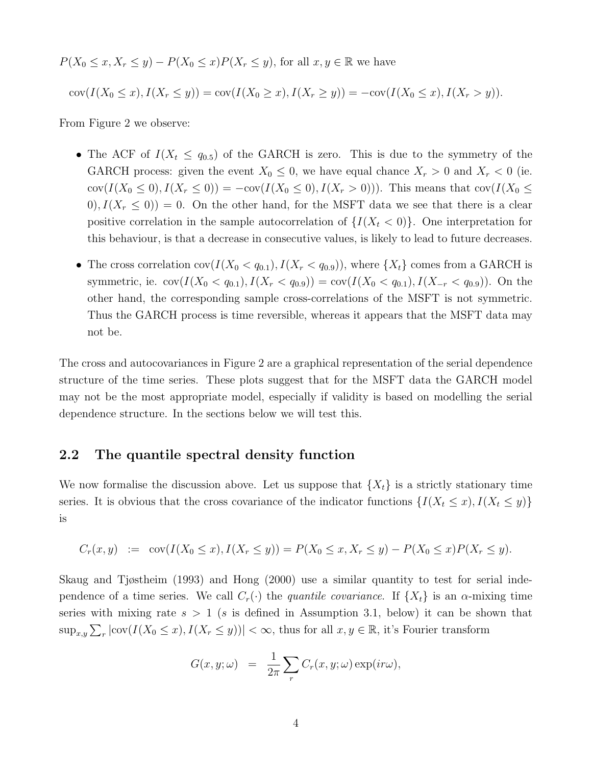$P(X_0 \leq x, X_r \leq y) - P(X_0 \leq x)P(X_r \leq y)$, for all $x, y \in \mathbb{R}$ we have

$$\text{cov}(I(X_0 \leq x), I(X_r \leq y)) = \text{cov}(I(X_0 \geq x), I(X_r \geq y)) = -\text{cov}(I(X_0 \leq x), I(X_r > y)).$$

From Figure 2 we observe:

- The ACF of $I(X_t \leq q_{0.5})$ of the GARCH is zero. This is due to the symmetry of the GARCH process: given the event $X_0 \leq 0$, we have equal chance $X_r > 0$ and $X_r < 0$ (ie. $\text{cov}(I(X_0 \leq 0), I(X_r \leq 0)) = -\text{cov}(I(X_0 \leq 0), I(X_r > 0)))$. This means that $\text{cov}(I(X_0 \leq 0), I(X_r \leq 0)) = 0$. On the other hand, for the MSFT data we see that there is a clear positive correlation in the sample autocorrelation of $\{I(X_t < 0)\}$. One interpretation for this behaviour, is that a decrease in consecutive values, is likely to lead to future decreases.
- The cross correlation $\text{cov}(I(X_0 < q_{0.1}), I(X_r < q_{0.9}))$, where $\{X_t\}$ comes from a GARCH is symmetric, ie. $\text{cov}(I(X_0 < q_{0.1}), I(X_r < q_{0.9})) = \text{cov}(I(X_0 < q_{0.1}), I(X_{-r} < q_{0.9}))$. On the other hand, the corresponding sample cross-correlations of the MSFT is not symmetric. Thus the GARCH process is time reversible, whereas it appears that the MSFT data may not be.

The cross and autocovariances in Figure 2 are a graphical representation of the serial dependence structure of the time series. These plots suggest that for the MSFT data the GARCH model may not be the most appropriate model, especially if validity is based on modelling the serial dependence structure. In the sections below we will test this.

## 2.2 The quantile spectral density function

We now formalise the discussion above. Let us suppose that $\{X_t\}$ is a strictly stationary time series. It is obvious that the cross covariance of the indicator functions $\{I(X_t \leq x), I(X_t \leq y)\}$ is

$$C_r(x, y) \ := \ \text{cov}(I(X_0 \leq x), I(X_r \leq y)) = P(X_0 \leq x, X_r \leq y) - P(X_0 \leq x)P(X_r \leq y).$$

Skaug and Tjøstheim (1993) and Hong (2000) use a similar quantity to test for serial independence of a time series. We call $C_r(\cdot)$ the *quantile covariance*. If $\{X_t\}$ is an $\alpha$-mixing time series with mixing rate $s > 1$ ($s$ is defined in Assumption 3.1, below) it can be shown that $\sup_{x,y} \sum_r |\text{cov}(I(X_0 \leq x), I(X_r \leq y))| < \infty$, thus for all $x, y \in \mathbb{R}$, it's Fourier transform

$$G(x, y; \omega) \ = \ \frac{1}{2\pi} \sum_r C_r(x, y; \omega) \exp(ir\omega),$$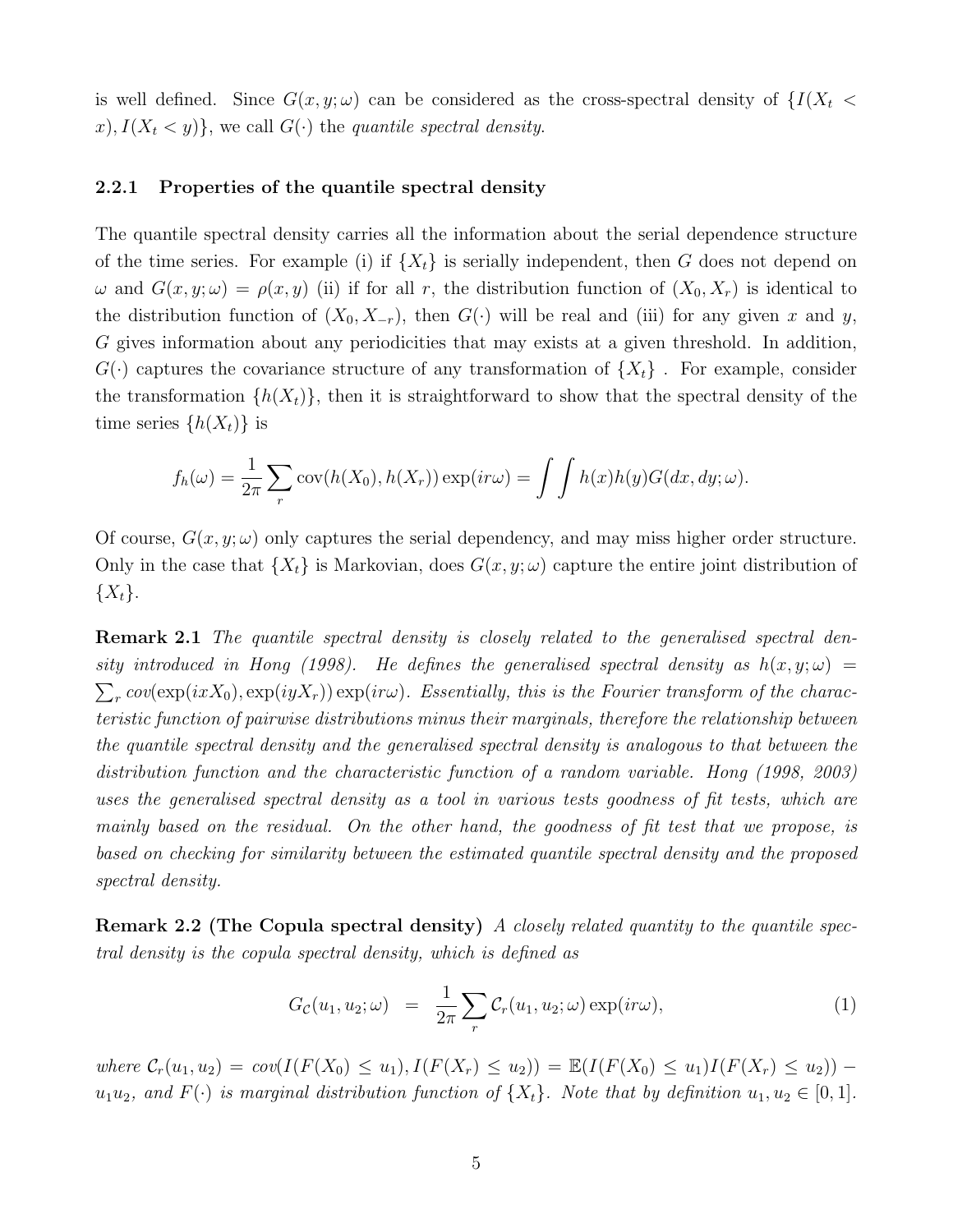is well defined. Since $G(x, y; \omega)$ can be considered as the cross-spectral density of $\{I(X_t < x), I(X_t < y)\}$, we call $G(\cdot)$ the *quantile spectral density*.

### 2.2.1 Properties of the quantile spectral density

The quantile spectral density carries all the information about the serial dependence structure of the time series. For example (i) if $\{X_t\}$ is serially independent, then $G$ does not depend on $\omega$ and $G(x, y; \omega) = \rho(x, y)$ (ii) if for all $r$, the distribution function of $(X_0, X_r)$ is identical to the distribution function of $(X_0, X_{-r})$, then $G(\cdot)$ will be real and (iii) for any given $x$ and $y$, $G$ gives information about any periodicities that may exists at a given threshold. In addition, $G(\cdot)$ captures the covariance structure of any transformation of $\{X_t\}$ . For example, consider the transformation $\{h(X_t)\}$, then it is straightforward to show that the spectral density of the time series $\{h(X_t)\}$ is

$$f_h(\omega) = \frac{1}{2\pi} \sum_r \operatorname{cov}(h(X_0), h(X_r)) \exp(ir\omega) = \int \int h(x)h(y) G(dx, dy; \omega).$$

Of course, $G(x, y; \omega)$ only captures the serial dependency, and may miss higher order structure. Only in the case that $\{X_t\}$ is Markovian, does $G(x, y; \omega)$ capture the entire joint distribution of $\{X_t\}$.

**Remark 2.1** *The quantile spectral density is closely related to the generalised spectral density introduced in Hong (1998). He defines the generalised spectral density as* $h(x, y; \omega) = \sum_r cov(\exp(ixX_0), \exp(iyX_r)) \exp(ir\omega)$. *Essentially, this is the Fourier transform of the characteristic function of pairwise distributions minus their marginals, therefore the relationship between the quantile spectral density and the generalised spectral density is analogous to that between the distribution function and the characteristic function of a random variable. Hong (1998, 2003) uses the generalised spectral density as a tool in various tests goodness of fit tests, which are mainly based on the residual. On the other hand, the goodness of fit test that we propose, is based on checking for similarity between the estimated quantile spectral density and the proposed spectral density.*

**Remark 2.2 (The Copula spectral density)** *A closely related quantity to the quantile spectral density is the copula spectral density, which is defined as*

$$G_{\mathcal{C}}(u_1, u_2; \omega) \;=\; \frac{1}{2\pi} \sum_r \mathcal{C}_r(u_1, u_2; \omega) \exp(ir\omega), \tag{1}$$

*where* $\mathcal{C}_r(u_1, u_2) = cov(I(F(X_0) \leq u_1), I(F(X_r) \leq u_2)) = \mathbb{E}(I(F(X_0) \leq u_1) I(F(X_r) \leq u_2)) - u_1 u_2$, *and* $F(\cdot)$ *is marginal distribution function of* $\{X_t\}$. *Note that by definition* $u_1, u_2 \in [0, 1]$.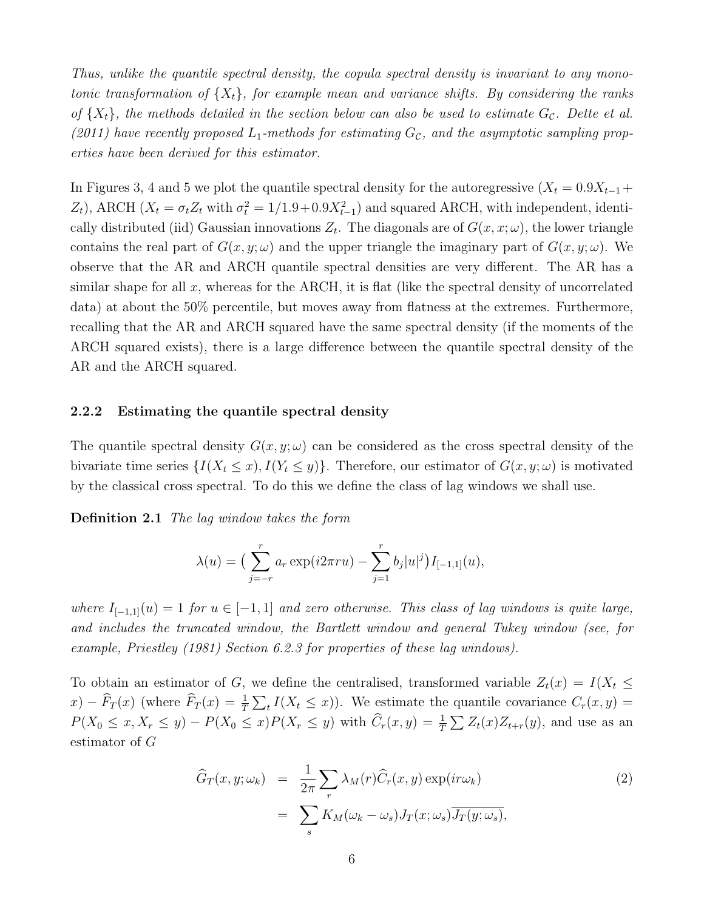*Thus, unlike the quantile spectral density, the copula spectral density is invariant to any monotonic transformation of $\{X_t\}$, for example mean and variance shifts. By considering the ranks of $\{X_t\}$, the methods detailed in the section below can also be used to estimate $G_{\mathcal{C}}$. Dette et al. (2011) have recently proposed $L_1$-methods for estimating $G_{\mathcal{C}}$, and the asymptotic sampling properties have been derived for this estimator.*

In Figures 3, 4 and 5 we plot the quantile spectral density for the autoregressive ($X_t = 0.9X_{t-1} + Z_t$), ARCH ($X_t = \sigma_t Z_t$ with $\sigma_t^2 = 1/1.9 + 0.9X_{t-1}^2$) and squared ARCH, with independent, identically distributed (iid) Gaussian innovations $Z_t$. The diagonals are of $G(x, x; \omega)$, the lower triangle contains the real part of $G(x, y; \omega)$ and the upper triangle the imaginary part of $G(x, y; \omega)$. We observe that the AR and ARCH quantile spectral densities are very different. The AR has a similar shape for all $x$, whereas for the ARCH, it is flat (like the spectral density of uncorrelated data) at about the 50% percentile, but moves away from flatness at the extremes. Furthermore, recalling that the AR and ARCH squared have the same spectral density (if the moments of the ARCH squared exists), there is a large difference between the quantile spectral density of the AR and the ARCH squared.

### 2.2.2 Estimating the quantile spectral density

The quantile spectral density $G(x, y; \omega)$ can be considered as the cross spectral density of the bivariate time series $\{I(X_t \leq x), I(Y_t \leq y)\}$. Therefore, our estimator of $G(x, y; \omega)$ is motivated by the classical cross spectral. To do this we define the class of lag windows we shall use.

**Definition 2.1** *The lag window takes the form*

$$\lambda(u) = \big(\sum_{j=-r}^{r} a_r \exp(i2\pi ru) - \sum_{j=1}^{r} b_j |u|^j\big) I_{[-1,1]}(u),$$

*where $I_{[-1,1]}(u) = 1$ for $u \in [-1, 1]$ and zero otherwise. This class of lag windows is quite large, and includes the truncated window, the Bartlett window and general Tukey window (see, for example, Priestley (1981) Section 6.2.3 for properties of these lag windows).*

To obtain an estimator of $G$, we define the centralised, transformed variable $Z_t(x) = I(X_t \leq x) - \widehat{F}_T(x)$ (where $\widehat{F}_T(x) = \frac{1}{T}\sum_t I(X_t \leq x)$). We estimate the quantile covariance $C_r(x, y) = P(X_0 \leq x, X_r \leq y) - P(X_0 \leq x)P(X_r \leq y)$ with $\widehat{C}_r(x, y) = \frac{1}{T}\sum Z_t(x)Z_{t+r}(y)$, and use as an estimator of $G$

$$\begin{aligned} \widehat{G}_T(x, y; \omega_k) &= \frac{1}{2\pi}\sum_r \lambda_M(r)\widehat{C}_r(x, y)\exp(ir\omega_k) \\ &= \sum_s K_M(\omega_k - \omega_s) J_T(x; \omega_s)\overline{J_T(y; \omega_s)}, \end{aligned} \qquad (2)$$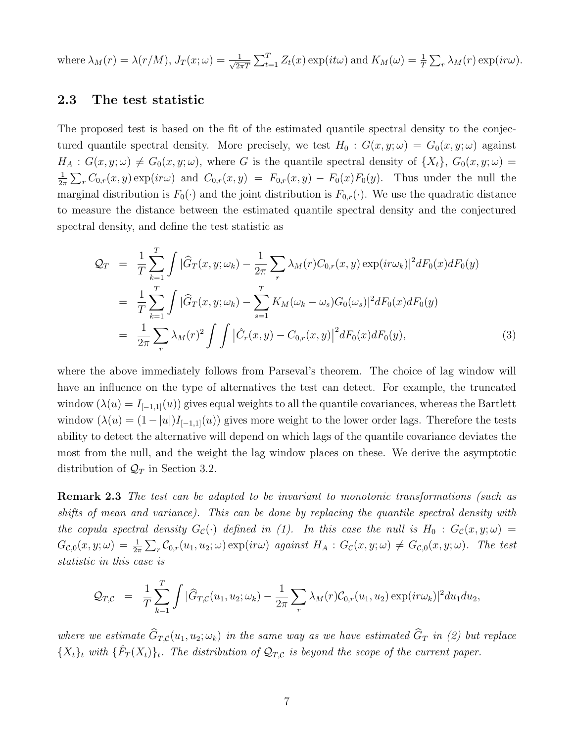where $\lambda_M(r) = \lambda(r/M)$, $J_T(x;\omega) = \frac{1}{\sqrt{2\pi T}}\sum_{t=1}^{T} Z_t(x)\exp(it\omega)$ and $K_M(\omega) = \frac{1}{T}\sum_r \lambda_M(r)\exp(ir\omega)$.

### 2.3 The test statistic

The proposed test is based on the fit of the estimated quantile spectral density to the conjectured quantile spectral density. More precisely, we test $H_0 : G(x,y;\omega) = G_0(x,y;\omega)$ against $H_A : G(x,y;\omega) \neq G_0(x,y;\omega)$, where $G$ is the quantile spectral density of $\{X_t\}$, $G_0(x,y;\omega) = \frac{1}{2\pi}\sum_r C_{0,r}(x,y)\exp(ir\omega)$ and $C_{0,r}(x,y) = F_{0,r}(x,y) - F_0(x)F_0(y)$. Thus under the null the marginal distribution is $F_0(\cdot)$ and the joint distribution is $F_{0,r}(\cdot)$. We use the quadratic distance to measure the distance between the estimated quantile spectral density and the conjectured spectral density, and define the test statistic as

$$
\begin{aligned}
\mathcal{Q}_T &= \frac{1}{T}\sum_{k=1}^{T}\int |\widehat{G}_T(x,y;\omega_k) - \frac{1}{2\pi}\sum_r \lambda_M(r)C_{0,r}(x,y)\exp(ir\omega_k)|^2 dF_0(x)dF_0(y) \\
&= \frac{1}{T}\sum_{k=1}^{T}\int |\widehat{G}_T(x,y;\omega_k) - \sum_{s=1}^{T} K_M(\omega_k - \omega_s)G_0(\omega_s)|^2 dF_0(x)dF_0(y) \\
&= \frac{1}{2\pi}\sum_r \lambda_M(r)^2 \int\int \left|\hat{C}_r(x,y) - C_{0,r}(x,y)\right|^2 dF_0(x)dF_0(y), \qquad (3)
\end{aligned}
$$

where the above immediately follows from Parseval's theorem. The choice of lag window will have an influence on the type of alternatives the test can detect. For example, the truncated window ($\lambda(u) = I_{[-1,1]}(u)$) gives equal weights to all the quantile covariances, whereas the Bartlett window ($\lambda(u) = (1-|u|)I_{[-1,1]}(u)$) gives more weight to the lower order lags. Therefore the tests ability to detect the alternative will depend on which lags of the quantile covariance deviates the most from the null, and the weight the lag window places on these. We derive the asymptotic distribution of $\mathcal{Q}_T$ in Section 3.2.

**Remark 2.3** *The test can be adapted to be invariant to monotonic transformations (such as shifts of mean and variance). This can be done by replacing the quantile spectral density with the copula spectral density $G_{\mathcal{C}}(\cdot)$ defined in (1). In this case the null is $H_0 : G_{\mathcal{C}}(x,y;\omega) = G_{\mathcal{C},0}(x,y;\omega) = \frac{1}{2\pi}\sum_r \mathcal{C}_{0,r}(u_1,u_2;\omega)\exp(ir\omega)$ against $H_A : G_{\mathcal{C}}(x,y;\omega) \neq G_{\mathcal{C},0}(x,y;\omega)$. The test statistic in this case is*

$$
\mathcal{Q}_{T,\mathcal{C}} = \frac{1}{T}\sum_{k=1}^{T}\int |\widehat{G}_{T,\mathcal{C}}(u_1,u_2;\omega_k) - \frac{1}{2\pi}\sum_r \lambda_M(r)\mathcal{C}_{0,r}(u_1,u_2)\exp(ir\omega_k)|^2 du_1 du_2,
$$

*where we estimate $\widehat{G}_{T,\mathcal{C}}(u_1,u_2;\omega_k)$ in the same way as we have estimated $\widehat{G}_T$ in (2) but replace $\{X_t\}_t$ with $\{\hat{F}_T(X_t)\}_t$. The distribution of $\mathcal{Q}_{T,\mathcal{C}}$ is beyond the scope of the current paper.*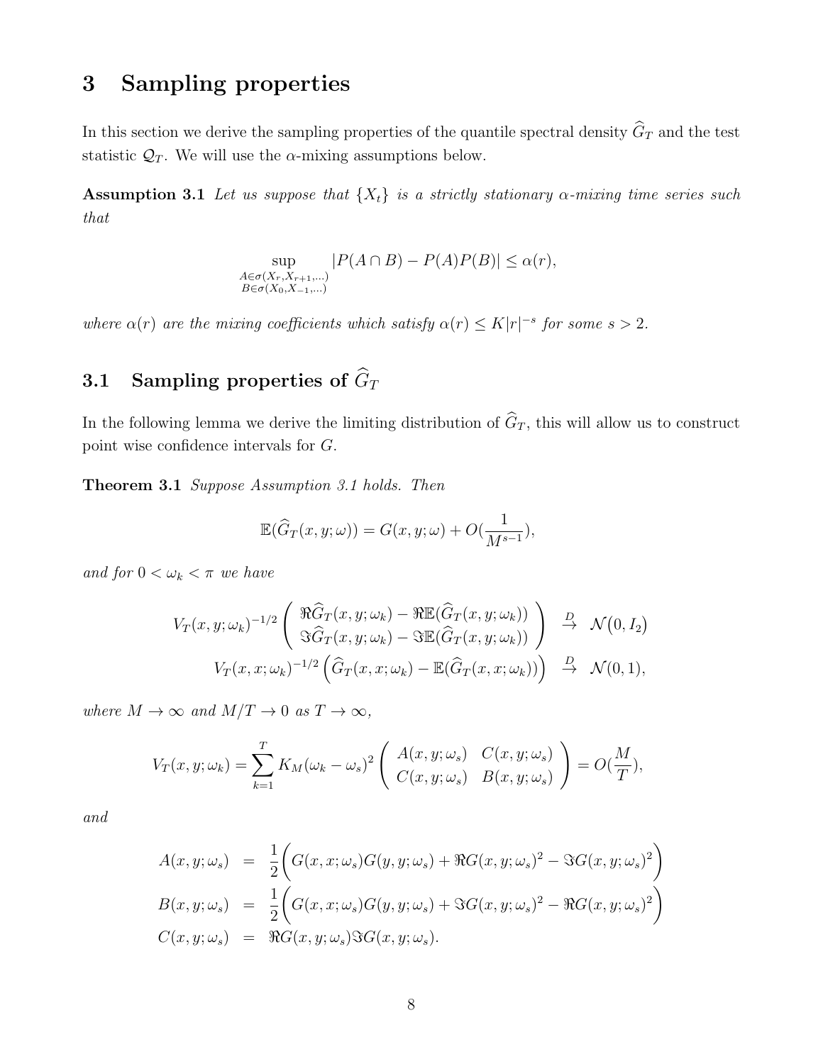# 3 Sampling properties

In this section we derive the sampling properties of the quantile spectral density $\widehat{G}_T$ and the test statistic $\mathcal{Q}_T$. We will use the $\alpha$-mixing assumptions below.

**Assumption 3.1** *Let us suppose that $\{X_t\}$ is a strictly stationary $\alpha$-mixing time series such that*

$$\sup_{\substack{A\in\sigma(X_r,X_{r+1},\ldots)\\ B\in\sigma(X_0,X_{-1},\ldots)}} |P(A\cap B) - P(A)P(B)| \leq \alpha(r),$$

*where $\alpha(r)$ are the mixing coefficients which satisfy $\alpha(r) \leq K|r|^{-s}$ for some $s > 2$.*

## 3.1 Sampling properties of $\widehat{G}_T$

In the following lemma we derive the limiting distribution of $\widehat{G}_T$, this will allow us to construct point wise confidence intervals for $G$.

**Theorem 3.1** *Suppose Assumption 3.1 holds. Then*

$$\mathbb{E}(\widehat{G}_T(x,y;\omega)) = G(x,y;\omega) + O(\frac{1}{M^{s-1}}),$$

*and for $0 < \omega_k < \pi$ we have*

$$\begin{array}{rcl} V_T(x,y;\omega_k)^{-1/2}\left(\begin{array}{c} \Re\widehat{G}_T(x,y;\omega_k) - \Re\mathbb{E}(\widehat{G}_T(x,y;\omega_k)) \\ \Im\widehat{G}_T(x,y;\omega_k) - \Im\mathbb{E}(\widehat{G}_T(x,y;\omega_k)) \end{array}\right) & \stackrel{D}{\to} & \mathcal{N}(0,I_2) \\ V_T(x,x;\omega_k)^{-1/2}\Big(\widehat{G}_T(x,x;\omega_k) - \mathbb{E}(\widehat{G}_T(x,x;\omega_k))\Big) & \stackrel{D}{\to} & \mathcal{N}(0,1), \end{array}$$

*where $M\to\infty$ and $M/T\to 0$ as $T\to\infty$,*

$$V_T(x,y;\omega_k) = \sum_{k=1}^{T} K_M(\omega_k - \omega_s)^2 \left(\begin{array}{cc} A(x,y;\omega_s) & C(x,y;\omega_s) \\ C(x,y;\omega_s) & B(x,y;\omega_s) \end{array}\right) = O(\frac{M}{T}),$$

*and*

$$\begin{array}{rcl} A(x,y;\omega_s) & = & \frac{1}{2}\Big(G(x,x;\omega_s)G(y,y;\omega_s) + \Re G(x,y;\omega_s)^2 - \Im G(x,y;\omega_s)^2\Big) \\ B(x,y;\omega_s) & = & \frac{1}{2}\Big(G(x,x;\omega_s)G(y,y;\omega_s) + \Im G(x,y;\omega_s)^2 - \Re G(x,y;\omega_s)^2\Big) \\ C(x,y;\omega_s) & = & \Re G(x,y;\omega_s)\Im G(x,y;\omega_s). \end{array}$$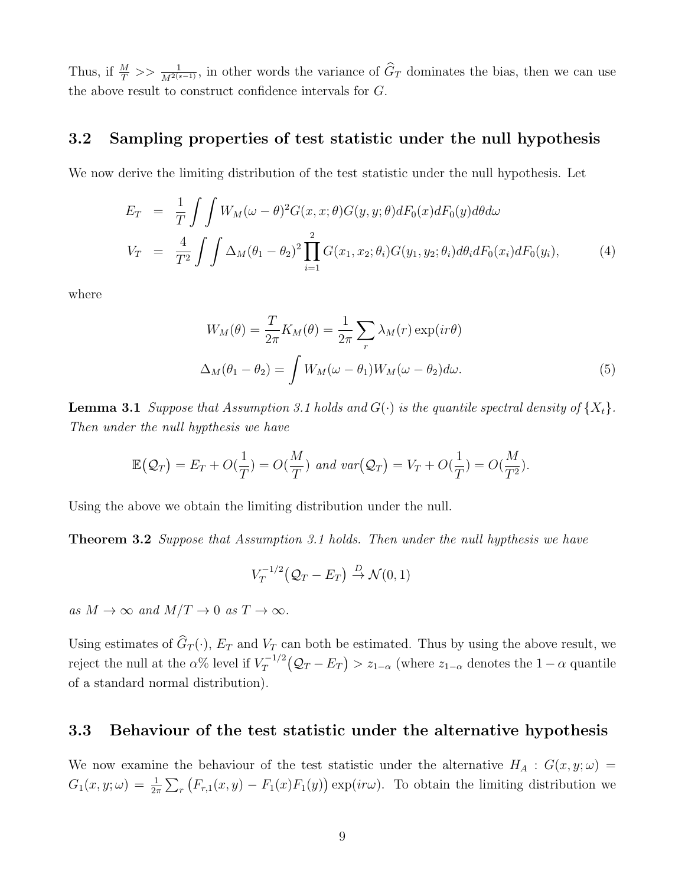Thus, if $\frac{M}{T} >> \frac{1}{M^{2(s-1)}}$, in other words the variance of $\widehat{G}_T$ dominates the bias, then we can use the above result to construct confidence intervals for $G$.

### 3.2 Sampling properties of test statistic under the null hypothesis

We now derive the limiting distribution of the test statistic under the null hypothesis. Let

$$
\begin{aligned}
E_T &= \frac{1}{T}\int\int W_M(\omega-\theta)^2 G(x,x;\theta)G(y,y;\theta)dF_0(x)dF_0(y)d\theta d\omega \\
V_T &= \frac{4}{T^2}\int\int \Delta_M(\theta_1-\theta_2)^2 \prod_{i=1}^{2} G(x_1,x_2;\theta_i)G(y_1,y_2;\theta_i)d\theta_i dF_0(x_i)dF_0(y_i),
\end{aligned} \tag{4}
$$

where

$$
\begin{aligned}
W_M(\theta) = \frac{T}{2\pi}K_M(\theta) = \frac{1}{2\pi}\sum_r \lambda_M(r)\exp(ir\theta) \\
\Delta_M(\theta_1-\theta_2) = \int W_M(\omega-\theta_1)W_M(\omega-\theta_2)d\omega.
\end{aligned} \tag{5}
$$

**Lemma 3.1** *Suppose that Assumption 3.1 holds and $G(\cdot)$ is the quantile spectral density of $\{X_t\}$. Then under the null hypthesis we have*

$$
\mathbb{E}\big(\mathcal{Q}_T\big) = E_T + O(\frac{1}{T}) = O(\frac{M}{T}) \text{ and } var\big(\mathcal{Q}_T\big) = V_T + O(\frac{1}{T}) = O(\frac{M}{T^2}).
$$

Using the above we obtain the limiting distribution under the null.

**Theorem 3.2** *Suppose that Assumption 3.1 holds. Then under the null hypthesis we have*

$$
V_T^{-1/2}\big(\mathcal{Q}_T - E_T\big) \xrightarrow{D} \mathcal{N}(0,1)
$$

*as $M \to \infty$ and $M/T \to 0$ as $T \to \infty$.*

Using estimates of $\widehat{G}_T(\cdot)$, $E_T$ and $V_T$ can both be estimated. Thus by using the above result, we reject the null at the $\alpha$% level if $V_T^{-1/2}\big(\mathcal{Q}_T - E_T\big) > z_{1-\alpha}$ (where $z_{1-\alpha}$ denotes the $1-\alpha$ quantile of a standard normal distribution).

### 3.3 Behaviour of the test statistic under the alternative hypothesis

We now examine the behaviour of the test statistic under the alternative $H_A : G(x,y;\omega) = G_1(x,y;\omega) = \frac{1}{2\pi}\sum_r \big(F_{r,1}(x,y) - F_1(x)F_1(y)\big)\exp(ir\omega)$. To obtain the limiting distribution we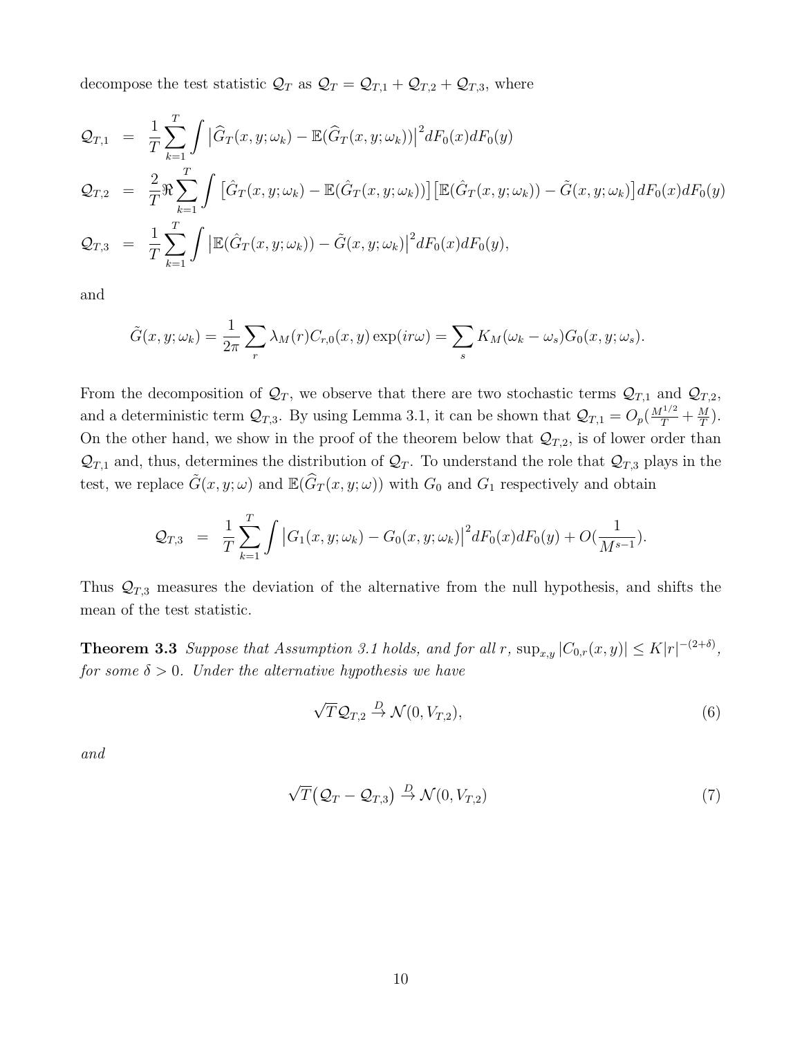decompose the test statistic $\mathcal{Q}_T$ as $\mathcal{Q}_T = \mathcal{Q}_{T,1} + \mathcal{Q}_{T,2} + \mathcal{Q}_{T,3}$, where

$$
\begin{aligned}
\mathcal{Q}_{T,1} &= \frac{1}{T}\sum_{k=1}^{T}\int \left|\widehat{G}_T(x,y;\omega_k) - \mathbb{E}(\widehat{G}_T(x,y;\omega_k))\right|^2 dF_0(x)dF_0(y) \\
\mathcal{Q}_{T,2} &= \frac{2}{T}\Re\sum_{k=1}^{T}\int \left[\hat{G}_T(x,y;\omega_k) - \mathbb{E}(\hat{G}_T(x,y;\omega_k))\right]\left[\mathbb{E}(\hat{G}_T(x,y;\omega_k)) - \tilde{G}(x,y;\omega_k)\right] dF_0(x)dF_0(y) \\
\mathcal{Q}_{T,3} &= \frac{1}{T}\sum_{k=1}^{T}\int \left|\mathbb{E}(\hat{G}_T(x,y;\omega_k)) - \tilde{G}(x,y;\omega_k)\right|^2 dF_0(x)dF_0(y),
\end{aligned}
$$

and

$$
\tilde{G}(x,y;\omega_k) = \frac{1}{2\pi}\sum_r \lambda_M(r) C_{r,0}(x,y)\exp(ir\omega) = \sum_s K_M(\omega_k - \omega_s) G_0(x,y;\omega_s).
$$

From the decomposition of $\mathcal{Q}_T$, we observe that there are two stochastic terms $\mathcal{Q}_{T,1}$ and $\mathcal{Q}_{T,2}$, and a deterministic term $\mathcal{Q}_{T,3}$. By using Lemma 3.1, it can be shown that $\mathcal{Q}_{T,1} = O_p(\frac{M^{1/2}}{T} + \frac{M}{T})$. On the other hand, we show in the proof of the theorem below that $\mathcal{Q}_{T,2}$, is of lower order than $\mathcal{Q}_{T,1}$ and, thus, determines the distribution of $\mathcal{Q}_T$. To understand the role that $\mathcal{Q}_{T,3}$ plays in the test, we replace $\tilde{G}(x,y;\omega)$ and $\mathbb{E}(\widehat{G}_T(x,y;\omega))$ with $G_0$ and $G_1$ respectively and obtain

$$
\mathcal{Q}_{T,3} = \frac{1}{T}\sum_{k=1}^{T}\int \left|G_1(x,y;\omega_k) - G_0(x,y;\omega_k)\right|^2 dF_0(x)dF_0(y) + O(\frac{1}{M^{s-1}}).
$$

Thus $\mathcal{Q}_{T,3}$ measures the deviation of the alternative from the null hypothesis, and shifts the mean of the test statistic.

**Theorem 3.3** *Suppose that Assumption 3.1 holds, and for all* $r$, $\sup_{x,y}|C_{0,r}(x,y)| \leq K|r|^{-(2+\delta)}$, *for some* $\delta > 0$. *Under the alternative hypothesis we have*

$$
\sqrt{T}\mathcal{Q}_{T,2} \xrightarrow{D} \mathcal{N}(0, V_{T,2}), \tag{6}
$$

*and*

$$
\sqrt{T}\big(\mathcal{Q}_T - \mathcal{Q}_{T,3}\big) \xrightarrow{D} \mathcal{N}(0, V_{T,2}) \tag{7}
$$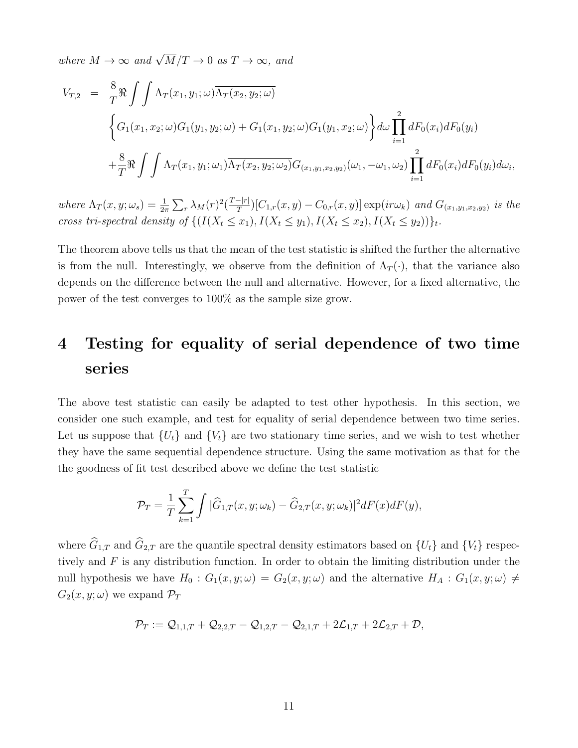*where $M \to \infty$ and $\sqrt{M}/T \to 0$ as $T \to \infty$, and*

$$
\begin{aligned}
V_{T,2} &= \frac{8}{T}\Re \int\int \Lambda_T(x_1, y_1; \omega)\overline{\Lambda_T(x_2, y_2; \omega)} \\
&\quad \left\{ G_1(x_1, x_2; \omega) G_1(y_1, y_2; \omega) + G_1(x_1, y_2; \omega) G_1(y_1, x_2; \omega) \right\} d\omega \prod_{i=1}^{2} dF_0(x_i) dF_0(y_i) \\
&\quad + \frac{8}{T}\Re \int\int \Lambda_T(x_1, y_1; \omega_1)\overline{\Lambda_T(x_2, y_2; \omega_2)} G_{(x_1,y_1,x_2,y_2)}(\omega_1, -\omega_1, \omega_2) \prod_{i=1}^{2} dF_0(x_i) dF_0(y_i) d\omega_i,
\end{aligned}
$$

*where $\Lambda_T(x, y; \omega_s) = \frac{1}{2\pi}\sum_r \lambda_M(r)^2 (\frac{T-|r|}{T})[C_{1,r}(x, y) - C_{0,r}(x, y)] \exp(ir\omega_k)$ and $G_{(x_1,y_1,x_2,y_2)}$ is the cross tri-spectral density of $\{(I(X_t \leq x_1), I(X_t \leq y_1), I(X_t \leq x_2), I(X_t \leq y_2))\}_t$.*

The theorem above tells us that the mean of the test statistic is shifted the further the alternative is from the null. Interestingly, we observe from the definition of $\Lambda_T(\cdot)$, that the variance also depends on the difference between the null and alternative. However, for a fixed alternative, the power of the test converges to 100% as the sample size grow.

# 4 Testing for equality of serial dependence of two time series

The above test statistic can easily be adapted to test other hypothesis. In this section, we consider one such example, and test for equality of serial dependence between two time series. Let us suppose that $\{U_t\}$ and $\{V_t\}$ are two stationary time series, and we wish to test whether they have the same sequential dependence structure. Using the same motivation as that for the the goodness of fit test described above we define the test statistic

$$
\mathcal{P}_T = \frac{1}{T}\sum_{k=1}^{T} \int |\widehat{G}_{1,T}(x, y; \omega_k) - \widehat{G}_{2,T}(x, y; \omega_k)|^2 dF(x) dF(y),
$$

where $\widehat{G}_{1,T}$ and $\widehat{G}_{2,T}$ are the quantile spectral density estimators based on $\{U_t\}$ and $\{V_t\}$ respectively and $F$ is any distribution function. In order to obtain the limiting distribution under the null hypothesis we have $H_0 : G_1(x, y; \omega) = G_2(x, y; \omega)$ and the alternative $H_A : G_1(x, y; \omega) \neq G_2(x, y; \omega)$ we expand $\mathcal{P}_T$

$$
\mathcal{P}_T := \mathcal{Q}_{1,1,T} + \mathcal{Q}_{2,2,T} - \mathcal{Q}_{1,2,T} - \mathcal{Q}_{2,1,T} + 2\mathcal{L}_{1,T} + 2\mathcal{L}_{2,T} + \mathcal{D},
$$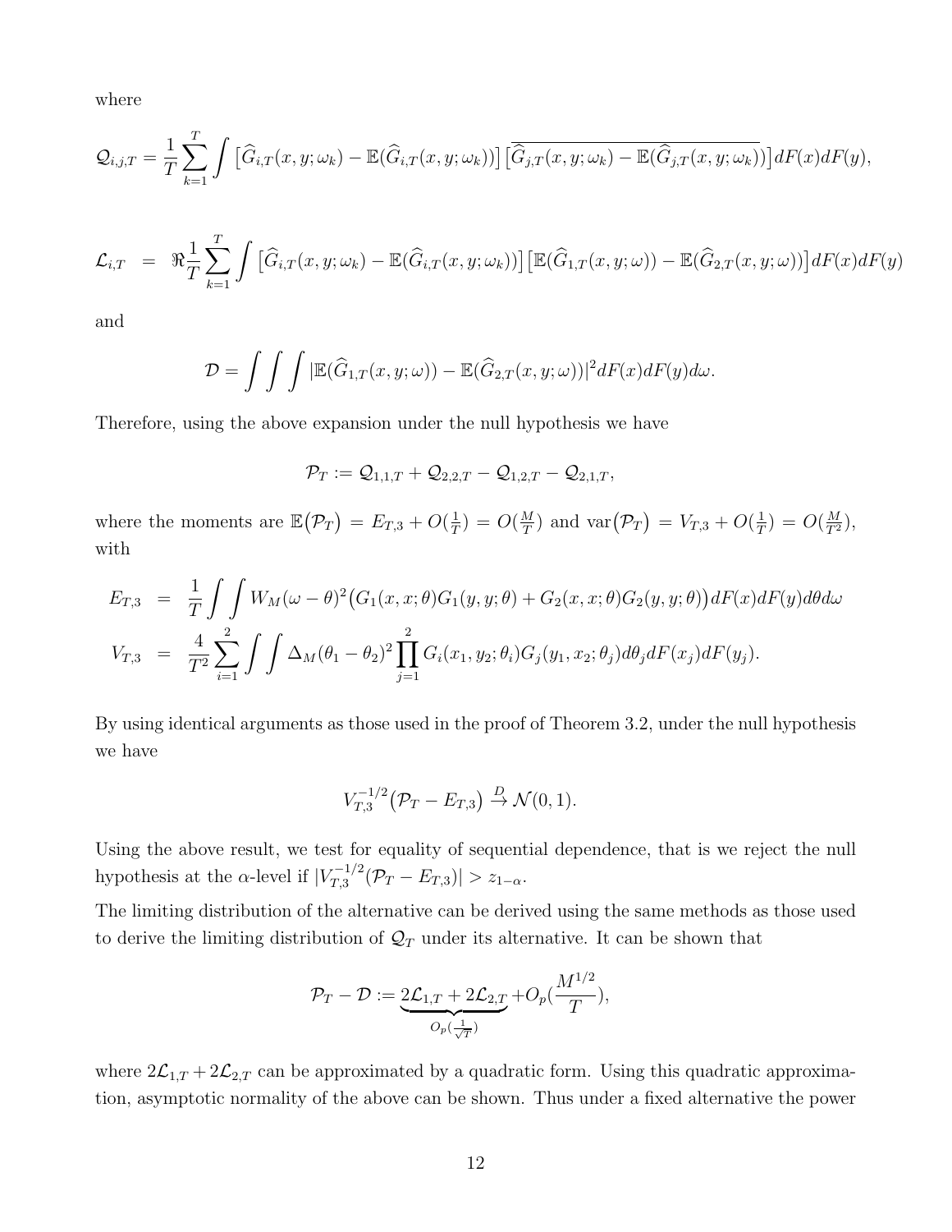where

$$\mathcal{Q}_{i,j,T} = \frac{1}{T}\sum_{k=1}^{T}\int \left[\widehat{G}_{i,T}(x,y;\omega_k) - \mathbb{E}(\widehat{G}_{i,T}(x,y;\omega_k))\right]\overline{\left[\widehat{G}_{j,T}(x,y;\omega_k) - \mathbb{E}(\widehat{G}_{j,T}(x,y;\omega_k))\right]}dF(x)dF(y),$$

$$\mathcal{L}_{i,T} = \Re\frac{1}{T}\sum_{k=1}^{T}\int \left[\widehat{G}_{i,T}(x,y;\omega_k) - \mathbb{E}(\widehat{G}_{i,T}(x,y;\omega_k))\right]\left[\mathbb{E}(\widehat{G}_{1,T}(x,y;\omega)) - \mathbb{E}(\widehat{G}_{2,T}(x,y;\omega))\right]dF(x)dF(y)$$

and

$$\mathcal{D} = \int\int\int |\mathbb{E}(\widehat{G}_{1,T}(x,y;\omega)) - \mathbb{E}(\widehat{G}_{2,T}(x,y;\omega))|^2 dF(x)dF(y)d\omega.$$

Therefore, using the above expansion under the null hypothesis we have

$$\mathcal{P}_T := \mathcal{Q}_{1,1,T} + \mathcal{Q}_{2,2,T} - \mathcal{Q}_{1,2,T} - \mathcal{Q}_{2,1,T},$$

where the moments are $\mathbb{E}\big(\mathcal{P}_T\big) = E_{T,3} + O(\frac{1}{T}) = O(\frac{M}{T})$ and $\mathrm{var}\big(\mathcal{P}_T\big) = V_{T,3} + O(\frac{1}{T}) = O(\frac{M}{T^2})$, with

$$E_{T,3} = \frac{1}{T}\int\int W_M(\omega-\theta)^2\big(G_1(x,x;\theta)G_1(y,y;\theta) + G_2(x,x;\theta)G_2(y,y;\theta)\big)dF(x)dF(y)d\theta d\omega$$

$$V_{T,3} = \frac{4}{T^2}\sum_{i=1}^{2}\int\int \Delta_M(\theta_1-\theta_2)^2\prod_{j=1}^{2}G_i(x_1,y_2;\theta_i)G_j(y_1,x_2;\theta_j)d\theta_j dF(x_j)dF(y_j).$$

By using identical arguments as those used in the proof of Theorem 3.2, under the null hypothesis we have

$$V_{T,3}^{-1/2}\big(\mathcal{P}_T - E_{T,3}\big) \xrightarrow{D} \mathcal{N}(0,1).$$

Using the above result, we test for equality of sequential dependence, that is we reject the null hypothesis at the $\alpha$-level if $|V_{T,3}^{-1/2}(\mathcal{P}_T - E_{T,3})| > z_{1-\alpha}$.

The limiting distribution of the alternative can be derived using the same methods as those used to derive the limiting distribution of $\mathcal{Q}_T$ under its alternative. It can be shown that

$$\mathcal{P}_T - \mathcal{D} := \underbrace{2\mathcal{L}_{1,T} + 2\mathcal{L}_{2,T}}_{O_p(\frac{1}{\sqrt{T}})} + O_p(\frac{M^{1/2}}{T}),$$

where $2\mathcal{L}_{1,T} + 2\mathcal{L}_{2,T}$ can be approximated by a quadratic form. Using this quadratic approximation, asymptotic normality of the above can be shown. Thus under a fixed alternative the power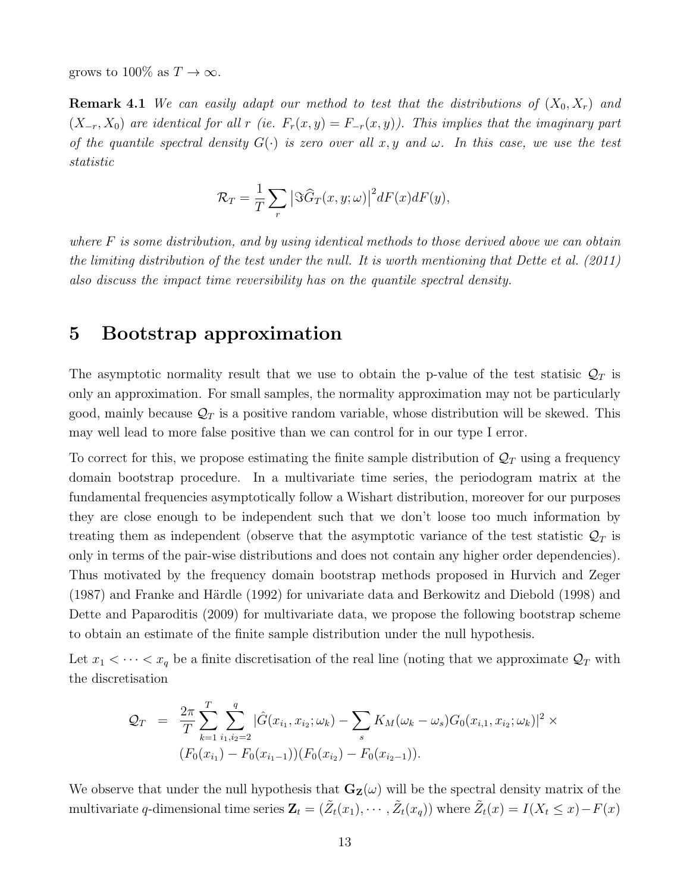grows to 100% as $T \to \infty$.

**Remark 4.1** *We can easily adapt our method to test that the distributions of $(X_0, X_r)$ and $(X_{-r}, X_0)$ are identical for all $r$ (ie. $F_r(x,y) = F_{-r}(x,y)$). This implies that the imaginary part of the quantile spectral density $G(\cdot)$ is zero over all $x, y$ and $\omega$. In this case, we use the test statistic*

$$\mathcal{R}_T = \frac{1}{T}\sum_r \left|\Im \widehat{G}_T(x,y;\omega)\right|^2 dF(x)dF(y),$$

*where $F$ is some distribution, and by using identical methods to those derived above we can obtain the limiting distribution of the test under the null. It is worth mentioning that Dette et al. (2011) also discuss the impact time reversibility has on the quantile spectral density.*

# 5 Bootstrap approximation

The asymptotic normality result that we use to obtain the p-value of the test statisic $\mathcal{Q}_T$ is only an approximation. For small samples, the normality approximation may not be particularly good, mainly because $\mathcal{Q}_T$ is a positive random variable, whose distribution will be skewed. This may well lead to more false positive than we can control for in our type I error.

To correct for this, we propose estimating the finite sample distribution of $\mathcal{Q}_T$ using a frequency domain bootstrap procedure. In a multivariate time series, the periodogram matrix at the fundamental frequencies asymptotically follow a Wishart distribution, moreover for our purposes they are close enough to be independent such that we don't loose too much information by treating them as independent (observe that the asymptotic variance of the test statistic $\mathcal{Q}_T$ is only in terms of the pair-wise distributions and does not contain any higher order dependencies). Thus motivated by the frequency domain bootstrap methods proposed in Hurvich and Zeger (1987) and Franke and Härdle (1992) for univariate data and Berkowitz and Diebold (1998) and Dette and Paparoditis (2009) for multivariate data, we propose the following bootstrap scheme to obtain an estimate of the finite sample distribution under the null hypothesis.

Let $x_1 < \cdots < x_q$ be a finite discretisation of the real line (noting that we approximate $\mathcal{Q}_T$ with the discretisation

$$\begin{aligned}
\mathcal{Q}_T &= \frac{2\pi}{T}\sum_{k=1}^{T}\sum_{i_1,i_2=2}^{q} |\hat{G}(x_{i_1}, x_{i_2};\omega_k) - \sum_s K_M(\omega_k - \omega_s) G_0(x_{i,1}, x_{i_2};\omega_k)|^2 \times \\
&\quad (F_0(x_{i_1}) - F_0(x_{i_1 - 1}))(F_0(x_{i_2}) - F_0(x_{i_2-1})).
\end{aligned}$$

We observe that under the null hypothesis that $\mathbf{G_Z}(\omega)$ will be the spectral density matrix of the multivariate $q$-dimensional time series $\mathbf{Z}_t = (\tilde{Z}_t(x_1), \cdots, \tilde{Z}_t(x_q))$ where $\tilde{Z}_t(x) = I(X_t \leq x) - F(x)$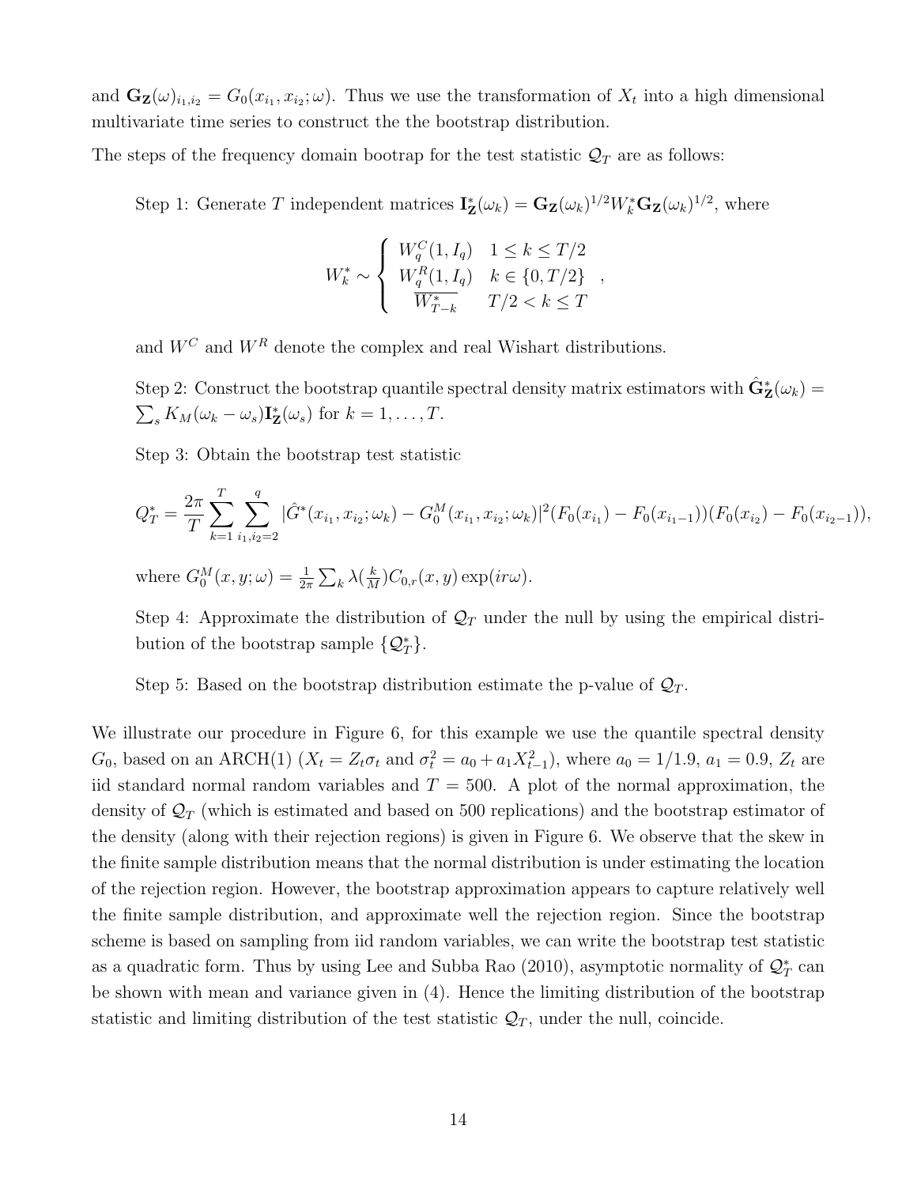and $\mathbf{G_Z}(\omega)_{i_1,i_2} = G_0(x_{i_1}, x_{i_2}; \omega)$. Thus we use the transformation of $X_t$ into a high dimensional multivariate time series to construct the the bootstrap distribution.

The steps of the frequency domain bootrap for the test statistic $\mathcal{Q}_T$ are as follows:

Step 1: Generate $T$ independent matrices $\mathbf{I}^*_{\mathbf{Z}}(\omega_k) = \mathbf{G_Z}(\omega_k)^{1/2} W^*_k \mathbf{G_Z}(\omega_k)^{1/2}$, where

$$W^*_k \sim \begin{cases} W^C_q(1, I_q) & 1 \leq k \leq T/2 \\ W^R_q(1, I_q) & k \in \{0, T/2\} \\ \overline{W^*_{T-k}} & T/2 < k \leq T \end{cases},$$

and $W^C$ and $W^R$ denote the complex and real Wishart distributions.

Step 2: Construct the bootstrap quantile spectral density matrix estimators with $\hat{\mathbf{G}}^*_{\mathbf{Z}}(\omega_k) = \sum_s K_M(\omega_k - \omega_s)\mathbf{I}^*_{\mathbf{Z}}(\omega_s)$ for $k = 1, \ldots, T$.

Step 3: Obtain the bootstrap test statistic

$$Q^*_T = \frac{2\pi}{T} \sum_{k=1}^{T} \sum_{i_1,i_2=2}^{q} |\hat{G}^*(x_{i_1}, x_{i_2}; \omega_k) - G^M_0(x_{i_1}, x_{i_2}; \omega_k)|^2 (F_0(x_{i_1}) - F_0(x_{i_1-1}))(F_0(x_{i_2}) - F_0(x_{i_2-1})),$$

where $G^M_0(x, y; \omega) = \frac{1}{2\pi} \sum_k \lambda(\frac{k}{M}) C_{0,r}(x, y) \exp(ir\omega)$.

Step 4: Approximate the distribution of $\mathcal{Q}_T$ under the null by using the empirical distribution of the bootstrap sample $\{\mathcal{Q}^*_T\}$.

Step 5: Based on the bootstrap distribution estimate the p-value of $\mathcal{Q}_T$.

We illustrate our procedure in Figure 6, for this example we use the quantile spectral density $G_0$, based on an ARCH(1) ($X_t = Z_t\sigma_t$ and $\sigma^2_t = a_0 + a_1 X^2_{t-1}$), where $a_0 = 1/1.9$, $a_1 = 0.9$, $Z_t$ are iid standard normal random variables and $T = 500$. A plot of the normal approximation, the density of $\mathcal{Q}_T$ (which is estimated and based on 500 replications) and the bootstrap estimator of the density (along with their rejection regions) is given in Figure 6. We observe that the skew in the finite sample distribution means that the normal distribution is under estimating the location of the rejection region. However, the bootstrap approximation appears to capture relatively well the finite sample distribution, and approximate well the rejection region. Since the bootstrap scheme is based on sampling from iid random variables, we can write the bootstrap test statistic as a quadratic form. Thus by using Lee and Subba Rao (2010), asymptotic normality of $\mathcal{Q}^*_T$ can be shown with mean and variance given in (4). Hence the limiting distribution of the bootstrap statistic and limiting distribution of the test statistic $\mathcal{Q}_T$, under the null, coincide.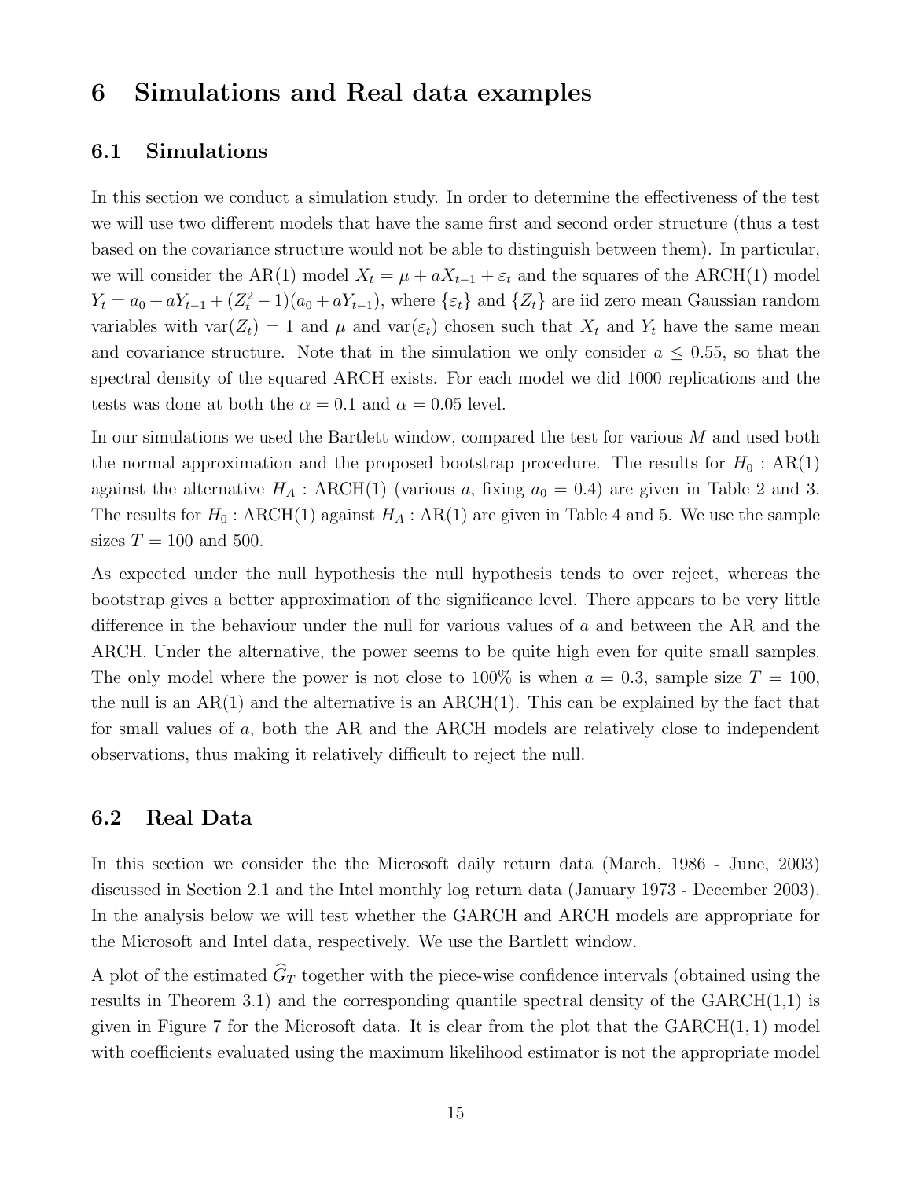# 6 Simulations and Real data examples

## 6.1 Simulations

In this section we conduct a simulation study. In order to determine the effectiveness of the test we will use two different models that have the same first and second order structure (thus a test based on the covariance structure would not be able to distinguish between them). In particular, we will consider the AR(1) model $X_t = \mu + aX_{t-1} + \varepsilon_t$ and the squares of the ARCH(1) model $Y_t = a_0 + aY_{t-1} + (Z_t^2 - 1)(a_0 + aY_{t-1})$, where $\{\varepsilon_t\}$ and $\{Z_t\}$ are iid zero mean Gaussian random variables with $\mathrm{var}(Z_t) = 1$ and $\mu$ and $\mathrm{var}(\varepsilon_t)$ chosen such that $X_t$ and $Y_t$ have the same mean and covariance structure. Note that in the simulation we only consider $a \leq 0.55$, so that the spectral density of the squared ARCH exists. For each model we did 1000 replications and the tests was done at both the $\alpha = 0.1$ and $\alpha = 0.05$ level.

In our simulations we used the Bartlett window, compared the test for various $M$ and used both the normal approximation and the proposed bootstrap procedure. The results for $H_0$ : AR(1) against the alternative $H_A$ : ARCH(1) (various $a$, fixing $a_0 = 0.4$) are given in Table 2 and 3. The results for $H_0$ : ARCH(1) against $H_A$ : AR(1) are given in Table 4 and 5. We use the sample sizes $T = 100$ and 500.

As expected under the null hypothesis the null hypothesis tends to over reject, whereas the bootstrap gives a better approximation of the significance level. There appears to be very little difference in the behaviour under the null for various values of $a$ and between the AR and the ARCH. Under the alternative, the power seems to be quite high even for quite small samples. The only model where the power is not close to 100% is when $a = 0.3$, sample size $T = 100$, the null is an AR(1) and the alternative is an ARCH(1). This can be explained by the fact that for small values of $a$, both the AR and the ARCH models are relatively close to independent observations, thus making it relatively difficult to reject the null.

## 6.2 Real Data

In this section we consider the the Microsoft daily return data (March, 1986 - June, 2003) discussed in Section 2.1 and the Intel monthly log return data (January 1973 - December 2003). In the analysis below we will test whether the GARCH and ARCH models are appropriate for the Microsoft and Intel data, respectively. We use the Bartlett window.

A plot of the estimated $\widehat{G}_T$ together with the piece-wise confidence intervals (obtained using the results in Theorem 3.1) and the corresponding quantile spectral density of the GARCH(1,1) is given in Figure 7 for the Microsoft data. It is clear from the plot that the GARCH$(1, 1)$ model with coefficients evaluated using the maximum likelihood estimator is not the appropriate model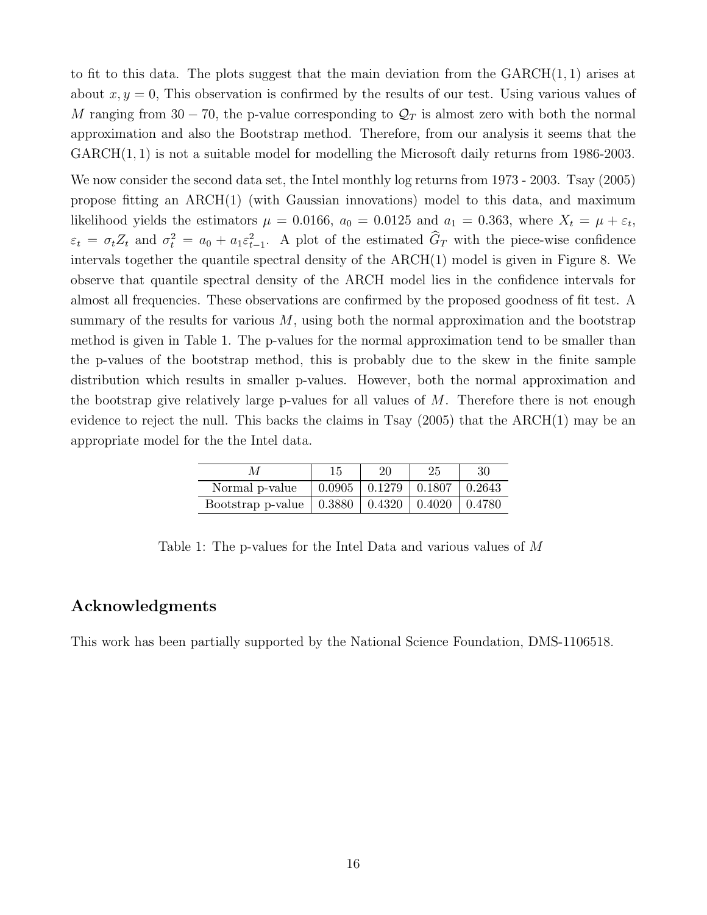to fit to this data. The plots suggest that the main deviation from the GARCH$(1,1)$ arises at about $x, y = 0$, This observation is confirmed by the results of our test. Using various values of $M$ ranging from $30 - 70$, the p-value corresponding to $\mathcal{Q}_T$ is almost zero with both the normal approximation and also the Bootstrap method. Therefore, from our analysis it seems that the GARCH$(1,1)$ is not a suitable model for modelling the Microsoft daily returns from 1986-2003.

We now consider the second data set, the Intel monthly log returns from 1973 - 2003. Tsay (2005) propose fitting an ARCH(1) (with Gaussian innovations) model to this data, and maximum likelihood yields the estimators $\mu = 0.0166$, $a_0 = 0.0125$ and $a_1 = 0.363$, where $X_t = \mu + \varepsilon_t$, $\varepsilon_t = \sigma_t Z_t$ and $\sigma_t^2 = a_0 + a_1 \varepsilon_{t-1}^2$. A plot of the estimated $\widehat{G}_T$ with the piece-wise confidence intervals together the quantile spectral density of the ARCH(1) model is given in Figure 8. We observe that quantile spectral density of the ARCH model lies in the confidence intervals for almost all frequencies. These observations are confirmed by the proposed goodness of fit test. A summary of the results for various $M$, using both the normal approximation and the bootstrap method is given in Table 1. The p-values for the normal approximation tend to be smaller than the p-values of the bootstrap method, this is probably due to the skew in the finite sample distribution which results in smaller p-values. However, both the normal approximation and the bootstrap give relatively large p-values for all values of $M$. Therefore there is not enough evidence to reject the null. This backs the claims in Tsay (2005) that the ARCH(1) may be an appropriate model for the the Intel data.

| $M$ | 15 | 20 | 25 | 30 |
|---|---|---|---|---|
| Normal p-value | 0.0905 | 0.1279 | 0.1807 | 0.2643 |
| Bootstrap p-value | 0.3880 | 0.4320 | 0.4020 | 0.4780 |

Table 1: The p-values for the Intel Data and various values of $M$

## Acknowledgments

This work has been partially supported by the National Science Foundation, DMS-1106518.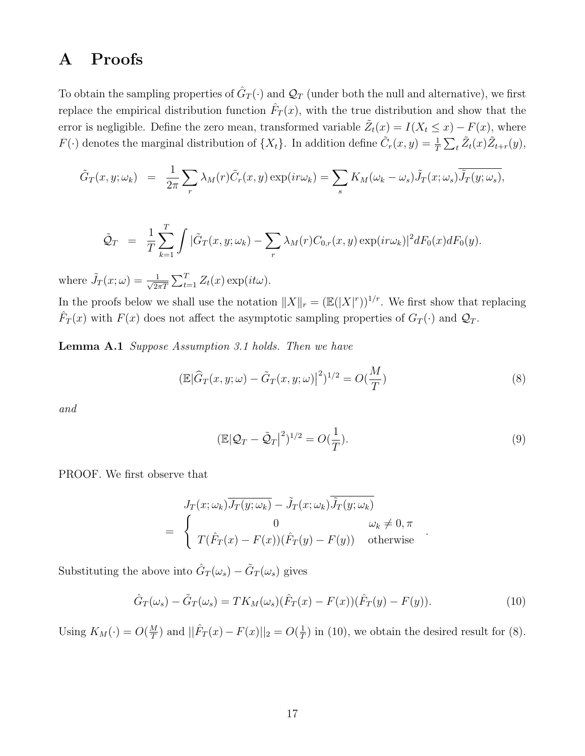# A Proofs

To obtain the sampling properties of $\hat{G}_T(\cdot)$ and $\mathcal{Q}_T$ (under both the null and alternative), we first replace the empirical distribution function $\hat{F}_T(x)$, with the true distribution and show that the error is negligible. Define the zero mean, transformed variable $\tilde{Z}_t(x) = I(X_t \leq x) - F(x)$, where $F(\cdot)$ denotes the marginal distribution of $\{X_t\}$. In addition define $\tilde{C}_r(x,y) = \frac{1}{T}\sum_t \tilde{Z}_t(x)\tilde{Z}_{t+r}(y)$,

$$\tilde{G}_T(x,y;\omega_k) = \frac{1}{2\pi}\sum_r \lambda_M(r)\tilde{C}_r(x,y)\exp(ir\omega_k) = \sum_s K_M(\omega_k-\omega_s)\tilde{J}_T(x;\omega_s)\overline{\tilde{J}_T(y;\omega_s)},$$

$$\tilde{\mathcal{Q}}_T = \frac{1}{T}\sum_{k=1}^{T}\int |\tilde{G}_T(x,y;\omega_k) - \sum_r \lambda_M(r)C_{0,r}(x,y)\exp(ir\omega_k)|^2 dF_0(x)dF_0(y).$$

where $\tilde{J}_T(x;\omega) = \frac{1}{\sqrt{2\pi T}}\sum_{t=1}^{T} Z_t(x)\exp(it\omega)$.

In the proofs below we shall use the notation $\|X\|_r = (\mathbb{E}(|X|^r))^{1/r}$. We first show that replacing $\hat{F}_T(x)$ with $F(x)$ does not affect the asymptotic sampling properties of $G_T(\cdot)$ and $\mathcal{Q}_T$.

**Lemma A.1** *Suppose Assumption 3.1 holds. Then we have*

$$(\mathbb{E}|\widehat{G}_T(x,y;\omega) - \tilde{G}_T(x,y;\omega)|^2)^{1/2} = O(\frac{M}{T}) \tag{8}$$

*and*

$$(\mathbb{E}|\mathcal{Q}_T - \tilde{\mathcal{Q}}_T|^2)^{1/2} = O(\frac{1}{T}). \tag{9}$$

PROOF. We first observe that

$$J_T(x;\omega_k)\overline{J_T(y;\omega_k)} - \tilde{J}_T(x;\omega_k)\overline{\tilde{J}_T(y;\omega_k)} = \begin{cases} 0 & \omega_k \neq 0,\pi \\ T(\hat{F}_T(x)-F(x))(\hat{F}_T(y)-F(y)) & \text{otherwise} \end{cases}.$$

Substituting the above into $\hat{G}_T(\omega_s) - \tilde{G}_T(\omega_s)$ gives

$$\hat{G}_T(\omega_s) - \tilde{G}_T(\omega_s) = TK_M(\omega_s)(\hat{F}_T(x)-F(x))(\hat{F}_T(y)-F(y)). \tag{10}$$

Using $K_M(\cdot) = O(\frac{M}{T})$ and $||\hat{F}_T(x) - F(x)||_2 = O(\frac{1}{T})$ in (10), we obtain the desired result for (8).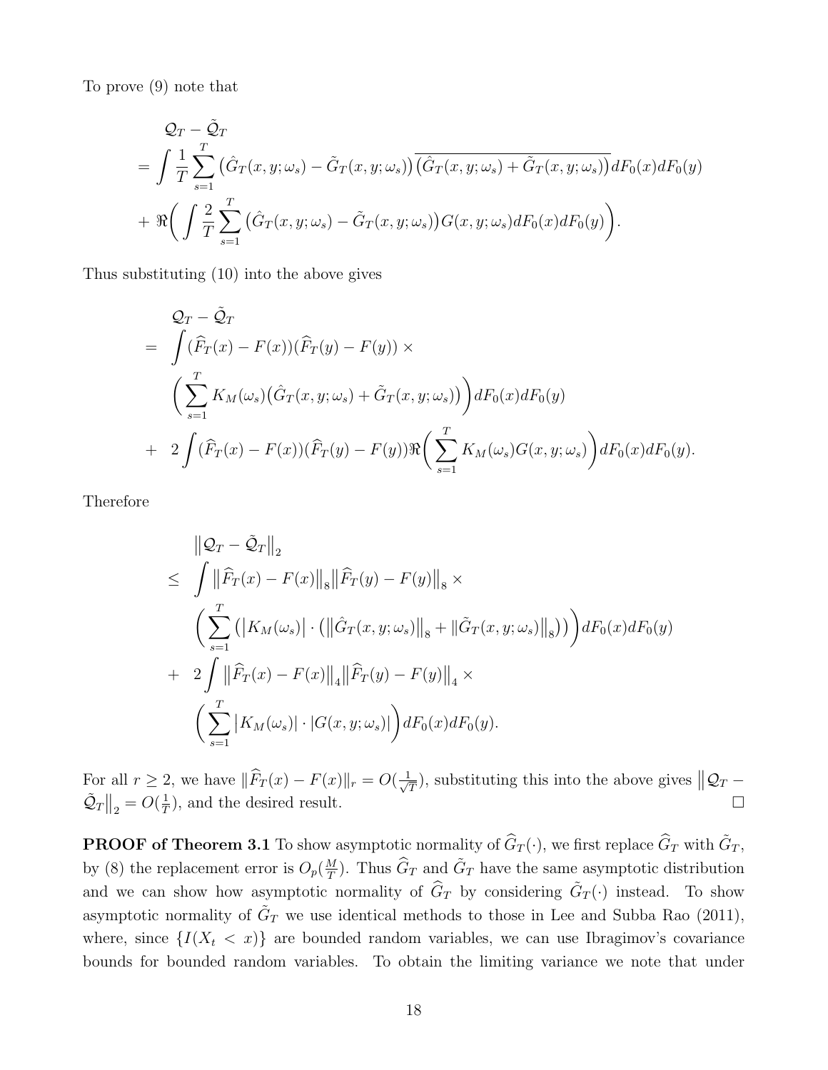To prove (9) note that

$$
\begin{aligned}
&\mathcal{Q}_T - \tilde{\mathcal{Q}}_T \\
&= \int \frac{1}{T} \sum_{s=1}^{T} \big(\hat{G}_T(x,y;\omega_s) - \tilde{G}_T(x,y;\omega_s)\big) \overline{\big(\hat{G}_T(x,y;\omega_s) + \tilde{G}_T(x,y;\omega_s)\big)} dF_0(x) dF_0(y) \\
&+ \Re\bigg( \int \frac{2}{T} \sum_{s=1}^{T} \big(\hat{G}_T(x,y;\omega_s) - \tilde{G}_T(x,y;\omega_s)\big) G(x,y;\omega_s) dF_0(x) dF_0(y) \bigg).
\end{aligned}
$$

Thus substituting (10) into the above gives

$$
\begin{aligned}
&\mathcal{Q}_T - \tilde{\mathcal{Q}}_T \\
= \; & \int (\widehat{F}_T(x) - F(x))(\widehat{F}_T(y) - F(y)) \times \\
& \bigg( \sum_{s=1}^{T} K_M(\omega_s) \big(\hat{G}_T(x,y;\omega_s) + \tilde{G}_T(x,y;\omega_s)\big) \bigg) dF_0(x) dF_0(y) \\
+ \; & 2 \int (\widehat{F}_T(x) - F(x))(\widehat{F}_T(y) - F(y)) \Re\bigg( \sum_{s=1}^{T} K_M(\omega_s) G(x,y;\omega_s) \bigg) dF_0(x) dF_0(y).
\end{aligned}
$$

Therefore

$$
\begin{aligned}
& \big\| \mathcal{Q}_T - \tilde{\mathcal{Q}}_T \big\|_2 \\
\leq \; & \int \big\| \widehat{F}_T(x) - F(x) \big\|_8 \big\| \widehat{F}_T(y) - F(y) \big\|_8 \times \\
& \bigg( \sum_{s=1}^{T} \big( \big| K_M(\omega_s) \big| \cdot \big( \big\| \hat{G}_T(x,y;\omega_s) \big\|_8 + \| \tilde{G}_T(x,y;\omega_s) \|_8 \big) \big) \bigg) dF_0(x) dF_0(y) \\
+ \; & 2 \int \big\| \widehat{F}_T(x) - F(x) \big\|_4 \big\| \widehat{F}_T(y) - F(y) \big\|_4 \times \\
& \bigg( \sum_{s=1}^{T} \big| K_M(\omega_s) \big| \cdot \big| G(x,y;\omega_s) \big| \bigg) dF_0(x) dF_0(y).
\end{aligned}
$$

For all $r \geq 2$, we have $\|\widehat{F}_T(x) - F(x)\|_r = O(\frac{1}{\sqrt{T}})$, substituting this into the above gives $\big\| \mathcal{Q}_T - \tilde{\mathcal{Q}}_T \big\|_2 = O(\frac{1}{T})$, and the desired result. □

**PROOF of Theorem 3.1** To show asymptotic normality of $\widehat{G}_T(\cdot)$, we first replace $\widehat{G}_T$ with $\tilde{G}_T$, by (8) the replacement error is $O_p(\frac{M}{T})$. Thus $\widehat{G}_T$ and $\tilde{G}_T$ have the same asymptotic distribution and we can show how asymptotic normality of $\widehat{G}_T$ by considering $\tilde{G}_T(\cdot)$ instead. To show asymptotic normality of $\tilde{G}_T$ we use identical methods to those in Lee and Subba Rao (2011), where, since $\{I(X_t < x)\}$ are bounded random variables, we can use Ibragimov's covariance bounds for bounded random variables. To obtain the limiting variance we note that under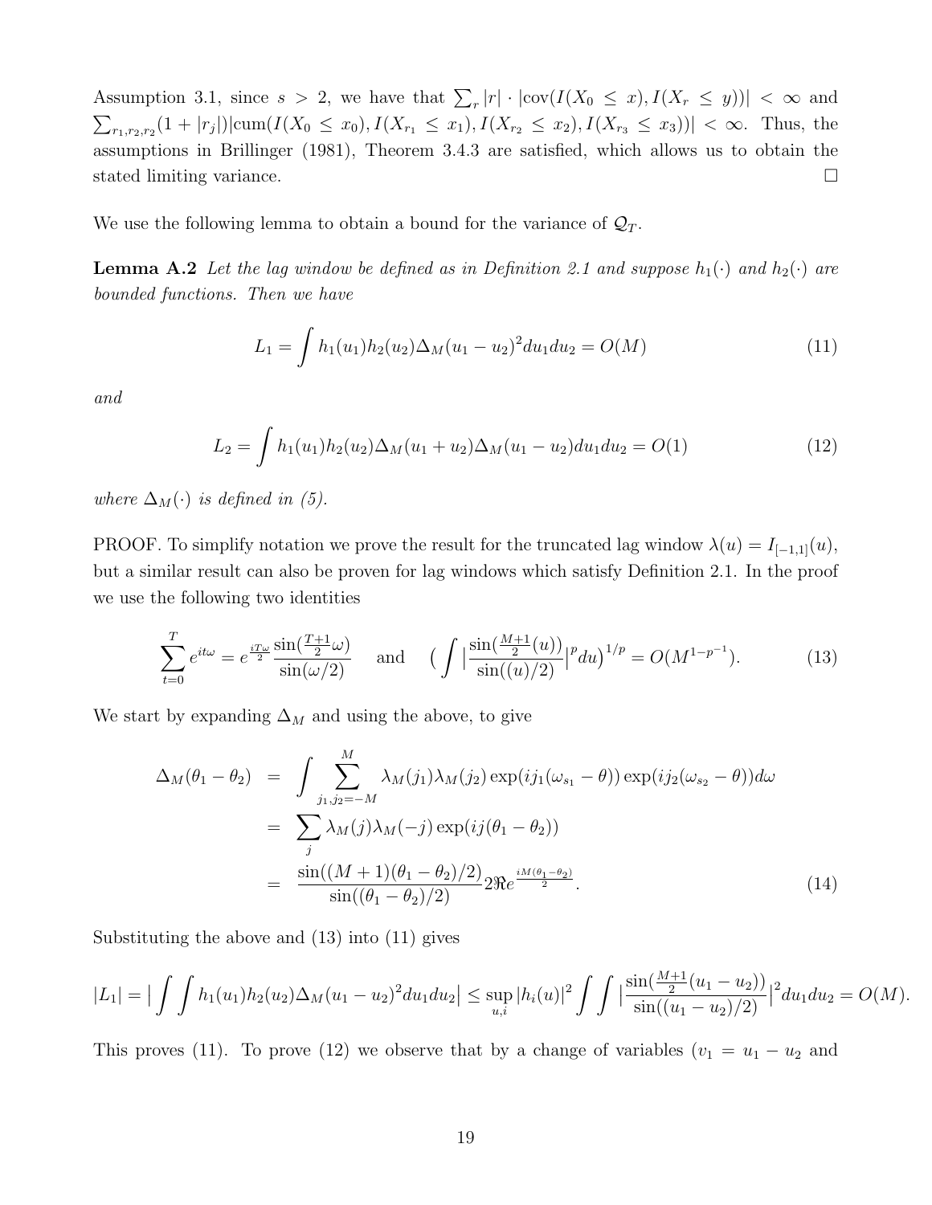Assumption 3.1, since $s > 2$, we have that $\sum_r |r| \cdot |\text{cov}(I(X_0 \leq x), I(X_r \leq y))| < \infty$ and $\sum_{r_1,r_2,r_2}(1+|r_j|)|\text{cum}(I(X_0 \leq x_0), I(X_{r_1} \leq x_1), I(X_{r_2} \leq x_2), I(X_{r_3} \leq x_3))| < \infty$. Thus, the assumptions in Brillinger (1981), Theorem 3.4.3 are satisfied, which allows us to obtain the stated limiting variance. $\square$

We use the following lemma to obtain a bound for the variance of $\mathcal{Q}_T$.

**Lemma A.2** *Let the lag window be defined as in Definition 2.1 and suppose $h_1(\cdot)$ and $h_2(\cdot)$ are bounded functions. Then we have*

$$L_1 = \int h_1(u_1)h_2(u_2)\Delta_M(u_1-u_2)^2 du_1 du_2 = O(M) \tag{11}$$

*and*

$$L_2 = \int h_1(u_1)h_2(u_2)\Delta_M(u_1+u_2)\Delta_M(u_1-u_2) du_1 du_2 = O(1) \tag{12}$$

*where $\Delta_M(\cdot)$ is defined in (5).*

PROOF. To simplify notation we prove the result for the truncated lag window $\lambda(u) = I_{[-1,1]}(u)$, but a similar result can also be proven for lag windows which satisfy Definition 2.1. In the proof we use the following two identities

$$\sum_{t=0}^{T} e^{it\omega} = e^{\frac{iT\omega}{2}} \frac{\sin(\frac{T+1}{2}\omega)}{\sin(\omega/2)} \quad \text{and} \quad \Big(\int \big|\frac{\sin(\frac{M+1}{2}(u))}{\sin((u)/2)}\big|^p du\Big)^{1/p} = O(M^{1-p^{-1}}). \tag{13}$$

We start by expanding $\Delta_M$ and using the above, to give

$$\begin{aligned}
\Delta_M(\theta_1-\theta_2) &= \int \sum_{j_1,j_2=-M}^{M} \lambda_M(j_1)\lambda_M(j_2)\exp(ij_1(\omega_{s_1}-\theta))\exp(ij_2(\omega_{s_2}-\theta))d\omega \\
&= \sum_j \lambda_M(j)\lambda_M(-j)\exp(ij(\theta_1-\theta_2)) \\
&= \frac{\sin((M+1)(\theta_1-\theta_2)/2)}{\sin((\theta_1-\theta_2)/2)} 2\Re e^{\frac{iM(\theta_1-\theta_2)}{2}}.
\end{aligned} \tag{14}$$

Substituting the above and (13) into (11) gives

$$|L_1| = \Big|\int\int h_1(u_1)h_2(u_2)\Delta_M(u_1-u_2)^2 du_1 du_2\Big| \leq \sup_{u,i}|h_i(u)|^2 \int\int \Big|\frac{\sin(\frac{M+1}{2}(u_1-u_2))}{\sin((u_1-u_2)/2)}\Big|^2 du_1 du_2 = O(M).$$

This proves (11). To prove (12) we observe that by a change of variables ($v_1 = u_1 - u_2$ and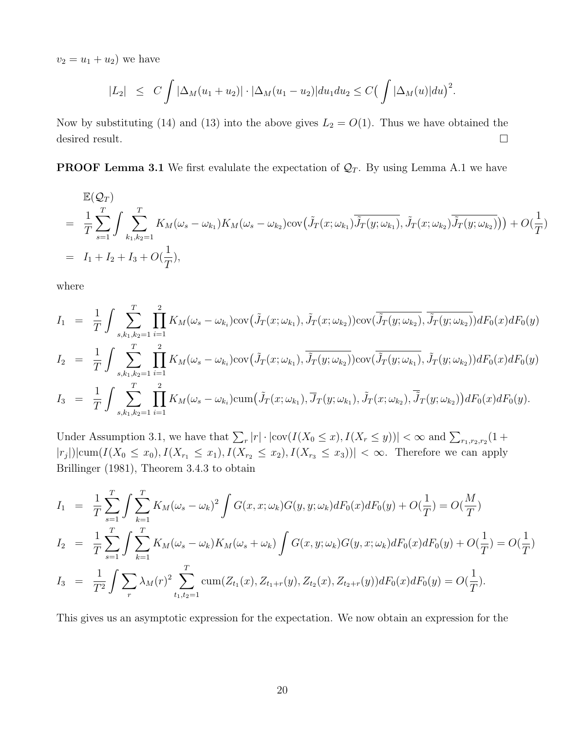$v_2 = u_1 + u_2$) we have

$$|L_2| \leq C \int |\Delta_M(u_1 + u_2)| \cdot |\Delta_M(u_1 - u_2)| du_1 du_2 \leq C\big(\int |\Delta_M(u)| du\big)^2.$$

Now by substituting (14) and (13) into the above gives $L_2 = O(1)$. Thus we have obtained the desired result. $\square$

**PROOF Lemma 3.1** We first evalulate the expectation of $\mathcal{Q}_T$. By using Lemma A.1 we have

$$\begin{aligned}
&\mathbb{E}(\mathcal{Q}_T) \\
&= \frac{1}{T}\sum_{s=1}^{T}\int \sum_{k_1,k_2=1}^{T} K_M(\omega_s - \omega_{k_1})K_M(\omega_s - \omega_{k_2})\mathrm{cov}\big(\tilde{J}_T(x;\omega_{k_1})\overline{\tilde{J}_T(y;\omega_{k_1})}, \tilde{J}_T(x;\omega_{k_2})\overline{\tilde{J}_T(y;\omega_{k_2})}\big)\big) + O(\frac{1}{T}) \\
&= I_1 + I_2 + I_3 + O(\frac{1}{T}),
\end{aligned}$$

where

$$\begin{aligned}
I_1 &= \frac{1}{T}\int \sum_{s,k_1,k_2=1}^{T}\prod_{i=1}^{2} K_M(\omega_s - \omega_{k_i})\mathrm{cov}\big(\tilde{J}_T(x;\omega_{k_1}), \tilde{J}_T(x;\omega_{k_2})\big)\mathrm{cov}\big(\overline{\tilde{J}_T(y;\omega_{k_2})}, \overline{\tilde{J}_T(y;\omega_{k_2})}\big)dF_0(x)dF_0(y) \\
I_2 &= \frac{1}{T}\int \sum_{s,k_1,k_2=1}^{T}\prod_{i=1}^{2} K_M(\omega_s - \omega_{k_i})\mathrm{cov}\big(\tilde{J}_T(x;\omega_{k_1}), \overline{\tilde{J}_T(y;\omega_{k_2})}\big)\mathrm{cov}\big(\overline{\tilde{J}_T(y;\omega_{k_1})}, \tilde{J}_T(y;\omega_{k_2})\big)dF_0(x)dF_0(y) \\
I_3 &= \frac{1}{T}\int \sum_{s,k_1,k_2=1}^{T}\prod_{i=1}^{2} K_M(\omega_s - \omega_{k_i})\mathrm{cum}\big(\tilde{J}_T(x;\omega_{k_1}), \overline{J}_T(y;\omega_{k_1}), \tilde{J}_T(x;\omega_{k_2}), \overline{\tilde{J}}_T(y;\omega_{k_2})\big)dF_0(x)dF_0(y).
\end{aligned}$$

Under Assumption 3.1, we have that $\sum_r |r| \cdot |\mathrm{cov}(I(X_0 \leq x), I(X_r \leq y))| < \infty$ and $\sum_{r_1,r_2,r_2}(1 + |r_j|)|\mathrm{cum}(I(X_0 \leq x_0), I(X_{r_1} \leq x_1), I(X_{r_2} \leq x_2), I(X_{r_3} \leq x_3))| < \infty$. Therefore we can apply Brillinger (1981), Theorem 3.4.3 to obtain

$$\begin{aligned}
I_1 &= \frac{1}{T}\sum_{s=1}^{T}\int\sum_{k=1}^{T} K_M(\omega_s - \omega_k)^2 \int G(x,x;\omega_k)G(y,y;\omega_k)dF_0(x)dF_0(y) + O(\frac{1}{T}) = O(\frac{M}{T}) \\
I_2 &= \frac{1}{T}\sum_{s=1}^{T}\int\sum_{k=1}^{T} K_M(\omega_s - \omega_k)K_M(\omega_s + \omega_k)\int G(x,y;\omega_k)G(y,x;\omega_k)dF_0(x)dF_0(y) + O(\frac{1}{T}) = O(\frac{1}{T}) \\
I_3 &= \frac{1}{T^2}\int\sum_r \lambda_M(r)^2 \sum_{t_1,t_2=1}^{T}\mathrm{cum}(Z_{t_1}(x), Z_{t_1+r}(y), Z_{t_2}(x), Z_{t_2+r}(y))dF_0(x)dF_0(y) = O(\frac{1}{T}).
\end{aligned}$$

This gives us an asymptotic expression for the expectation. We now obtain an expression for the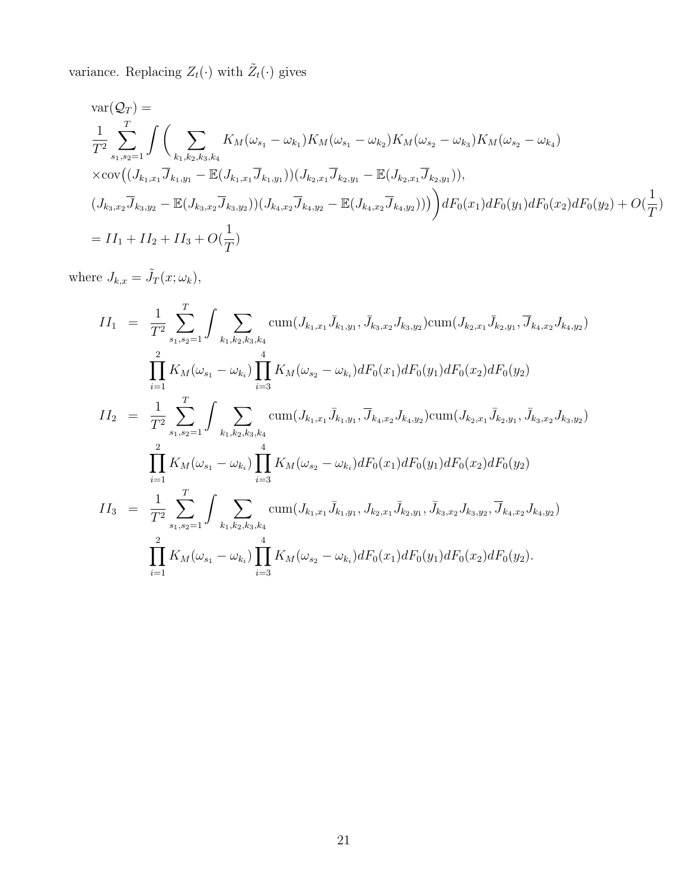variance. Replacing $Z_t(\cdot)$ with $\tilde{Z}_t(\cdot)$ gives

$$
\begin{aligned}
&\mathrm{var}(\mathcal{Q}_T) = \\
&\frac{1}{T^2}\sum_{s_1,s_2=1}^{T}\int\bigg(\sum_{k_1,k_2,k_3,k_4} K_M(\omega_{s_1}-\omega_{k_1})K_M(\omega_{s_1}-\omega_{k_2})K_M(\omega_{s_2}-\omega_{k_3})K_M(\omega_{s_2}-\omega_{k_4}) \\
&\times \mathrm{cov}\big((J_{k_1,x_1}\overline{J}_{k_1,y_1}-\mathbb{E}(J_{k_1,x_1}\overline{J}_{k_1,y_1}))(J_{k_2,x_1}\overline{J}_{k_2,y_1}-\mathbb{E}(J_{k_2,x_1}\overline{J}_{k_2,y_1})), \\
&(J_{k_3,x_2}\overline{J}_{k_3,y_2}-\mathbb{E}(J_{k_3,x_2}\overline{J}_{k_3,y_2}))(J_{k_4,x_2}\overline{J}_{k_4,y_2}-\mathbb{E}(J_{k_4,x_2}\overline{J}_{k_4,y_2}))\big)\bigg)dF_0(x_1)dF_0(y_1)dF_0(x_2)dF_0(y_2)+O(\frac{1}{T}) \\
&= II_1 + II_2 + II_3 + O(\frac{1}{T})
\end{aligned}
$$

where $J_{k,x} = \tilde{J}_T(x;\omega_k)$,

$$
\begin{aligned}
II_1 &= \frac{1}{T^2}\sum_{s_1,s_2=1}^{T}\int\sum_{k_1,k_2,k_3,k_4}\mathrm{cum}(J_{k_1,x_1}\bar{J}_{k_1,y_1},\bar{J}_{k_3,x_2}J_{k_3,y_2})\mathrm{cum}(J_{k_2,x_1}\bar{J}_{k_2,y_1},\overline{J}_{k_4,x_2}J_{k_4,y_2}) \\
&\quad \prod_{i=1}^{2}K_M(\omega_{s_1}-\omega_{k_i})\prod_{i=3}^{4}K_M(\omega_{s_2}-\omega_{k_i})dF_0(x_1)dF_0(y_1)dF_0(x_2)dF_0(y_2) \\
II_2 &= \frac{1}{T^2}\sum_{s_1,s_2=1}^{T}\int\sum_{k_1,k_2,k_3,k_4}\mathrm{cum}(J_{k_1,x_1}\bar{J}_{k_1,y_1},\overline{J}_{k_4,x_2}J_{k_4,y_2})\mathrm{cum}(J_{k_2,x_1}\bar{J}_{k_2,y_1},\bar{J}_{k_3,x_2}J_{k_3,y_2}) \\
&\quad \prod_{i=1}^{2}K_M(\omega_{s_1}-\omega_{k_i})\prod_{i=3}^{4}K_M(\omega_{s_2}-\omega_{k_i})dF_0(x_1)dF_0(y_1)dF_0(x_2)dF_0(y_2) \\
II_3 &= \frac{1}{T^2}\sum_{s_1,s_2=1}^{T}\int\sum_{k_1,k_2,k_3,k_4}\mathrm{cum}(J_{k_1,x_1}\bar{J}_{k_1,y_1},J_{k_2,x_1}\bar{J}_{k_2,y_1},\bar{J}_{k_3,x_2}J_{k_3,y_2},\overline{J}_{k_4,x_2}J_{k_4,y_2}) \\
&\quad \prod_{i=1}^{2}K_M(\omega_{s_1}-\omega_{k_i})\prod_{i=3}^{4}K_M(\omega_{s_2}-\omega_{k_i})dF_0(x_1)dF_0(y_1)dF_0(x_2)dF_0(y_2).
\end{aligned}
$$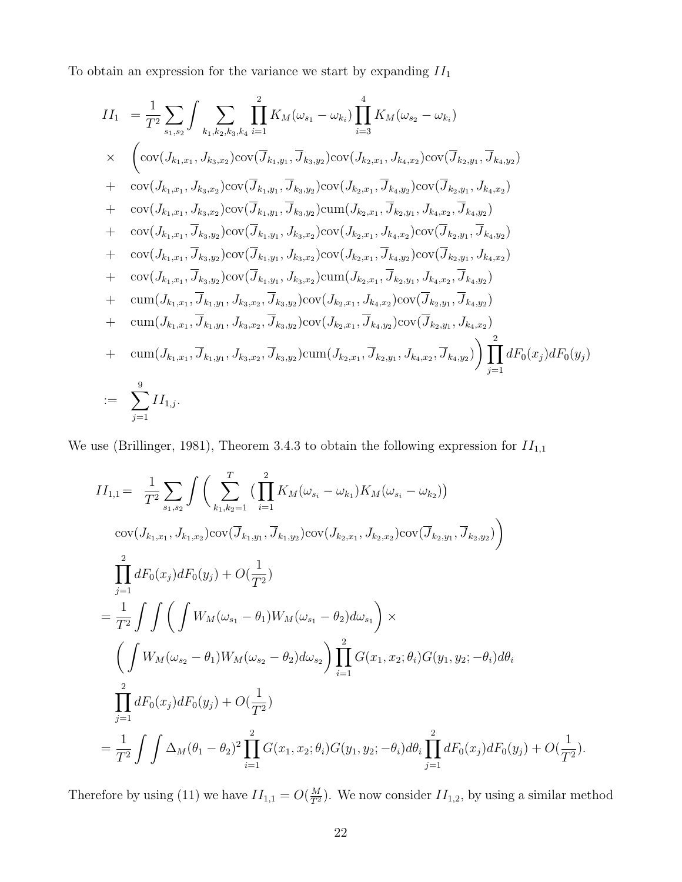To obtain an expression for the variance we start by expanding $II_1$

$$
\begin{aligned}
II_1 \;&= \frac{1}{T^2}\sum_{s_1,s_2}\int \sum_{k_1,k_2,k_3,k_4}\prod_{i=1}^{2}K_M(\omega_{s_1}-\omega_{k_i})\prod_{i=3}^{4}K_M(\omega_{s_2}-\omega_{k_i}) \\
\times &\quad \Big(\mathrm{cov}(J_{k_1,x_1},J_{k_3,x_2})\mathrm{cov}(\overline{J}_{k_1,y_1},\overline{J}_{k_3,y_2})\mathrm{cov}(J_{k_2,x_1},J_{k_4,x_2})\mathrm{cov}(\overline{J}_{k_2,y_1},\overline{J}_{k_4,y_2}) \\
+ &\quad \mathrm{cov}(J_{k_1,x_1},J_{k_3,x_2})\mathrm{cov}(\overline{J}_{k_1,y_1},\overline{J}_{k_3,y_2})\mathrm{cov}(J_{k_2,x_1},\overline{J}_{k_4,y_2})\mathrm{cov}(\overline{J}_{k_2,y_1},J_{k_4,x_2}) \\
+ &\quad \mathrm{cov}(J_{k_1,x_1},J_{k_3,x_2})\mathrm{cov}(\overline{J}_{k_1,y_1},\overline{J}_{k_3,y_2})\mathrm{cum}(J_{k_2,x_1},\overline{J}_{k_2,y_1},J_{k_4,x_2},\overline{J}_{k_4,y_2}) \\
+ &\quad \mathrm{cov}(J_{k_1,x_1},\overline{J}_{k_3,y_2})\mathrm{cov}(\overline{J}_{k_1,y_1},J_{k_3,x_2})\mathrm{cov}(J_{k_2,x_1},J_{k_4,x_2})\mathrm{cov}(\overline{J}_{k_2,y_1},\overline{J}_{k_4,y_2}) \\
+ &\quad \mathrm{cov}(J_{k_1,x_1},\overline{J}_{k_3,y_2})\mathrm{cov}(\overline{J}_{k_1,y_1},J_{k_3,x_2})\mathrm{cov}(J_{k_2,x_1},\overline{J}_{k_4,y_2})\mathrm{cov}(\overline{J}_{k_2,y_1},J_{k_4,x_2}) \\
+ &\quad \mathrm{cov}(J_{k_1,x_1},\overline{J}_{k_3,y_2})\mathrm{cov}(\overline{J}_{k_1,y_1},J_{k_3,x_2})\mathrm{cum}(J_{k_2,x_1},\overline{J}_{k_2,y_1},J_{k_4,x_2},\overline{J}_{k_4,y_2}) \\
+ &\quad \mathrm{cum}(J_{k_1,x_1},\overline{J}_{k_1,y_1},J_{k_3,x_2},\overline{J}_{k_3,y_2})\mathrm{cov}(J_{k_2,x_1},J_{k_4,x_2})\mathrm{cov}(\overline{J}_{k_2,y_1},\overline{J}_{k_4,y_2}) \\
+ &\quad \mathrm{cum}(J_{k_1,x_1},\overline{J}_{k_1,y_1},J_{k_3,x_2},\overline{J}_{k_3,y_2})\mathrm{cov}(J_{k_2,x_1},\overline{J}_{k_4,y_2})\mathrm{cov}(\overline{J}_{k_2,y_1},J_{k_4,x_2}) \\
+ &\quad \mathrm{cum}(J_{k_1,x_1},\overline{J}_{k_1,y_1},J_{k_3,x_2},\overline{J}_{k_3,y_2})\mathrm{cum}(J_{k_2,x_1},\overline{J}_{k_2,y_1},J_{k_4,x_2},\overline{J}_{k_4,y_2})\Big)\prod_{j=1}^{2}dF_0(x_j)dF_0(y_j) \\
:= &\quad \sum_{j=1}^{9}II_{1,j}.
\end{aligned}
$$

We use (Brillinger, 1981), Theorem 3.4.3 to obtain the following expression for $II_{1,1}$

$$
\begin{aligned}
II_{1,1} = &\; \frac{1}{T^2}\sum_{s_1,s_2}\int\Big(\sum_{k_1,k_2=1}^{T}\big(\prod_{i=1}^{2}K_M(\omega_{s_i}-\omega_{k_1})K_M(\omega_{s_i}-\omega_{k_2})\big) \\
&\mathrm{cov}(J_{k_1,x_1},J_{k_1,x_2})\mathrm{cov}(\overline{J}_{k_1,y_1},\overline{J}_{k_1,y_2})\mathrm{cov}(J_{k_2,x_1},J_{k_2,x_2})\mathrm{cov}(\overline{J}_{k_2,y_1},\overline{J}_{k_2,y_2})\Big) \\
&\prod_{j=1}^{2}dF_0(x_j)dF_0(y_j)+O(\frac{1}{T^2}) \\
= &\;\frac{1}{T^2}\int\int\Big(\int W_M(\omega_{s_1}-\theta_1)W_M(\omega_{s_1}-\theta_2)d\omega_{s_1}\Big)\times \\
&\Big(\int W_M(\omega_{s_2}-\theta_1)W_M(\omega_{s_2}-\theta_2)d\omega_{s_2}\Big)\prod_{i=1}^{2}G(x_1,x_2;\theta_i)G(y_1,y_2;-\theta_i)d\theta_i \\
&\prod_{j=1}^{2}dF_0(x_j)dF_0(y_j)+O(\frac{1}{T^2}) \\
= &\;\frac{1}{T^2}\int\int\Delta_M(\theta_1-\theta_2)^2\prod_{i=1}^{2}G(x_1,x_2;\theta_i)G(y_1,y_2;-\theta_i)d\theta_i\prod_{j=1}^{2}dF_0(x_j)dF_0(y_j)+O(\frac{1}{T^2}).
\end{aligned}
$$

Therefore by using (11) we have $II_{1,1}=O(\frac{M}{T^2})$. We now consider $II_{1,2}$, by using a similar method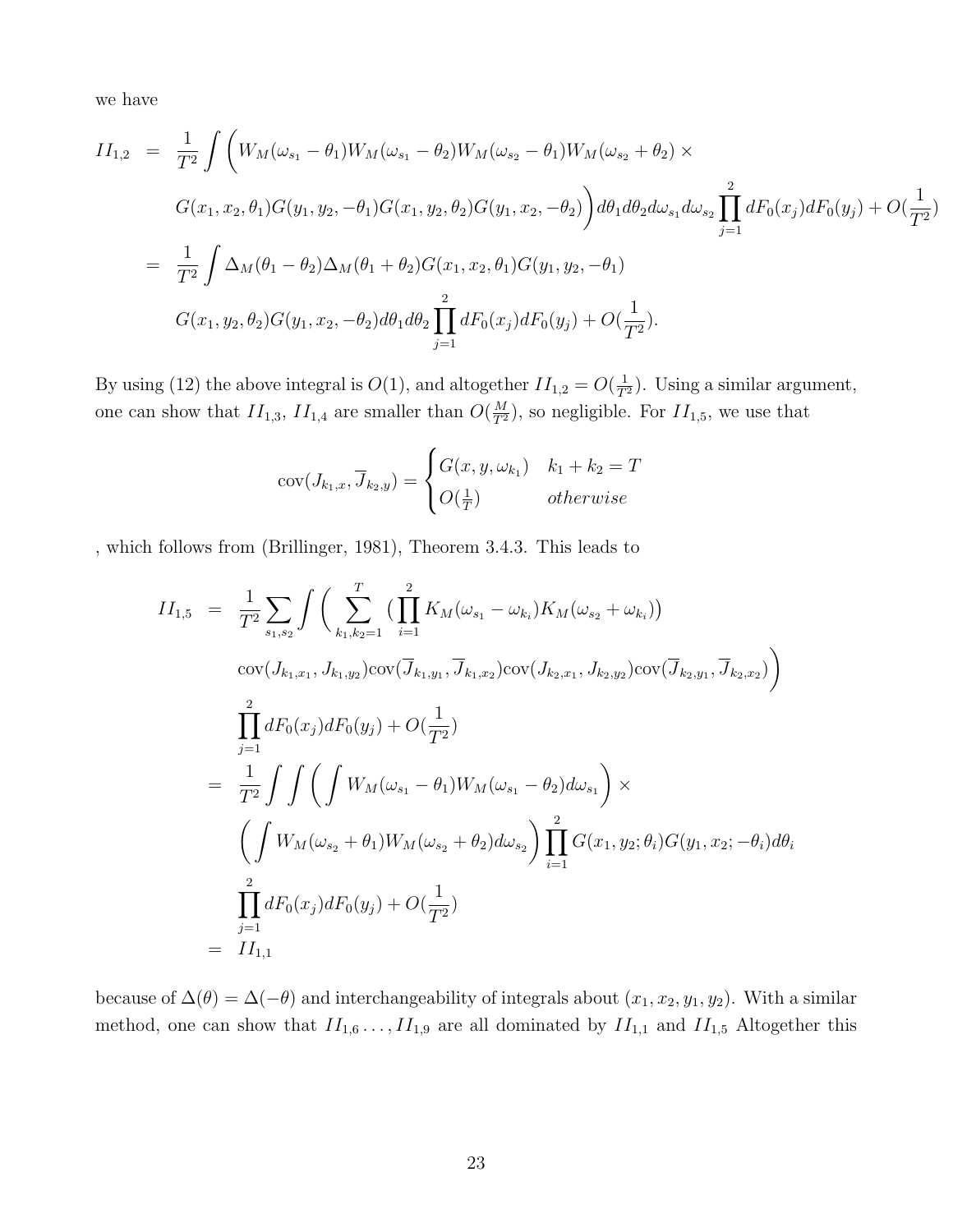we have

$$
\begin{aligned}
II_{1,2} &= \frac{1}{T^2}\int \Big( W_M(\omega_{s_1}-\theta_1)W_M(\omega_{s_1}-\theta_2)W_M(\omega_{s_2}-\theta_1)W_M(\omega_{s_2}+\theta_2)\times \\
&\quad G(x_1,x_2,\theta_1)G(y_1,y_2,-\theta_1)G(x_1,y_2,\theta_2)G(y_1,x_2,-\theta_2)\Big) d\theta_1 d\theta_2 d\omega_{s_1} d\omega_{s_2} \prod_{j=1}^{2} dF_0(x_j)dF_0(y_j) + O(\frac{1}{T^2}) \\
&= \frac{1}{T^2}\int \Delta_M(\theta_1-\theta_2)\Delta_M(\theta_1+\theta_2)G(x_1,x_2,\theta_1)G(y_1,y_2,-\theta_1) \\
&\quad G(x_1,y_2,\theta_2)G(y_1,x_2,-\theta_2)d\theta_1 d\theta_2 \prod_{j=1}^{2} dF_0(x_j)dF_0(y_j) + O(\frac{1}{T^2}).
\end{aligned}
$$

By using (12) the above integral is $O(1)$, and altogether $II_{1,2} = O(\frac{1}{T^2})$. Using a similar argument, one can show that $II_{1,3}$, $II_{1,4}$ are smaller than $O(\frac{M}{T^2})$, so negligible. For $II_{1,5}$, we use that

$$
\mathrm{cov}(J_{k_1,x}, \overline{J}_{k_2,y}) = \begin{cases} G(x,y,\omega_{k_1}) & k_1+k_2 = T \\ O(\frac{1}{T}) & otherwise \end{cases}
$$

, which follows from (Brillinger, 1981), Theorem 3.4.3. This leads to

$$
\begin{aligned}
II_{1,5} &= \frac{1}{T^2}\sum_{s_1,s_2}\int \Big( \sum_{k_1,k_2=1}^{T} \big(\prod_{i=1}^{2} K_M(\omega_{s_1}-\omega_{k_i})K_M(\omega_{s_2}+\omega_{k_i})\big) \\
&\quad \mathrm{cov}(J_{k_1,x_1}, J_{k_1,y_2})\mathrm{cov}(\overline{J}_{k_1,y_1}, \overline{J}_{k_1,x_2})\mathrm{cov}(J_{k_2,x_1}, J_{k_2,y_2})\mathrm{cov}(\overline{J}_{k_2,y_1}, \overline{J}_{k_2,x_2})\Big) \\
&\quad \prod_{j=1}^{2} dF_0(x_j)dF_0(y_j) + O(\frac{1}{T^2}) \\
&= \frac{1}{T^2}\int\int \Big( \int W_M(\omega_{s_1}-\theta_1)W_M(\omega_{s_1}-\theta_2)d\omega_{s_1}\Big) \times \\
&\quad \Big( \int W_M(\omega_{s_2}+\theta_1)W_M(\omega_{s_2}+\theta_2)d\omega_{s_2}\Big) \prod_{i=1}^{2} G(x_1,y_2;\theta_i)G(y_1,x_2;-\theta_i)d\theta_i \\
&\quad \prod_{j=1}^{2} dF_0(x_j)dF_0(y_j) + O(\frac{1}{T^2}) \\
&= II_{1,1}
\end{aligned}
$$

because of $\Delta(\theta) = \Delta(-\theta)$ and interchangeability of integrals about $(x_1, x_2, y_1, y_2)$. With a similar method, one can show that $II_{1,6}\ldots, II_{1,9}$ are all dominated by $II_{1,1}$ and $II_{1,5}$ Altogether this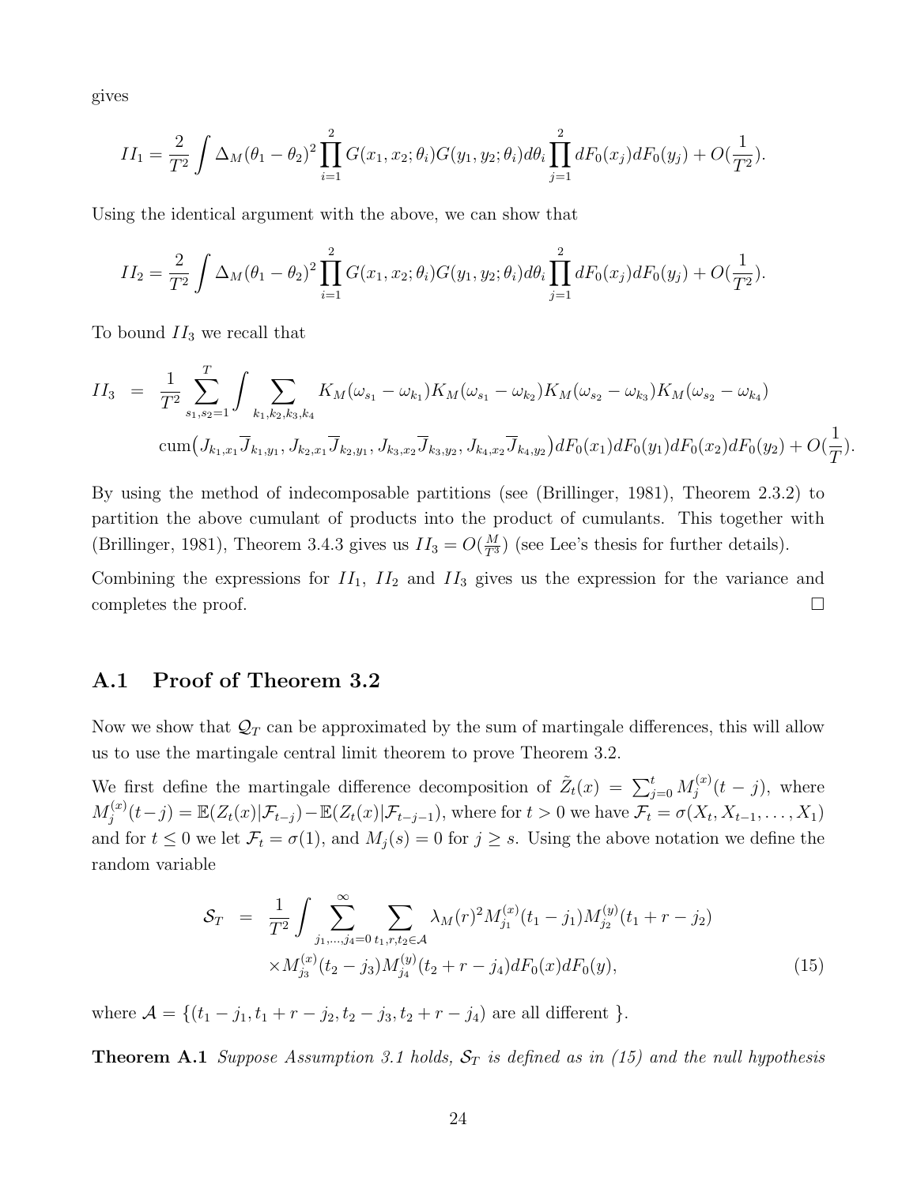gives

$$II_1 = \frac{2}{T^2}\int \Delta_M(\theta_1-\theta_2)^2\prod_{i=1}^{2}G(x_1,x_2;\theta_i)G(y_1,y_2;\theta_i)d\theta_i\prod_{j=1}^{2}dF_0(x_j)dF_0(y_j)+O(\frac{1}{T^2}).$$

Using the identical argument with the above, we can show that

$$II_2 = \frac{2}{T^2}\int \Delta_M(\theta_1-\theta_2)^2\prod_{i=1}^{2}G(x_1,x_2;\theta_i)G(y_1,y_2;\theta_i)d\theta_i\prod_{j=1}^{2}dF_0(x_j)dF_0(y_j)+O(\frac{1}{T^2}).$$

To bound $II_3$ we recall that

$$\begin{aligned} II_3 &= \frac{1}{T^2}\sum_{s_1,s_2=1}^{T}\int\sum_{k_1,k_2,k_3,k_4}K_M(\omega_{s_1}-\omega_{k_1})K_M(\omega_{s_1}-\omega_{k_2})K_M(\omega_{s_2}-\omega_{k_3})K_M(\omega_{s_2}-\omega_{k_4}) \\ &\quad \mathrm{cum}\big(J_{k_1,x_1}\overline{J}_{k_1,y_1},J_{k_2,x_1}\overline{J}_{k_2,y_1},J_{k_3,x_2}\overline{J}_{k_3,y_2},J_{k_4,x_2}\overline{J}_{k_4,y_2}\big)dF_0(x_1)dF_0(y_1)dF_0(x_2)dF_0(y_2)+O(\frac{1}{T}). \end{aligned}$$

By using the method of indecomposable partitions (see (Brillinger, 1981), Theorem 2.3.2) to partition the above cumulant of products into the product of cumulants. This together with (Brillinger, 1981), Theorem 3.4.3 gives us $II_3 = O(\frac{M}{T^3})$ (see Lee's thesis for further details).

Combining the expressions for $II_1$, $II_2$ and $II_3$ gives us the expression for the variance and completes the proof. $\square$

## A.1 Proof of Theorem 3.2

Now we show that $\mathcal{Q}_T$ can be approximated by the sum of martingale differences, this will allow us to use the martingale central limit theorem to prove Theorem 3.2.

We first define the martingale difference decomposition of $\tilde{Z}_t(x) = \sum_{j=0}^{t}M_j^{(x)}(t-j)$, where $M_j^{(x)}(t-j) = \mathbb{E}(Z_t(x)|\mathcal{F}_{t-j})-\mathbb{E}(Z_t(x)|\mathcal{F}_{t-j-1})$, where for $t>0$ we have $\mathcal{F}_t = \sigma(X_t,X_{t-1},\ldots,X_1)$ and for $t\leq 0$ we let $\mathcal{F}_t=\sigma(1)$, and $M_j(s)=0$ for $j\geq s$. Using the above notation we define the random variable

$$\begin{aligned} \mathcal{S}_T &= \frac{1}{T^2}\int\sum_{j_1,\ldots,j_4=0}^{\infty}\sum_{t_1,r,t_2\in\mathcal{A}}\lambda_M(r)^2M_{j_1}^{(x)}(t_1-j_1)M_{j_2}^{(y)}(t_1+r-j_2) \\ &\quad \times M_{j_3}^{(x)}(t_2-j_3)M_{j_4}^{(y)}(t_2+r-j_4)dF_0(x)dF_0(y), \end{aligned} \tag{15}$$

where $\mathcal{A} = \{(t_1-j_1,t_1+r-j_2,t_2-j_3,t_2+r-j_4)$ are all different $\}$.

**Theorem A.1** *Suppose Assumption 3.1 holds, $\mathcal{S}_T$ is defined as in (15) and the null hypothesis*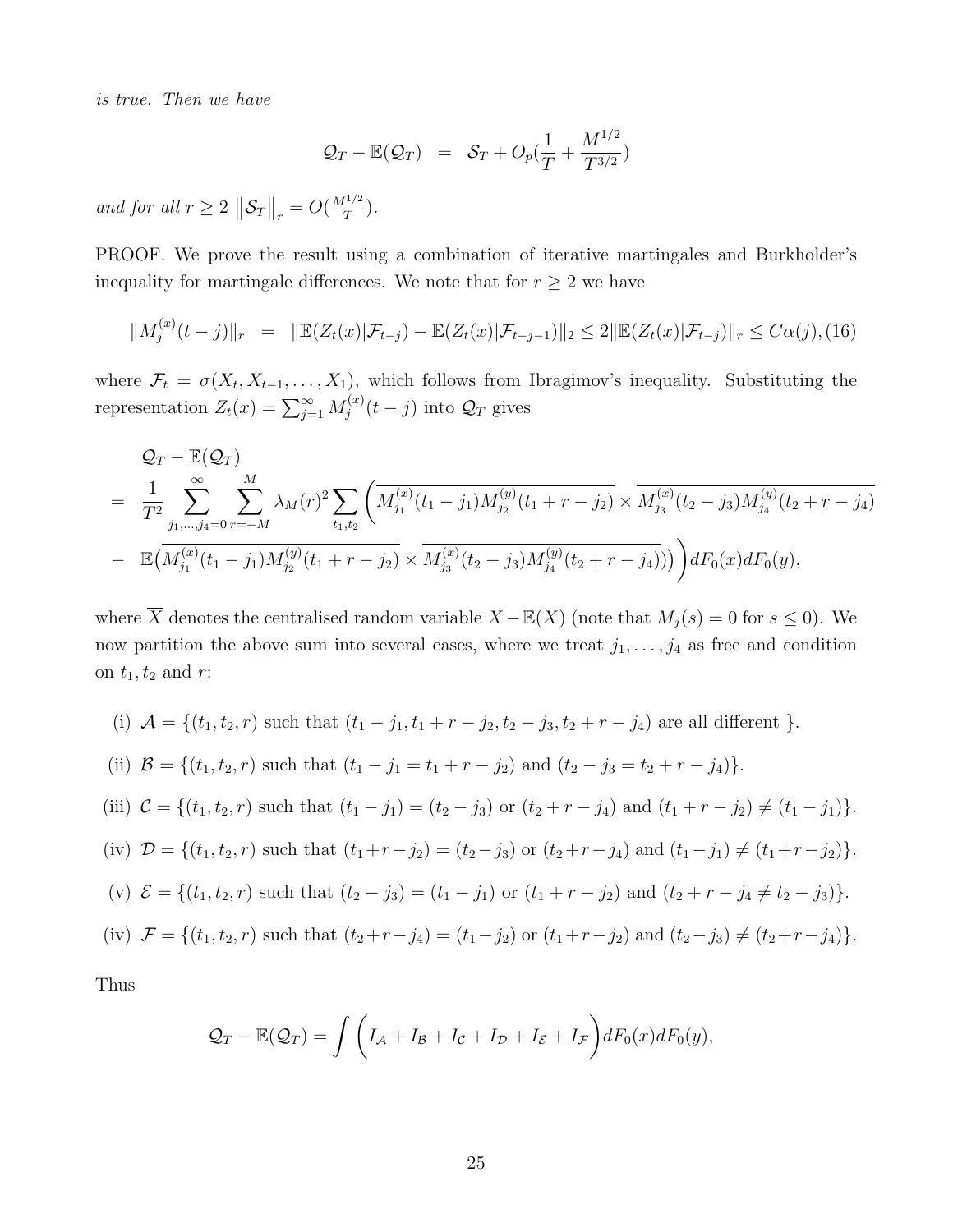*is true. Then we have*

$$\mathcal{Q}_T - \mathbb{E}(\mathcal{Q}_T) \;\; = \;\; \mathcal{S}_T + O_p(\frac{1}{T} + \frac{M^{1/2}}{T^{3/2}})$$

*and for all* $r \geq 2$ $\left\|\mathcal{S}_T\right\|_r = O(\frac{M^{1/2}}{T})$.

PROOF. We prove the result using a combination of iterative martingales and Burkholder's inequality for martingale differences. We note that for $r \geq 2$ we have

$$\|M_j^{(x)}(t-j)\|_r \;\; = \;\; \|\mathbb{E}(Z_t(x)|\mathcal{F}_{t-j}) - \mathbb{E}(Z_t(x)|\mathcal{F}_{t-j-1})\|_2 \leq 2\|\mathbb{E}(Z_t(x)|\mathcal{F}_{t-j})\|_r \leq C\alpha(j), \quad (16)$$

where $\mathcal{F}_t = \sigma(X_t, X_{t-1}, \ldots, X_1)$, which follows from Ibragimov's inequality. Substituting the representation $Z_t(x) = \sum_{j=1}^{\infty} M_j^{(x)}(t-j)$ into $\mathcal{Q}_T$ gives

$$\begin{aligned}
&\mathcal{Q}_T - \mathbb{E}(\mathcal{Q}_T) \\
= \;& \frac{1}{T^2} \sum_{j_1,\ldots,j_4=0}^{\infty} \sum_{r=-M}^{M} \lambda_M(r)^2 \sum_{t_1,t_2} \Big( \overline{M_{j_1}^{(x)}(t_1-j_1)M_{j_2}^{(y)}(t_1+r-j_2)} \times \overline{M_{j_3}^{(x)}(t_2-j_3)M_{j_4}^{(y)}(t_2+r-j_4)} \\
- \;& \mathbb{E}\big(\overline{M_{j_1}^{(x)}(t_1-j_1)M_{j_2}^{(y)}(t_1+r-j_2)} \times \overline{M_{j_3}^{(x)}(t_2-j_3)M_{j_4}^{(y)}(t_2+r-j_4)}\big)\Big) dF_0(x)dF_0(y),
\end{aligned}$$

where $\overline{X}$ denotes the centralised random variable $X - \mathbb{E}(X)$ (note that $M_j(s) = 0$ for $s \leq 0$). We now partition the above sum into several cases, where we treat $j_1, \ldots, j_4$ as free and condition on $t_1, t_2$ and $r$:

(i) $\mathcal{A} = \{(t_1, t_2, r)$ such that $(t_1 - j_1, t_1 + r - j_2, t_2 - j_3, t_2 + r - j_4)$ are all different $\}$.

(ii) $\mathcal{B} = \{(t_1, t_2, r)$ such that $(t_1 - j_1 = t_1 + r - j_2)$ and $(t_2 - j_3 = t_2 + r - j_4)\}$.

(iii) $\mathcal{C} = \{(t_1, t_2, r)$ such that $(t_1 - j_1) = (t_2 - j_3)$ or $(t_2 + r - j_4)$ and $(t_1 + r - j_2) \neq (t_1 - j_1)\}$.

(iv) $\mathcal{D} = \{(t_1, t_2, r)$ such that $(t_1 + r - j_2) = (t_2 - j_3)$ or $(t_2 + r - j_4)$ and $(t_1 - j_1) \neq (t_1 + r - j_2)\}$.

(v) $\mathcal{E} = \{(t_1, t_2, r)$ such that $(t_2 - j_3) = (t_1 - j_1)$ or $(t_1 + r - j_2)$ and $(t_2 + r - j_4 \neq t_2 - j_3)\}$.

(iv) $\mathcal{F} = \{(t_1, t_2, r)$ such that $(t_2 + r - j_4) = (t_1 - j_2)$ or $(t_1 + r - j_2)$ and $(t_2 - j_3) \neq (t_2 + r - j_4)\}$.

Thus

$$\mathcal{Q}_T - \mathbb{E}(\mathcal{Q}_T) = \int \Big( I_{\mathcal{A}} + I_{\mathcal{B}} + I_{\mathcal{C}} + I_{\mathcal{D}} + I_{\mathcal{E}} + I_{\mathcal{F}} \Big) dF_0(x)dF_0(y),$$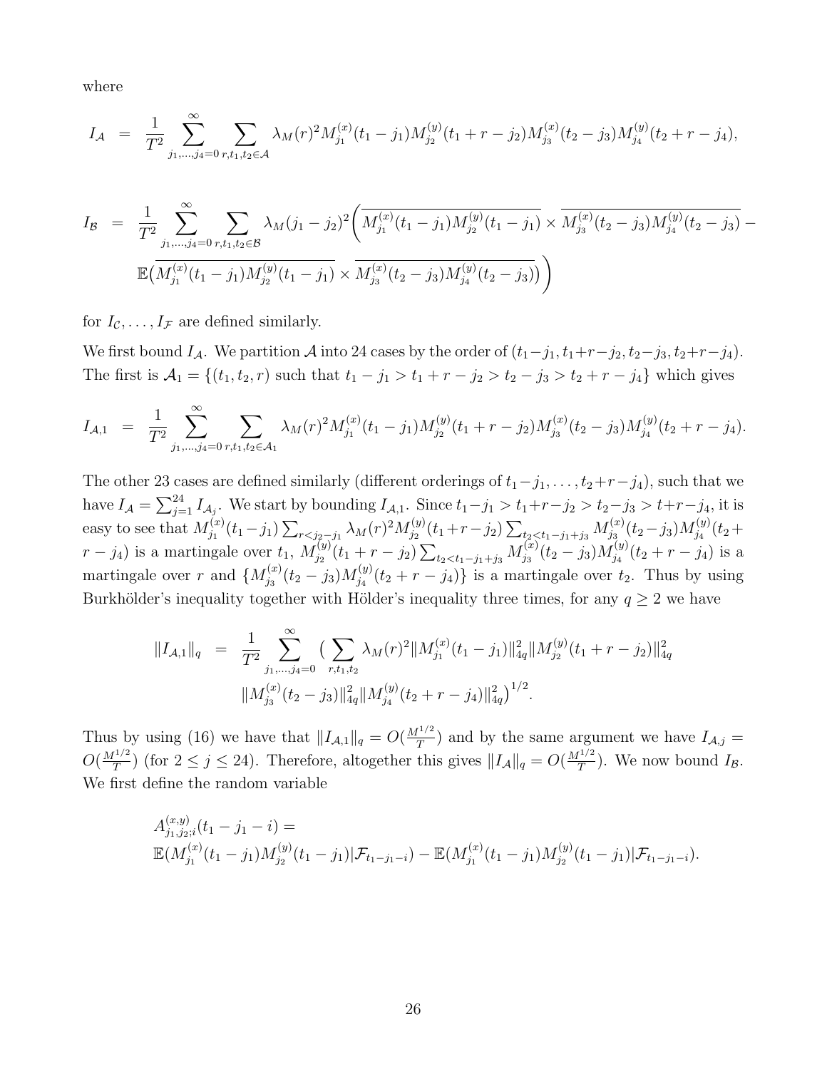where

$$I_{\mathcal{A}} = \frac{1}{T^2}\sum_{j_1,\ldots,j_4=0}^{\infty}\sum_{r,t_1,t_2\in\mathcal{A}}\lambda_M(r)^2 M_{j_1}^{(x)}(t_1-j_1)M_{j_2}^{(y)}(t_1+r-j_2)M_{j_3}^{(x)}(t_2-j_3)M_{j_4}^{(y)}(t_2+r-j_4),$$

$$\begin{aligned} I_{\mathcal{B}} = \frac{1}{T^2}\sum_{j_1,\ldots,j_4=0}^{\infty}\sum_{r,t_1,t_2\in\mathcal{B}}\lambda_M(j_1-j_2)^2\Big(&\overline{M_{j_1}^{(x)}(t_1-j_1)M_{j_2}^{(y)}(t_1-j_1)}\times\overline{M_{j_3}^{(x)}(t_2-j_3)M_{j_4}^{(y)}(t_2-j_3)} - \\ &\mathbb{E}\big(\overline{M_{j_1}^{(x)}(t_1-j_1)M_{j_2}^{(y)}(t_1-j_1)}\times\overline{M_{j_3}^{(x)}(t_2-j_3)M_{j_4}^{(y)}(t_2-j_3)}\big)\Big)\end{aligned}$$

for $I_{\mathcal{C}},\ldots,I_{\mathcal{F}}$ are defined similarly.

We first bound $I_{\mathcal{A}}$. We partition $\mathcal{A}$ into 24 cases by the order of $(t_1-j_1, t_1+r-j_2, t_2-j_3, t_2+r-j_4)$. The first is $\mathcal{A}_1 = \{(t_1,t_2,r)$ such that $t_1-j_1 > t_1+r-j_2 > t_2-j_3 > t_2+r-j_4\}$ which gives

$$I_{\mathcal{A},1} = \frac{1}{T^2}\sum_{j_1,\ldots,j_4=0}^{\infty}\sum_{r,t_1,t_2\in\mathcal{A}_1}\lambda_M(r)^2 M_{j_1}^{(x)}(t_1-j_1)M_{j_2}^{(y)}(t_1+r-j_2)M_{j_3}^{(x)}(t_2-j_3)M_{j_4}^{(y)}(t_2+r-j_4).$$

The other 23 cases are defined similarly (different orderings of $t_1-j_1,\ldots,t_2+r-j_4$), such that we have $I_{\mathcal{A}} = \sum_{j=1}^{24} I_{\mathcal{A}_j}$. We start by bounding $I_{\mathcal{A},1}$. Since $t_1-j_1 > t_1+r-j_2 > t_2-j_3 > t+r-j_4$, it is easy to see that $M_{j_1}^{(x)}(t_1-j_1)\sum_{r<j_2-j_1}\lambda_M(r)^2 M_{j_2}^{(y)}(t_1+r-j_2)\sum_{t_2<t_1-j_1+j_3}M_{j_3}^{(x)}(t_2-j_3)M_{j_4}^{(y)}(t_2+r-j_4)$ is a martingale over $t_1$, $M_{j_2}^{(y)}(t_1+r-j_2)\sum_{t_2<t_1-j_1+j_3}M_{j_3}^{(x)}(t_2-j_3)M_{j_4}^{(y)}(t_2+r-j_4)$ is a martingale over $r$ and $\{M_{j_3}^{(x)}(t_2-j_3)M_{j_4}^{(y)}(t_2+r-j_4)\}$ is a martingale over $t_2$. Thus by using Burkhölder's inequality together with Hölder's inequality three times, for any $q\geq 2$ we have

$$\begin{aligned}\|I_{\mathcal{A},1}\|_q = \frac{1}{T^2}\sum_{j_1,\ldots,j_4=0}^{\infty}\big(&\sum_{r,t_1,t_2}\lambda_M(r)^2\|M_{j_1}^{(x)}(t_1-j_1)\|_{4q}^2\|M_{j_2}^{(y)}(t_1+r-j_2)\|_{4q}^2 \\ &\|M_{j_3}^{(x)}(t_2-j_3)\|_{4q}^2\|M_{j_4}^{(y)}(t_2+r-j_4)\|_{4q}^2\big)^{1/2}.\end{aligned}$$

Thus by using (16) we have that $\|I_{\mathcal{A},1}\|_q = O(\frac{M^{1/2}}{T})$ and by the same argument we have $I_{\mathcal{A},j} = O(\frac{M^{1/2}}{T})$ (for $2\leq j\leq 24$). Therefore, altogether this gives $\|I_{\mathcal{A}}\|_q = O(\frac{M^{1/2}}{T})$. We now bound $I_{\mathcal{B}}$. We first define the random variable

$$\begin{aligned}&A_{j_1,j_2;i}^{(x,y)}(t_1-j_1-i) = \\ &\mathbb{E}(M_{j_1}^{(x)}(t_1-j_1)M_{j_2}^{(y)}(t_1-j_1)|\mathcal{F}_{t_1-j_1-i}) - \mathbb{E}(M_{j_1}^{(x)}(t_1-j_1)M_{j_2}^{(y)}(t_1-j_1)|\mathcal{F}_{t_1-j_1-i}).\end{aligned}$$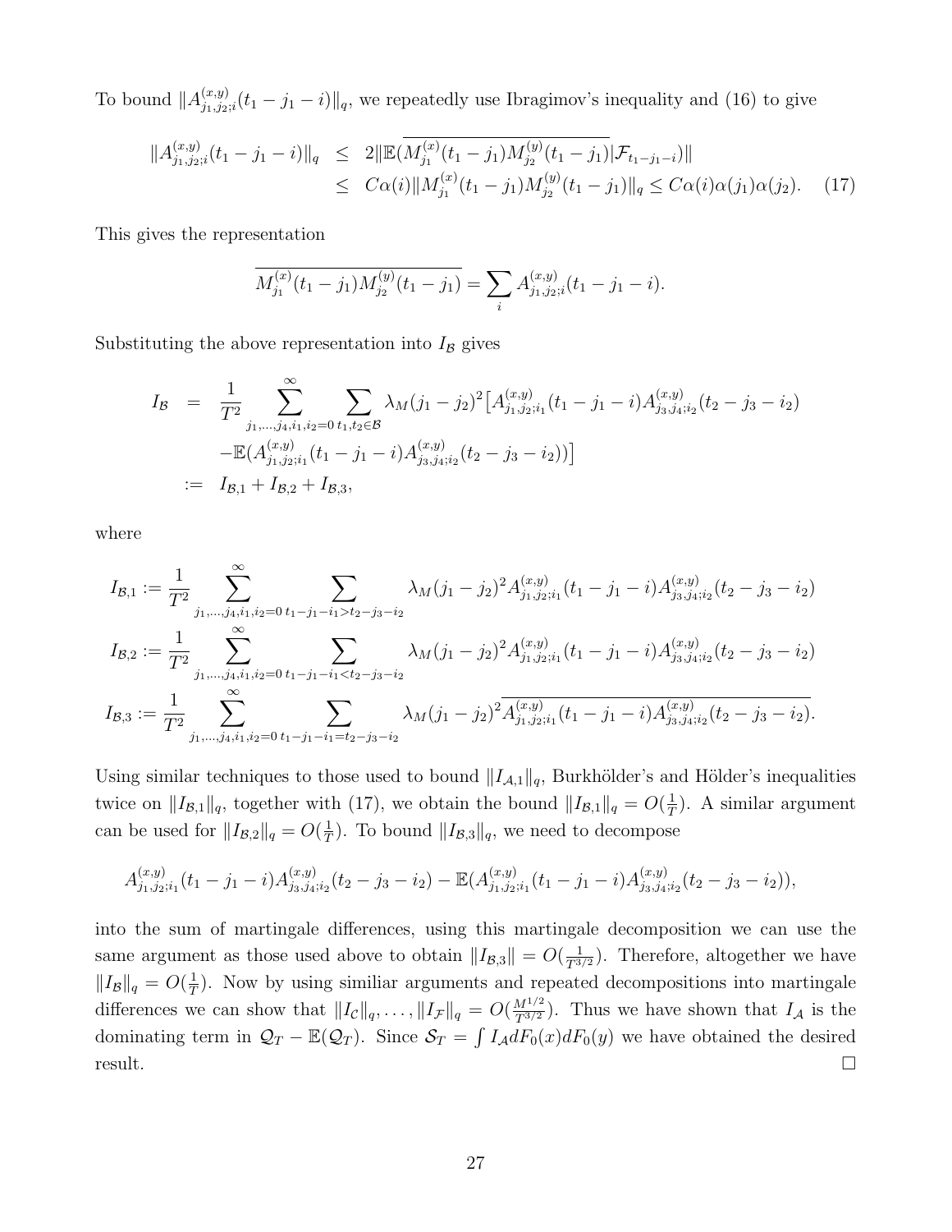To bound $\|A^{(x,y)}_{j_1,j_2;i}(t_1-j_1-i)\|_q$, we repeatedly use Ibragimov's inequality and (16) to give

$$
\begin{aligned}
\|A^{(x,y)}_{j_1,j_2;i}(t_1-j_1-i)\|_q &\leq 2\|\mathbb{E}(\overline{M^{(x)}_{j_1}(t_1-j_1)M^{(y)}_{j_2}(t_1-j_1)}|\mathcal{F}_{t_1-j_1-i})\| \\
&\leq C\alpha(i)\|M^{(x)}_{j_1}(t_1-j_1)M^{(y)}_{j_2}(t_1-j_1)\|_q \leq C\alpha(i)\alpha(j_1)\alpha(j_2). \quad (17)
\end{aligned}
$$

This gives the representation

$$
\overline{M^{(x)}_{j_1}(t_1-j_1)M^{(y)}_{j_2}(t_1-j_1)} = \sum_i A^{(x,y)}_{j_1,j_2;i}(t_1-j_1-i).
$$

Substituting the above representation into $I_{\mathcal{B}}$ gives

$$
\begin{aligned}
I_{\mathcal{B}} &= \frac{1}{T^2}\sum_{j_1,\ldots,j_4,i_1,i_2=0}^{\infty}\sum_{t_1,t_2\in\mathcal{B}}\lambda_M(j_1-j_2)^2\big[A^{(x,y)}_{j_1,j_2;i_1}(t_1-j_1-i)A^{(x,y)}_{j_3,j_4;i_2}(t_2-j_3-i_2) \\
&\quad -\mathbb{E}(A^{(x,y)}_{j_1,j_2;i_1}(t_1-j_1-i)A^{(x,y)}_{j_3,j_4;i_2}(t_2-j_3-i_2))\big] \\
&:= I_{\mathcal{B},1}+I_{\mathcal{B},2}+I_{\mathcal{B},3},
\end{aligned}
$$

where

$$
\begin{aligned}
I_{\mathcal{B},1} &:= \frac{1}{T^2}\sum_{j_1,\ldots,j_4,i_1,i_2=0}^{\infty}\sum_{t_1-j_1-i_1>t_2-j_3-i_2}\lambda_M(j_1-j_2)^2 A^{(x,y)}_{j_1,j_2;i_1}(t_1-j_1-i)A^{(x,y)}_{j_3,j_4;i_2}(t_2-j_3-i_2) \\
I_{\mathcal{B},2} &:= \frac{1}{T^2}\sum_{j_1,\ldots,j_4,i_1,i_2=0}^{\infty}\sum_{t_1-j_1-i_1<t_2-j_3-i_2}\lambda_M(j_1-j_2)^2 A^{(x,y)}_{j_1,j_2;i_1}(t_1-j_1-i)A^{(x,y)}_{j_3,j_4;i_2}(t_2-j_3-i_2) \\
I_{\mathcal{B},3} &:= \frac{1}{T^2}\sum_{j_1,\ldots,j_4,i_1,i_2=0}^{\infty}\sum_{t_1-j_1-i_1=t_2-j_3-i_2}\lambda_M(j_1-j_2)^2 \overline{A^{(x,y)}_{j_1,j_2;i_1}(t_1-j_1-i)A^{(x,y)}_{j_3,j_4;i_2}(t_2-j_3-i_2)}.
\end{aligned}
$$

Using similar techniques to those used to bound $\|I_{\mathcal{A},1}\|_q$, Burkhölder's and Hölder's inequalities twice on $\|I_{\mathcal{B},1}\|_q$, together with (17), we obtain the bound $\|I_{\mathcal{B},1}\|_q = O(\frac{1}{T})$. A similar argument can be used for $\|I_{\mathcal{B},2}\|_q = O(\frac{1}{T})$. To bound $\|I_{\mathcal{B},3}\|_q$, we need to decompose

$$
A^{(x,y)}_{j_1,j_2;i_1}(t_1-j_1-i)A^{(x,y)}_{j_3,j_4;i_2}(t_2-j_3-i_2) - \mathbb{E}(A^{(x,y)}_{j_1,j_2;i_1}(t_1-j_1-i)A^{(x,y)}_{j_3,j_4;i_2}(t_2-j_3-i_2)),
$$

into the sum of martingale differences, using this martingale decomposition we can use the same argument as those used above to obtain $\|I_{\mathcal{B},3}\| = O(\frac{1}{T^{3/2}})$. Therefore, altogether we have $\|I_{\mathcal{B}}\|_q = O(\frac{1}{T})$. Now by using similiar arguments and repeated decompositions into martingale differences we can show that $\|I_{\mathcal{C}}\|_q,\ldots,\|I_{\mathcal{F}}\|_q = O(\frac{M^{1/2}}{T^{3/2}})$. Thus we have shown that $I_{\mathcal{A}}$ is the dominating term in $\mathcal{Q}_T - \mathbb{E}(\mathcal{Q}_T)$. Since $\mathcal{S}_T = \int I_{\mathcal{A}}dF_0(x)dF_0(y)$ we have obtained the desired result. □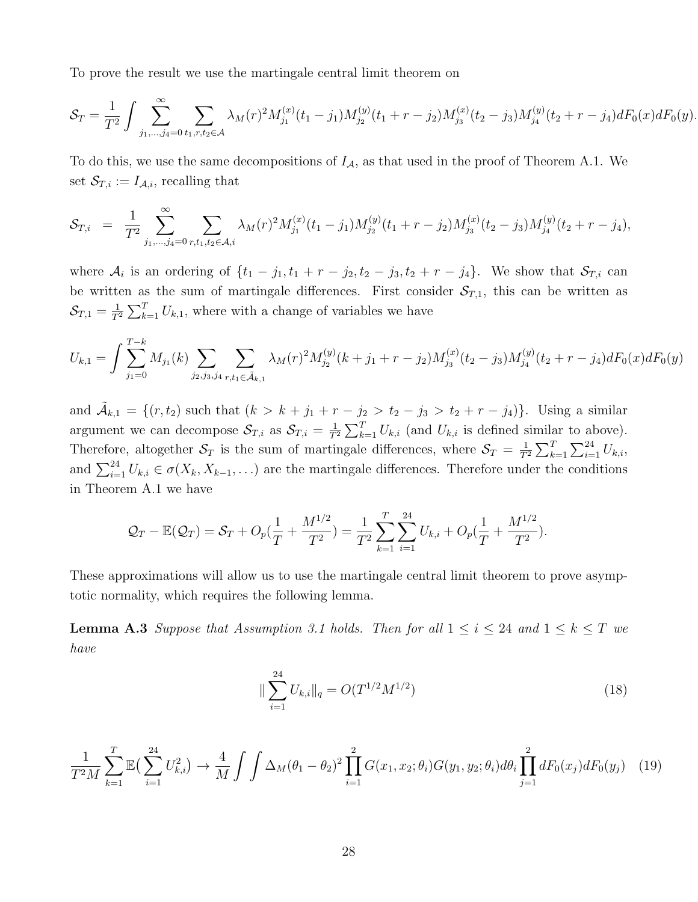To prove the result we use the martingale central limit theorem on

$$\mathcal{S}_T = \frac{1}{T^2}\int \sum_{j_1,\ldots,j_4=0}^{\infty}\sum_{t_1,r,t_2\in\mathcal{A}} \lambda_M(r)^2 M_{j_1}^{(x)}(t_1-j_1)M_{j_2}^{(y)}(t_1+r-j_2)M_{j_3}^{(x)}(t_2-j_3)M_{j_4}^{(y)}(t_2+r-j_4)dF_0(x)dF_0(y).$$

To do this, we use the same decompositions of $I_{\mathcal{A}}$, as that used in the proof of Theorem A.1. We set $\mathcal{S}_{T,i} := I_{\mathcal{A},i}$, recalling that

$$\mathcal{S}_{T,i} \;=\; \frac{1}{T^2}\sum_{j_1,\ldots,j_4=0}^{\infty}\sum_{r,t_1,t_2\in\mathcal{A},i} \lambda_M(r)^2 M_{j_1}^{(x)}(t_1-j_1)M_{j_2}^{(y)}(t_1+r-j_2)M_{j_3}^{(x)}(t_2-j_3)M_{j_4}^{(y)}(t_2+r-j_4),$$

where $\mathcal{A}_i$ is an ordering of $\{t_1-j_1, t_1+r-j_2, t_2-j_3, t_2+r-j_4\}$. We show that $\mathcal{S}_{T,i}$ can be written as the sum of martingale differences. First consider $\mathcal{S}_{T,1}$, this can be written as $\mathcal{S}_{T,1} = \frac{1}{T^2}\sum_{k=1}^{T} U_{k,1}$, where with a change of variables we have

$$U_{k,1} = \int \sum_{j_1=0}^{T-k} M_{j_1}(k)\sum_{j_2,j_3,j_4}\sum_{r,t_1\in\tilde{\mathcal{A}}_{k,1}} \lambda_M(r)^2 M_{j_2}^{(y)}(k+j_1+r-j_2)M_{j_3}^{(x)}(t_2-j_3)M_{j_4}^{(y)}(t_2+r-j_4)dF_0(x)dF_0(y)$$

and $\tilde{\mathcal{A}}_{k,1} = \{(r,t_2) \text{ such that } (k > k+j_1+r-j_2 > t_2-j_3 > t_2+r-j_4)\}$. Using a similar argument we can decompose $\mathcal{S}_{T,i}$ as $\mathcal{S}_{T,i} = \frac{1}{T^2}\sum_{k=1}^{T} U_{k,i}$ (and $U_{k,i}$ is defined similar to above). Therefore, altogether $\mathcal{S}_T$ is the sum of martingale differences, where $\mathcal{S}_T = \frac{1}{T^2}\sum_{k=1}^{T}\sum_{i=1}^{24} U_{k,i}$, and $\sum_{i=1}^{24} U_{k,i} \in \sigma(X_k, X_{k-1},\ldots)$ are the martingale differences. Therefore under the conditions in Theorem A.1 we have

$$\mathcal{Q}_T - \mathbb{E}(\mathcal{Q}_T) = \mathcal{S}_T + O_p\left(\frac{1}{T} + \frac{M^{1/2}}{T^2}\right) = \frac{1}{T^2}\sum_{k=1}^{T}\sum_{i=1}^{24} U_{k,i} + O_p\left(\frac{1}{T} + \frac{M^{1/2}}{T^2}\right).$$

These approximations will allow us to use the martingale central limit theorem to prove asymptotic normality, which requires the following lemma.

**Lemma A.3** *Suppose that Assumption 3.1 holds. Then for all $1 \le i \le 24$ and $1 \le k \le T$ we have*

$$\|\sum_{i=1}^{24} U_{k,i}\|_q = O(T^{1/2}M^{1/2}) \tag{18}$$

$$\frac{1}{T^2 M}\sum_{k=1}^{T}\mathbb{E}\Big(\sum_{i=1}^{24} U_{k,i}^2\Big) \to \frac{4}{M}\int\int \Delta_M(\theta_1-\theta_2)^2 \prod_{i=1}^{2} G(x_1,x_2;\theta_i)G(y_1,y_2;\theta_i)d\theta_i \prod_{j=1}^{2} dF_0(x_j)dF_0(y_j) \tag{19}$$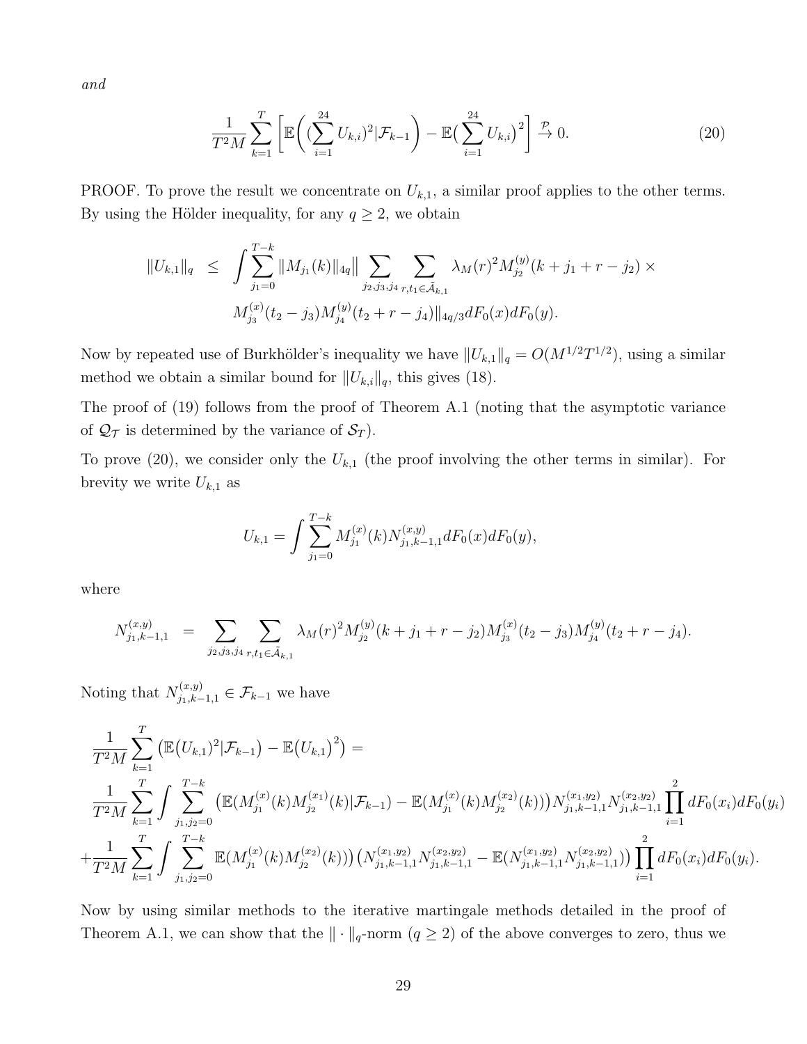*and*

$$\frac{1}{T^2 M}\sum_{k=1}^{T}\left[\mathbb{E}\bigg((\sum_{i=1}^{24}U_{k,i})^2|\mathcal{F}_{k-1}\bigg) - \mathbb{E}\big(\sum_{i=1}^{24}U_{k,i}\big)^2\right] \xrightarrow{\mathcal{P}} 0. \tag{20}$$

PROOF. To prove the result we concentrate on $U_{k,1}$, a similar proof applies to the other terms. By using the Hölder inequality, for any $q \geq 2$, we obtain

$$\begin{aligned}\|U_{k,1}\|_q \quad &\leq \quad \int \sum_{j_1=0}^{T-k}\|M_{j_1}(k)\|_{4q}\Big\| \sum_{j_2,j_3,j_4}\sum_{r,t_1\in\bar{\mathcal{A}}_{k,1}} \lambda_M(r)^2 M_{j_2}^{(y)}(k+j_1+r-j_2)\times \\ &\qquad M_{j_3}^{(x)}(t_2-j_3)M_{j_4}^{(y)}(t_2+r-j_4)\Big\|_{4q/3}dF_0(x)dF_0(y).\end{aligned}$$

Now by repeated use of Burkhölder's inequality we have $\|U_{k,1}\|_q = O(M^{1/2}T^{1/2})$, using a similar method we obtain a similar bound for $\|U_{k,i}\|_q$, this gives (18).

The proof of (19) follows from the proof of Theorem A.1 (noting that the asymptotic variance of $\mathcal{Q}_{\mathcal{T}}$ is determined by the variance of $\mathcal{S}_T$).

To prove (20), we consider only the $U_{k,1}$ (the proof involving the other terms in similar). For brevity we write $U_{k,1}$ as

$$U_{k,1} = \int \sum_{j_1=0}^{T-k} M_{j_1}^{(x)}(k)N_{j_1,k-1,1}^{(x,y)}dF_0(x)dF_0(y),$$

where

$$N_{j_1,k-1,1}^{(x,y)} \quad = \quad \sum_{j_2,j_3,j_4}\sum_{r,t_1\in\bar{\mathcal{A}}_{k,1}} \lambda_M(r)^2 M_{j_2}^{(y)}(k+j_1+r-j_2)M_{j_3}^{(x)}(t_2-j_3)M_{j_4}^{(y)}(t_2+r-j_4).$$

Noting that $N_{j_1,k-1,1}^{(x,y)} \in \mathcal{F}_{k-1}$ we have

$$\begin{aligned}&\frac{1}{T^2M}\sum_{k=1}^{T}\big(\mathbb{E}\big(U_{k,1}\big)^2|\mathcal{F}_{k-1}\big) - \mathbb{E}\big(U_{k,1}\big)^2\big) = \\ &\frac{1}{T^2M}\sum_{k=1}^{T}\int\sum_{j_1,j_2=0}^{T-k}\big(\mathbb{E}(M_{j_1}^{(x)}(k)M_{j_2}^{(x_1)}(k)|\mathcal{F}_{k-1}) - \mathbb{E}(M_{j_1}^{(x)}(k)M_{j_2}^{(x_2)}(k))\big)N_{j_1,k-1,1}^{(x_1,y_2)}N_{j_1,k-1,1}^{(x_2,y_2)}\prod_{i=1}^{2}dF_0(x_i)dF_0(y_i) \\ &+\frac{1}{T^2M}\sum_{k=1}^{T}\int\sum_{j_1,j_2=0}^{T-k}\mathbb{E}(M_{j_1}^{(x)}(k)M_{j_2}^{(x_2)}(k))\big)\big(N_{j_1,k-1,1}^{(x_1,y_2)}N_{j_1,k-1,1}^{(x_2,y_2)} - \mathbb{E}(N_{j_1,k-1,1}^{(x_1,y_2)}N_{j_1,k-1,1}^{(x_2,y_2)})\big)\prod_{i=1}^{2}dF_0(x_i)dF_0(y_i).\end{aligned}$$

Now by using similar methods to the iterative martingale methods detailed in the proof of Theorem A.1, we can show that the $\|\cdot\|_q$-norm ($q \geq 2$) of the above converges to zero, thus we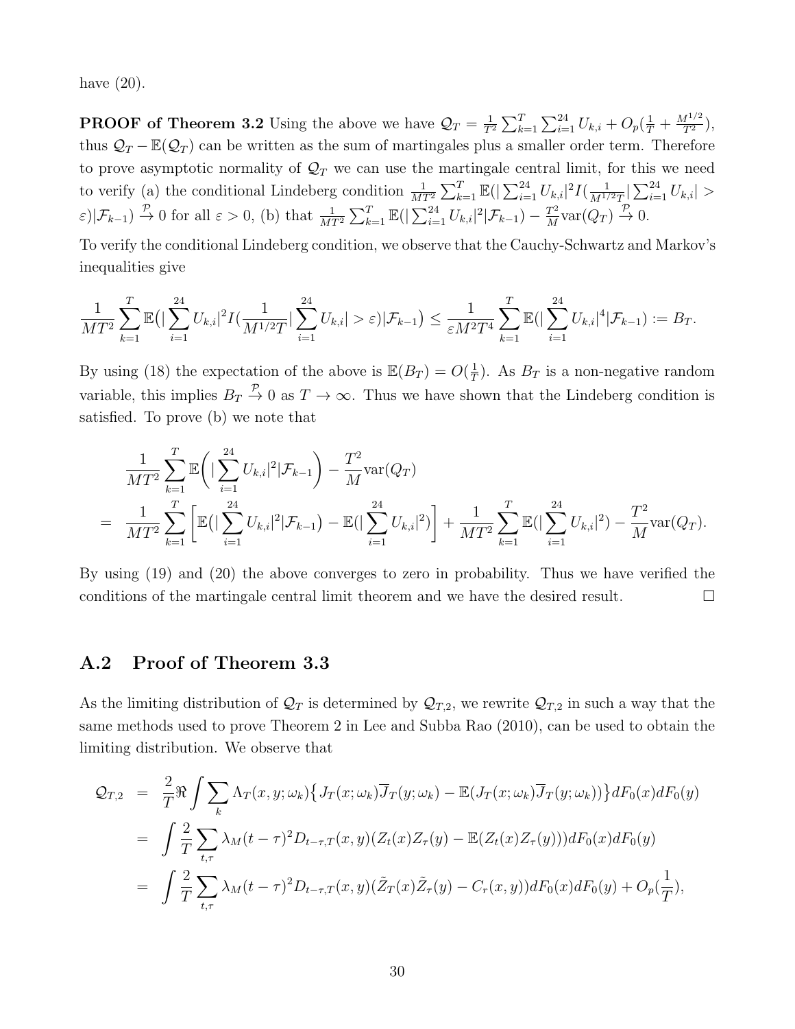have (20).

**PROOF of Theorem 3.2** Using the above we have $\mathcal{Q}_T = \frac{1}{T^2}\sum_{k=1}^{T}\sum_{i=1}^{24} U_{k,i} + O_p(\frac{1}{T} + \frac{M^{1/2}}{T^2})$, thus $\mathcal{Q}_T - \mathbb{E}(\mathcal{Q}_T)$ can be written as the sum of martingales plus a smaller order term. Therefore to prove asymptotic normality of $\mathcal{Q}_T$ we can use the martingale central limit, for this we need to verify (a) the conditional Lindeberg condition $\frac{1}{MT^2}\sum_{k=1}^{T}\mathbb{E}(|\sum_{i=1}^{24} U_{k,i}|^2 I(\frac{1}{M^{1/2}T}|\sum_{i=1}^{24} U_{k,i}| > \varepsilon)|\mathcal{F}_{k-1}) \xrightarrow{\mathcal{P}} 0$ for all $\varepsilon > 0$, (b) that $\frac{1}{MT^2}\sum_{k=1}^{T}\mathbb{E}(|\sum_{i=1}^{24} U_{k,i}|^2|\mathcal{F}_{k-1}) - \frac{T^2}{M}\mathrm{var}(Q_T) \xrightarrow{\mathcal{P}} 0$.

To verify the conditional Lindeberg condition, we observe that the Cauchy-Schwartz and Markov's inequalities give

$$\frac{1}{MT^2}\sum_{k=1}^{T}\mathbb{E}\big(|\sum_{i=1}^{24} U_{k,i}|^2 I(\frac{1}{M^{1/2}T}|\sum_{i=1}^{24} U_{k,i}| > \varepsilon)|\mathcal{F}_{k-1}\big) \leq \frac{1}{\varepsilon M^2 T^4}\sum_{k=1}^{T}\mathbb{E}(|\sum_{i=1}^{24} U_{k,i}|^4|\mathcal{F}_{k-1}) := B_T.$$

By using (18) the expectation of the above is $\mathbb{E}(B_T) = O(\frac{1}{T})$. As $B_T$ is a non-negative random variable, this implies $B_T \xrightarrow{\mathcal{P}} 0$ as $T \to \infty$. Thus we have shown that the Lindeberg condition is satisfied. To prove (b) we note that

$$\begin{aligned}
& \frac{1}{MT^2}\sum_{k=1}^{T}\mathbb{E}\bigg(|\sum_{i=1}^{24} U_{k,i}|^2|\mathcal{F}_{k-1}\bigg) - \frac{T^2}{M}\mathrm{var}(Q_T) \\
= \ & \frac{1}{MT^2}\sum_{k=1}^{T}\bigg[\mathbb{E}\big(|\sum_{i=1}^{24} U_{k,i}|^2|\mathcal{F}_{k-1}\big) - \mathbb{E}(|\sum_{i=1}^{24} U_{k,i}|^2)\bigg] + \frac{1}{MT^2}\sum_{k=1}^{T}\mathbb{E}(|\sum_{i=1}^{24} U_{k,i}|^2) - \frac{T^2}{M}\mathrm{var}(Q_T).
\end{aligned}$$

By using (19) and (20) the above converges to zero in probability. Thus we have verified the conditions of the martingale central limit theorem and we have the desired result. $\square$

## A.2 Proof of Theorem 3.3

As the limiting distribution of $\mathcal{Q}_T$ is determined by $\mathcal{Q}_{T,2}$, we rewrite $\mathcal{Q}_{T,2}$ in such a way that the same methods used to prove Theorem 2 in Lee and Subba Rao (2010), can be used to obtain the limiting distribution. We observe that

$$\begin{aligned}
\mathcal{Q}_{T,2} &= \frac{2}{T}\Re\int\sum_{k}\Lambda_T(x,y;\omega_k)\big\{J_T(x;\omega_k)\overline{J}_T(y;\omega_k) - \mathbb{E}(J_T(x;\omega_k)\overline{J}_T(y;\omega_k))\big\}dF_0(x)dF_0(y) \\
&= \int\frac{2}{T}\sum_{t,\tau}\lambda_M(t-\tau)^2 D_{t-\tau,T}(x,y)(Z_t(x)Z_\tau(y) - \mathbb{E}(Z_t(x)Z_\tau(y)))dF_0(x)dF_0(y) \\
&= \int\frac{2}{T}\sum_{t,\tau}\lambda_M(t-\tau)^2 D_{t-\tau,T}(x,y)(\tilde{Z}_T(x)\tilde{Z}_\tau(y) - C_r(x,y))dF_0(x)dF_0(y) + O_p(\frac{1}{T}),
\end{aligned}$$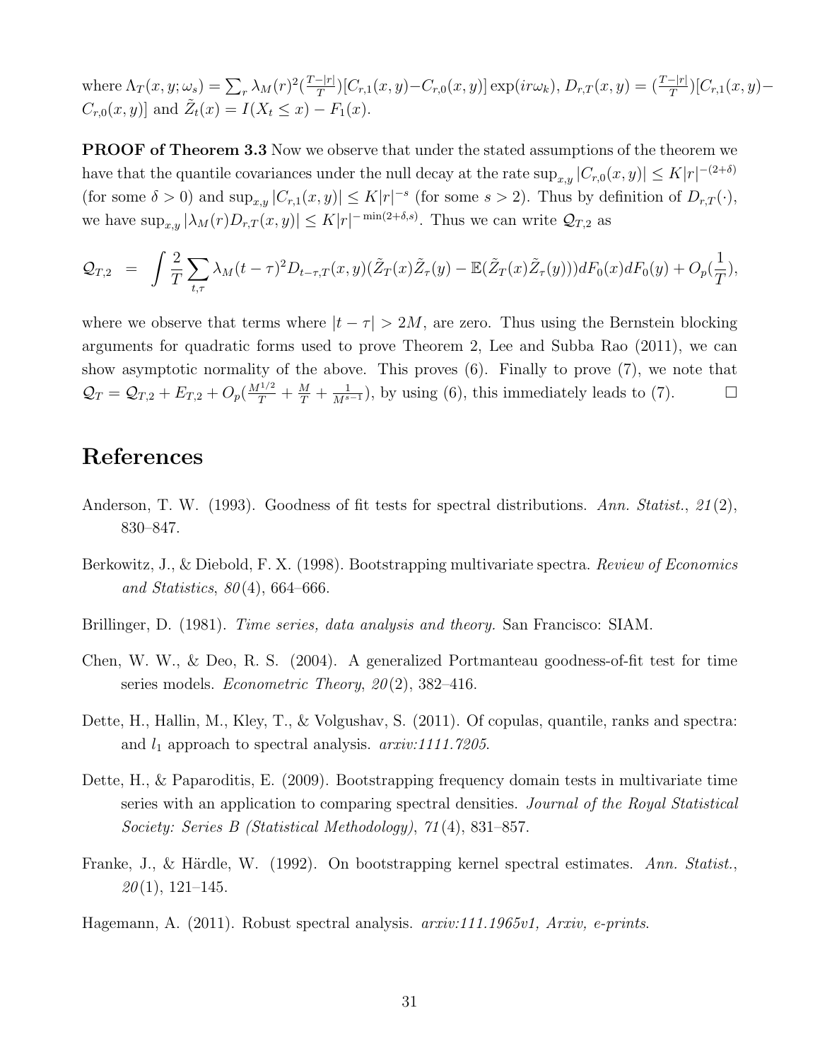where $\Lambda_T(x, y; \omega_s) = \sum_r \lambda_M(r)^2 (\frac{T-|r|}{T})[C_{r,1}(x, y) - C_{r,0}(x, y)] \exp(ir\omega_k)$, $D_{r,T}(x, y) = (\frac{T-|r|}{T})[C_{r,1}(x, y) - C_{r,0}(x, y)]$ and $\tilde{Z}_t(x) = I(X_t \leq x) - F_1(x)$.

**PROOF of Theorem 3.3** Now we observe that under the stated assumptions of the theorem we have that the quantile covariances under the null decay at the rate $\sup_{x,y} |C_{r,0}(x, y)| \leq K|r|^{-(2+\delta)}$ (for some $\delta > 0$) and $\sup_{x,y} |C_{r,1}(x, y)| \leq K|r|^{-s}$ (for some $s > 2$). Thus by definition of $D_{r,T}(\cdot)$, we have $\sup_{x,y} |\lambda_M(r) D_{r,T}(x, y)| \leq K|r|^{-\min(2+\delta,s)}$. Thus we can write $\mathcal{Q}_{T,2}$ as

$$\mathcal{Q}_{T,2} \;=\; \int \frac{2}{T} \sum_{t,\tau} \lambda_M(t-\tau)^2 D_{t-\tau,T}(x, y)(\tilde{Z}_T(x)\tilde{Z}_\tau(y) - \mathbb{E}(\tilde{Z}_T(x)\tilde{Z}_\tau(y)))dF_0(x)dF_0(y) + O_p(\frac{1}{T}),$$

where we observe that terms where $|t - \tau| > 2M$, are zero. Thus using the Bernstein blocking arguments for quadratic forms used to prove Theorem 2, Lee and Subba Rao (2011), we can show asymptotic normality of the above. This proves (6). Finally to prove (7), we note that $\mathcal{Q}_T = \mathcal{Q}_{T,2} + E_{T,2} + O_p(\frac{M^{1/2}}{T} + \frac{M}{T} + \frac{1}{M^{s-1}})$, by using (6), this immediately leads to (7). □

# References

Anderson, T. W. (1993). Goodness of fit tests for spectral distributions. *Ann. Statist.*, *21*(2), 830–847.

Berkowitz, J., & Diebold, F. X. (1998). Bootstrapping multivariate spectra. *Review of Economics and Statistics*, *80*(4), 664–666.

Brillinger, D. (1981). *Time series, data analysis and theory.* San Francisco: SIAM.

Chen, W. W., & Deo, R. S. (2004). A generalized Portmanteau goodness-of-fit test for time series models. *Econometric Theory*, *20*(2), 382–416.

Dette, H., Hallin, M., Kley, T., & Volgushav, S. (2011). Of copulas, quantile, ranks and spectra: and $l_1$ approach to spectral analysis. *arxiv:1111.7205*.

Dette, H., & Paparoditis, E. (2009). Bootstrapping frequency domain tests in multivariate time series with an application to comparing spectral densities. *Journal of the Royal Statistical Society: Series B (Statistical Methodology)*, *71*(4), 831–857.

Franke, J., & Härdle, W. (1992). On bootstrapping kernel spectral estimates. *Ann. Statist.*, *20*(1), 121–145.

Hagemann, A. (2011). Robust spectral analysis. *arxiv:111.1965v1, Arxiv, e-prints*.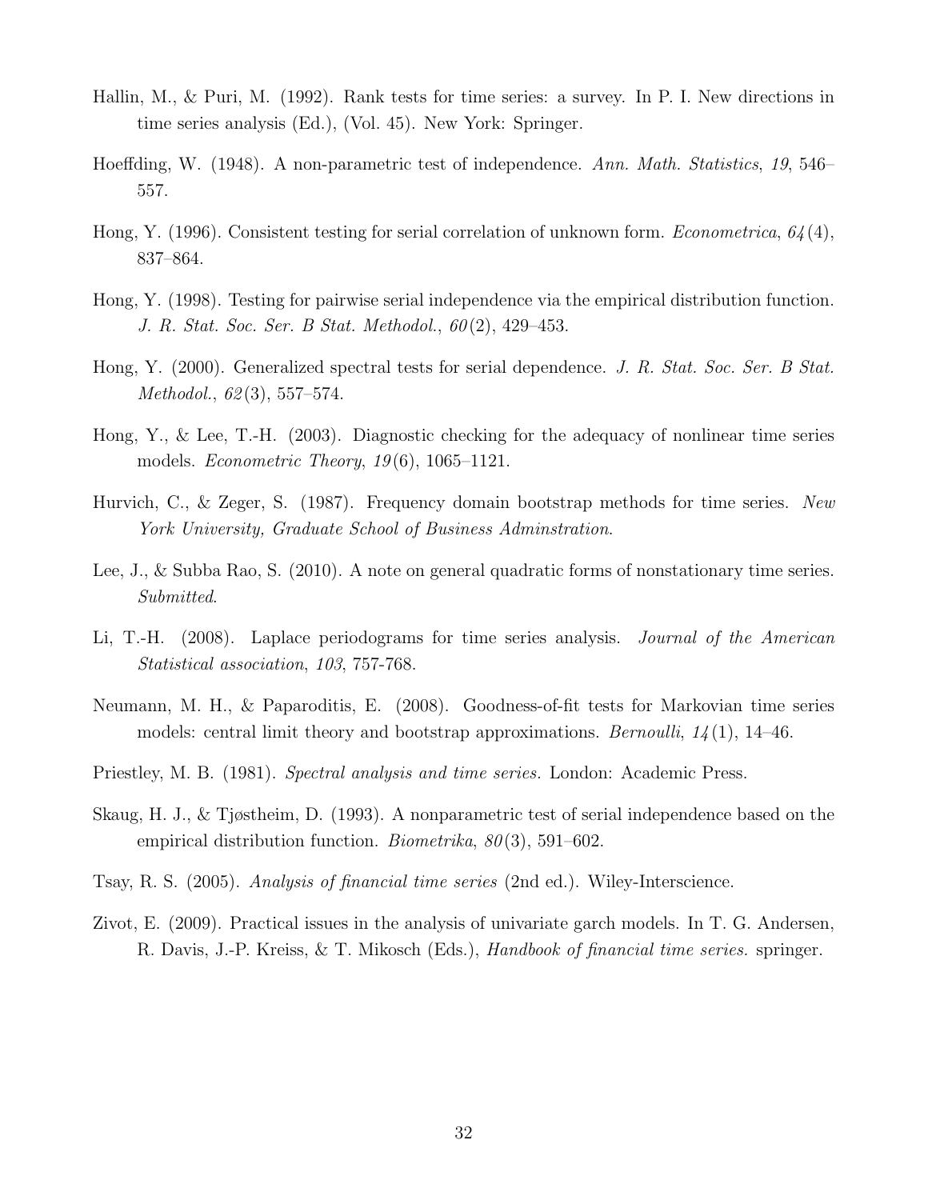Hallin, M., & Puri, M. (1992). Rank tests for time series: a survey. In P. I. New directions in time series analysis (Ed.), (Vol. 45). New York: Springer.

Hoeffding, W. (1948). A non-parametric test of independence. *Ann. Math. Statistics*, *19*, 546–557.

Hong, Y. (1996). Consistent testing for serial correlation of unknown form. *Econometrica*, *64*(4), 837–864.

Hong, Y. (1998). Testing for pairwise serial independence via the empirical distribution function. *J. R. Stat. Soc. Ser. B Stat. Methodol.*, *60*(2), 429–453.

Hong, Y. (2000). Generalized spectral tests for serial dependence. *J. R. Stat. Soc. Ser. B Stat. Methodol.*, *62*(3), 557–574.

Hong, Y., & Lee, T.-H. (2003). Diagnostic checking for the adequacy of nonlinear time series models. *Econometric Theory*, *19*(6), 1065–1121.

Hurvich, C., & Zeger, S. (1987). Frequency domain bootstrap methods for time series. *New York University, Graduate School of Business Adminstration*.

Lee, J., & Subba Rao, S. (2010). A note on general quadratic forms of nonstationary time series. *Submitted*.

Li, T.-H. (2008). Laplace periodograms for time series analysis. *Journal of the American Statistical association*, *103*, 757-768.

Neumann, M. H., & Paparoditis, E. (2008). Goodness-of-fit tests for Markovian time series models: central limit theory and bootstrap approximations. *Bernoulli*, *14*(1), 14–46.

Priestley, M. B. (1981). *Spectral analysis and time series.* London: Academic Press.

Skaug, H. J., & Tjøstheim, D. (1993). A nonparametric test of serial independence based on the empirical distribution function. *Biometrika*, *80*(3), 591–602.

Tsay, R. S. (2005). *Analysis of financial time series* (2nd ed.). Wiley-Interscience.

Zivot, E. (2009). Practical issues in the analysis of univariate garch models. In T. G. Andersen, R. Davis, J.-P. Kreiss, & T. Mikosch (Eds.), *Handbook of financial time series.* springer.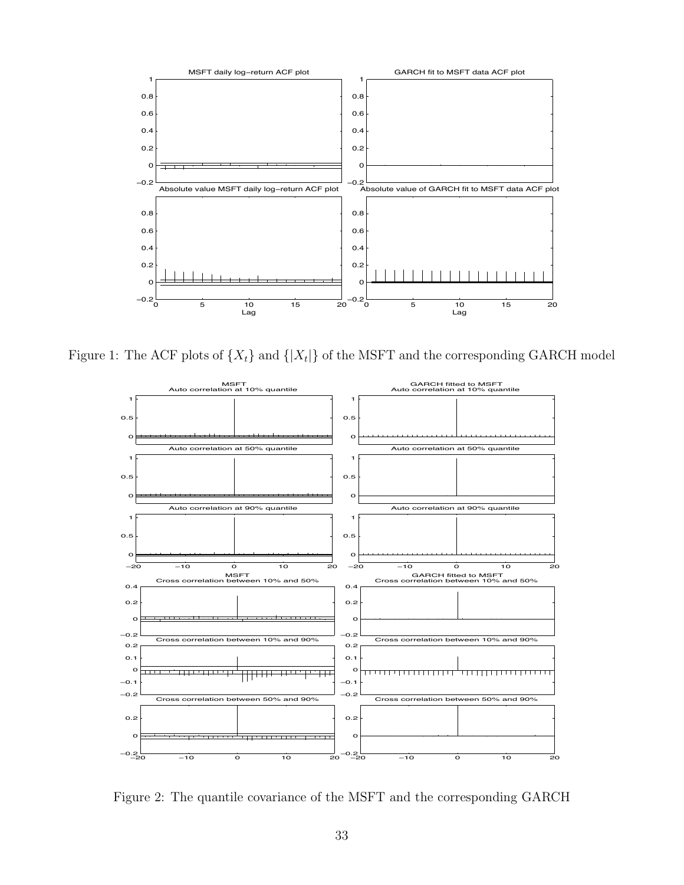Figure 1: The ACF plots of $\{X_t\}$ and $\{|X_t|\}$ of the MSFT and the corresponding GARCH model

Figure 2: The quantile covariance of the MSFT and the corresponding GARCH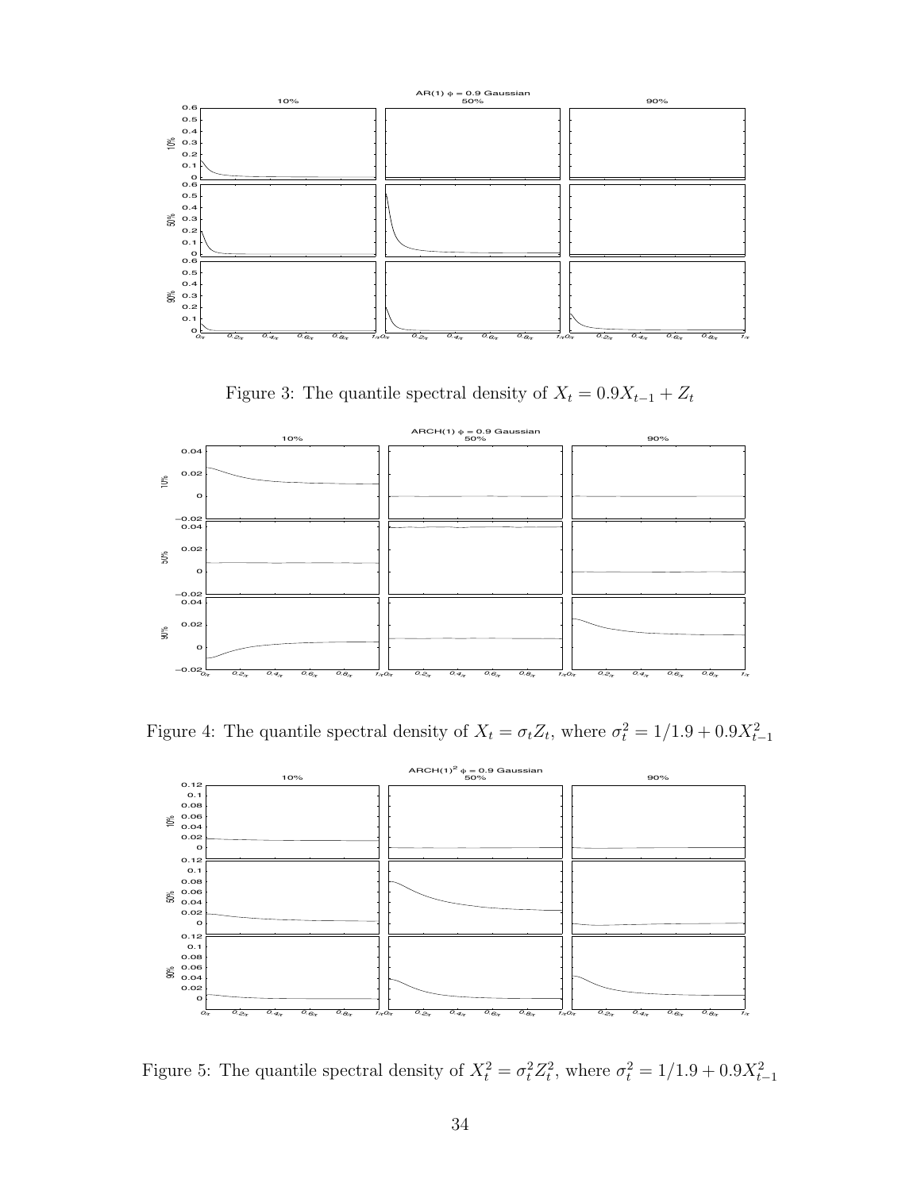Figure 3: The quantile spectral density of $X_t = 0.9X_{t-1} + Z_t$

Figure 4: The quantile spectral density of $X_t = \sigma_t Z_t$, where $\sigma_t^2 = 1/1.9 + 0.9X_{t-1}^2$

Figure 5: The quantile spectral density of $X_t^2 = \sigma_t^2 Z_t^2$, where $\sigma_t^2 = 1/1.9 + 0.9X_{t-1}^2$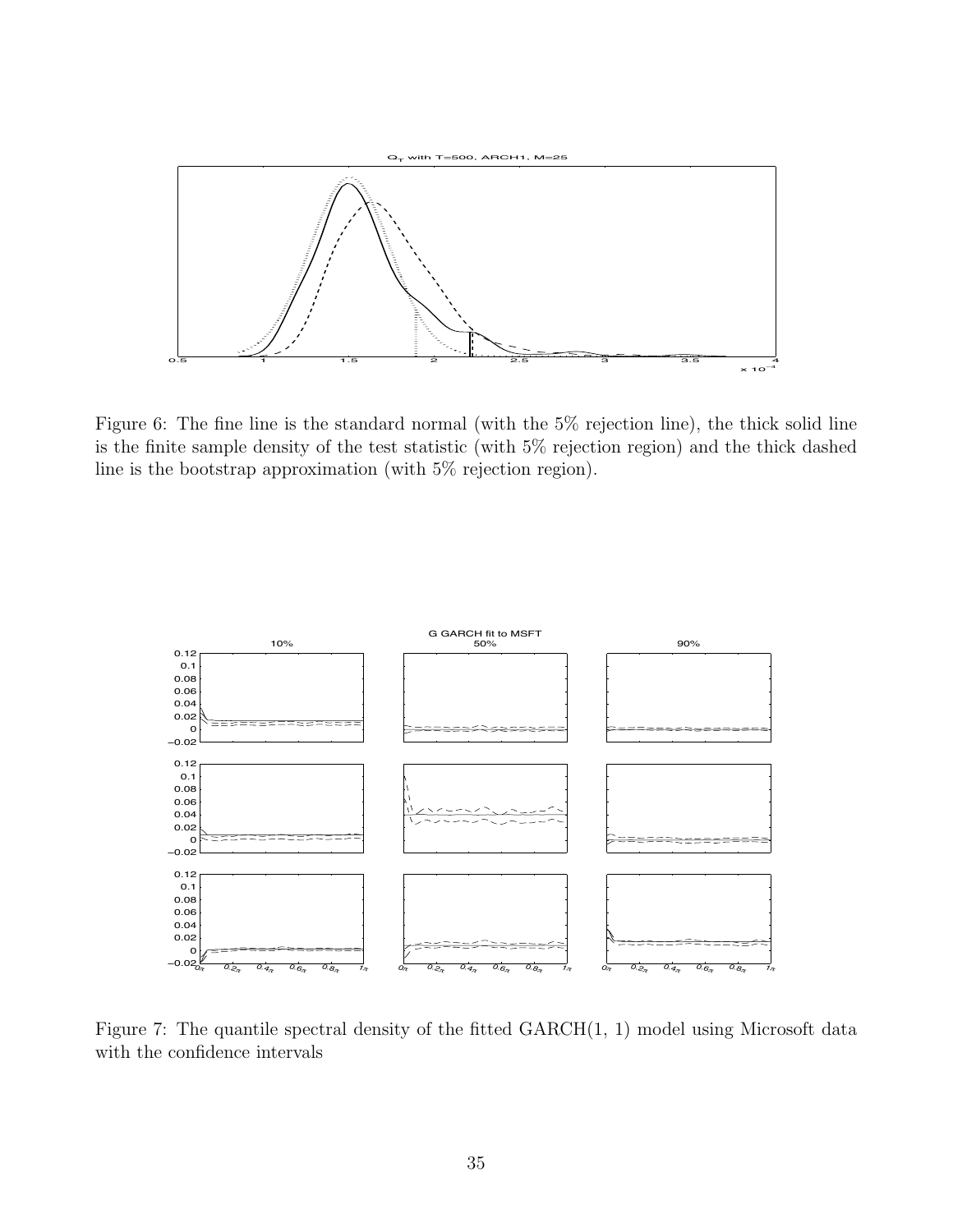Figure 6: The fine line is the standard normal (with the 5% rejection line), the thick solid line is the finite sample density of the test statistic (with 5% rejection region) and the thick dashed line is the bootstrap approximation (with 5% rejection region).

Figure 7: The quantile spectral density of the fitted GARCH(1, 1) model using Microsoft data with the confidence intervals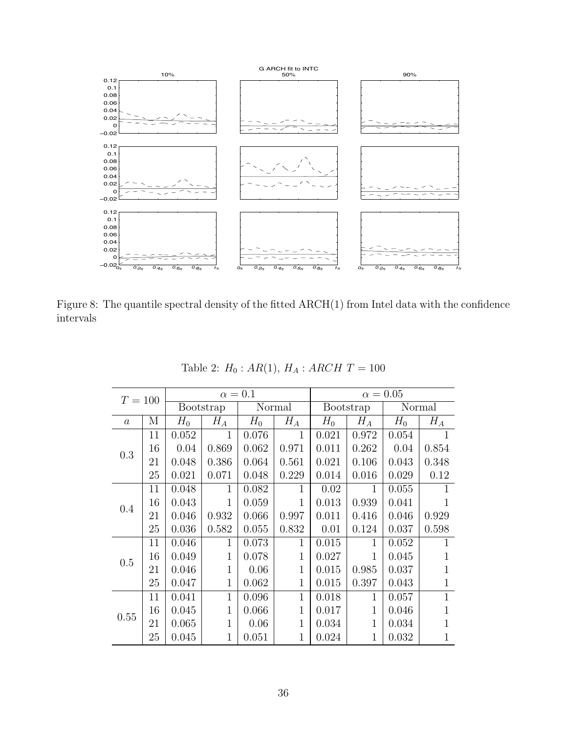Figure 8: The quantile spectral density of the fitted ARCH(1) from Intel data with the confidence intervals

Table 2: $H_0 : AR(1)$, $H_A : ARCH$ $T = 100$

| $T = 100$ | | $\alpha = 0.1$ | | | | $\alpha = 0.05$ | | | |
|---|---|---|---|---|---|---|---|---|---|
| | | Bootstrap | | Normal | | Bootstrap | | Normal | |
| $a$ | M | $H_0$ | $H_A$ | $H_0$ | $H_A$ | $H_0$ | $H_A$ | $H_0$ | $H_A$ |
| 0.3 | 11 | 0.052 | 1 | 0.076 | 1 | 0.021 | 0.972 | 0.054 | 1 |
| | 16 | 0.04 | 0.869 | 0.062 | 0.971 | 0.011 | 0.262 | 0.04 | 0.854 |
| | 21 | 0.048 | 0.386 | 0.064 | 0.561 | 0.021 | 0.106 | 0.043 | 0.348 |
| | 25 | 0.021 | 0.071 | 0.048 | 0.229 | 0.014 | 0.016 | 0.029 | 0.12 |
| 0.4 | 11 | 0.048 | 1 | 0.082 | 1 | 0.02 | 1 | 0.055 | 1 |
| | 16 | 0.043 | 1 | 0.059 | 1 | 0.013 | 0.939 | 0.041 | 1 |
| | 21 | 0.046 | 0.932 | 0.066 | 0.997 | 0.011 | 0.416 | 0.046 | 0.929 |
| | 25 | 0.036 | 0.582 | 0.055 | 0.832 | 0.01 | 0.124 | 0.037 | 0.598 |
| 0.5 | 11 | 0.046 | 1 | 0.073 | 1 | 0.015 | 1 | 0.052 | 1 |
| | 16 | 0.049 | 1 | 0.078 | 1 | 0.027 | 1 | 0.045 | 1 |
| | 21 | 0.046 | 1 | 0.06 | 1 | 0.015 | 0.985 | 0.037 | 1 |
| | 25 | 0.047 | 1 | 0.062 | 1 | 0.015 | 0.397 | 0.043 | 1 |
| 0.55 | 11 | 0.041 | 1 | 0.096 | 1 | 0.018 | 1 | 0.057 | 1 |
| | 16 | 0.045 | 1 | 0.066 | 1 | 0.017 | 1 | 0.046 | 1 |
| | 21 | 0.065 | 1 | 0.06 | 1 | 0.034 | 1 | 0.034 | 1 |
| | 25 | 0.045 | 1 | 0.051 | 1 | 0.024 | 1 | 0.032 | 1 |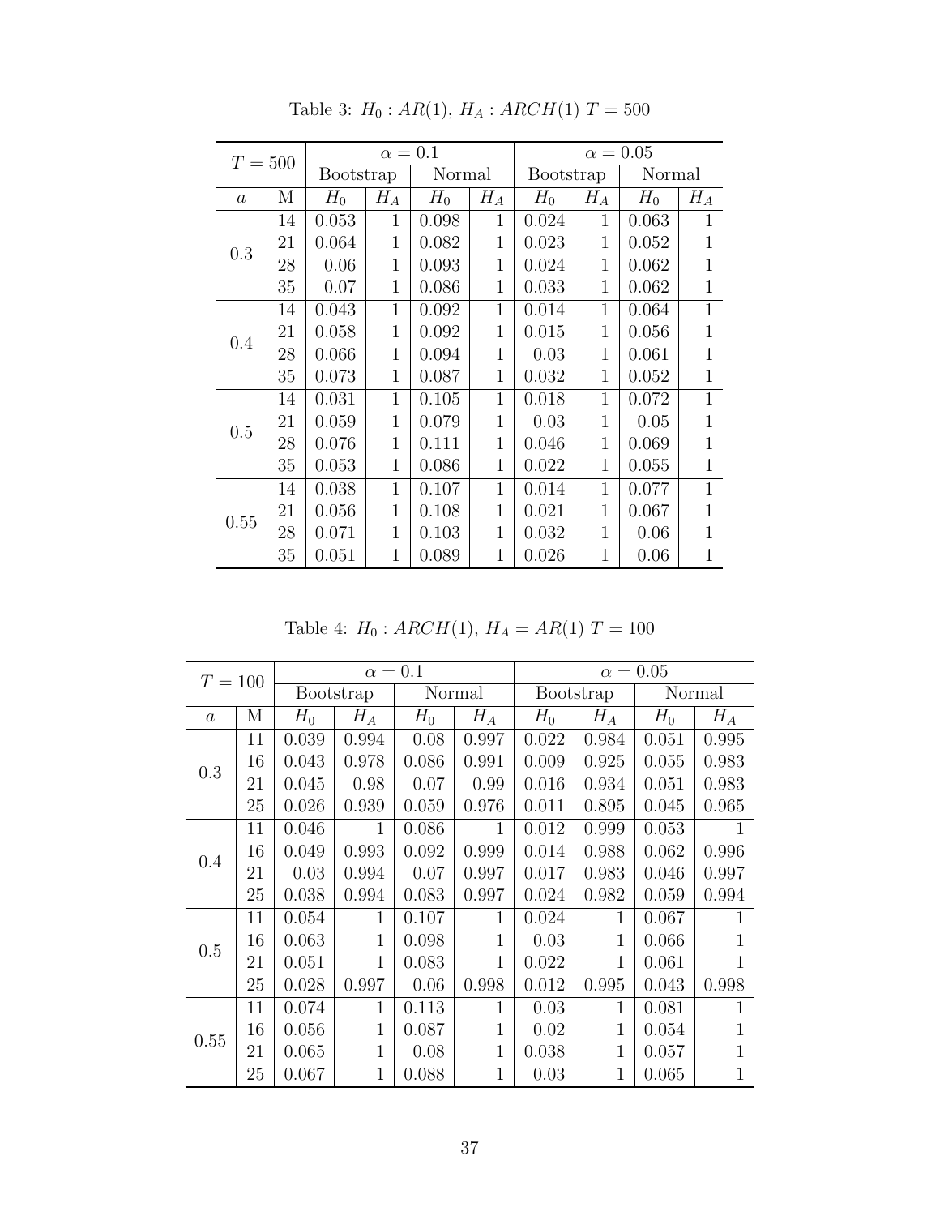Table 3: $H_0 : AR(1)$, $H_A : ARCH(1)$ $T = 500$

| $T = 500$ | | $\alpha = 0.1$ | | | | $\alpha = 0.05$ | | | |
|---|---|---|---|---|---|---|---|---|---|
| | | Bootstrap | | Normal | | Bootstrap | | Normal | |
| $a$ | M | $H_0$ | $H_A$ | $H_0$ | $H_A$ | $H_0$ | $H_A$ | $H_0$ | $H_A$ |
| 0.3 | 14 | 0.053 | 1 | 0.098 | 1 | 0.024 | 1 | 0.063 | 1 |
| | 21 | 0.064 | 1 | 0.082 | 1 | 0.023 | 1 | 0.052 | 1 |
| | 28 | 0.06 | 1 | 0.093 | 1 | 0.024 | 1 | 0.062 | 1 |
| | 35 | 0.07 | 1 | 0.086 | 1 | 0.033 | 1 | 0.062 | 1 |
| 0.4 | 14 | 0.043 | 1 | 0.092 | 1 | 0.014 | 1 | 0.064 | 1 |
| | 21 | 0.058 | 1 | 0.092 | 1 | 0.015 | 1 | 0.056 | 1 |
| | 28 | 0.066 | 1 | 0.094 | 1 | 0.03 | 1 | 0.061 | 1 |
| | 35 | 0.073 | 1 | 0.087 | 1 | 0.032 | 1 | 0.052 | 1 |
| 0.5 | 14 | 0.031 | 1 | 0.105 | 1 | 0.018 | 1 | 0.072 | 1 |
| | 21 | 0.059 | 1 | 0.079 | 1 | 0.03 | 1 | 0.05 | 1 |
| | 28 | 0.076 | 1 | 0.111 | 1 | 0.046 | 1 | 0.069 | 1 |
| | 35 | 0.053 | 1 | 0.086 | 1 | 0.022 | 1 | 0.055 | 1 |
| 0.55 | 14 | 0.038 | 1 | 0.107 | 1 | 0.014 | 1 | 0.077 | 1 |
| | 21 | 0.056 | 1 | 0.108 | 1 | 0.021 | 1 | 0.067 | 1 |
| | 28 | 0.071 | 1 | 0.103 | 1 | 0.032 | 1 | 0.06 | 1 |
| | 35 | 0.051 | 1 | 0.089 | 1 | 0.026 | 1 | 0.06 | 1 |

Table 4: $H_0 : ARCH(1)$, $H_A = AR(1)$ $T = 100$

| $T = 100$ | | $\alpha = 0.1$ | | | | $\alpha = 0.05$ | | | |
|---|---|---|---|---|---|---|---|---|---|
| | | Bootstrap | | Normal | | Bootstrap | | Normal | |
| $a$ | M | $H_0$ | $H_A$ | $H_0$ | $H_A$ | $H_0$ | $H_A$ | $H_0$ | $H_A$ |
| 0.3 | 11 | 0.039 | 0.994 | 0.08 | 0.997 | 0.022 | 0.984 | 0.051 | 0.995 |
| | 16 | 0.043 | 0.978 | 0.086 | 0.991 | 0.009 | 0.925 | 0.055 | 0.983 |
| | 21 | 0.045 | 0.98 | 0.07 | 0.99 | 0.016 | 0.934 | 0.051 | 0.983 |
| | 25 | 0.026 | 0.939 | 0.059 | 0.976 | 0.011 | 0.895 | 0.045 | 0.965 |
| 0.4 | 11 | 0.046 | 1 | 0.086 | 1 | 0.012 | 0.999 | 0.053 | 1 |
| | 16 | 0.049 | 0.993 | 0.092 | 0.999 | 0.014 | 0.988 | 0.062 | 0.996 |
| | 21 | 0.03 | 0.994 | 0.07 | 0.997 | 0.017 | 0.983 | 0.046 | 0.997 |
| | 25 | 0.038 | 0.994 | 0.083 | 0.997 | 0.024 | 0.982 | 0.059 | 0.994 |
| 0.5 | 11 | 0.054 | 1 | 0.107 | 1 | 0.024 | 1 | 0.067 | 1 |
| | 16 | 0.063 | 1 | 0.098 | 1 | 0.03 | 1 | 0.066 | 1 |
| | 21 | 0.051 | 1 | 0.083 | 1 | 0.022 | 1 | 0.061 | 1 |
| | 25 | 0.028 | 0.997 | 0.06 | 0.998 | 0.012 | 0.995 | 0.043 | 0.998 |
| 0.55 | 11 | 0.074 | 1 | 0.113 | 1 | 0.03 | 1 | 0.081 | 1 |
| | 16 | 0.056 | 1 | 0.087 | 1 | 0.02 | 1 | 0.054 | 1 |
| | 21 | 0.065 | 1 | 0.08 | 1 | 0.038 | 1 | 0.057 | 1 |
| | 25 | 0.067 | 1 | 0.088 | 1 | 0.03 | 1 | 0.065 | 1 |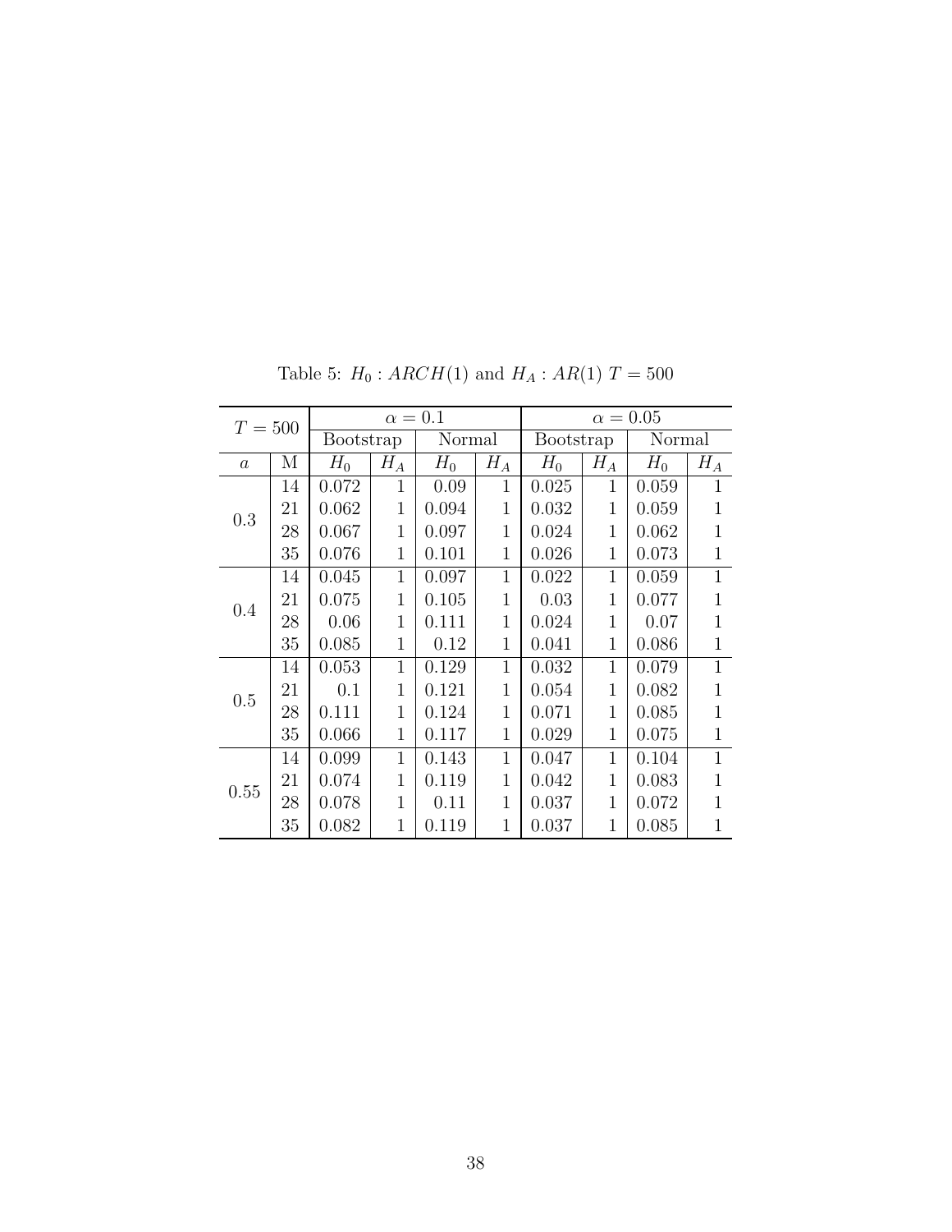Table 5: $H_0 : ARCH(1)$ and $H_A : AR(1)$ $T = 500$

| $T = 500$ | | $\alpha = 0.1$ | | | | $\alpha = 0.05$ | | | |
|---|---|---|---|---|---|---|---|---|---|
| | | Bootstrap | | Normal | | Bootstrap | | Normal | |
| $a$ | M | $H_0$ | $H_A$ | $H_0$ | $H_A$ | $H_0$ | $H_A$ | $H_0$ | $H_A$ |
| 0.3 | 14 | 0.072 | 1 | 0.09 | 1 | 0.025 | 1 | 0.059 | 1 |
| | 21 | 0.062 | 1 | 0.094 | 1 | 0.032 | 1 | 0.059 | 1 |
| | 28 | 0.067 | 1 | 0.097 | 1 | 0.024 | 1 | 0.062 | 1 |
| | 35 | 0.076 | 1 | 0.101 | 1 | 0.026 | 1 | 0.073 | 1 |
| 0.4 | 14 | 0.045 | 1 | 0.097 | 1 | 0.022 | 1 | 0.059 | 1 |
| | 21 | 0.075 | 1 | 0.105 | 1 | 0.03 | 1 | 0.077 | 1 |
| | 28 | 0.06 | 1 | 0.111 | 1 | 0.024 | 1 | 0.07 | 1 |
| | 35 | 0.085 | 1 | 0.12 | 1 | 0.041 | 1 | 0.086 | 1 |
| 0.5 | 14 | 0.053 | 1 | 0.129 | 1 | 0.032 | 1 | 0.079 | 1 |
| | 21 | 0.1 | 1 | 0.121 | 1 | 0.054 | 1 | 0.082 | 1 |
| | 28 | 0.111 | 1 | 0.124 | 1 | 0.071 | 1 | 0.085 | 1 |
| | 35 | 0.066 | 1 | 0.117 | 1 | 0.029 | 1 | 0.075 | 1 |
| 0.55 | 14 | 0.099 | 1 | 0.143 | 1 | 0.047 | 1 | 0.104 | 1 |
| | 21 | 0.074 | 1 | 0.119 | 1 | 0.042 | 1 | 0.083 | 1 |
| | 28 | 0.078 | 1 | 0.11 | 1 | 0.037 | 1 | 0.072 | 1 |
| | 35 | 0.082 | 1 | 0.119 | 1 | 0.037 | 1 | 0.085 | 1 |